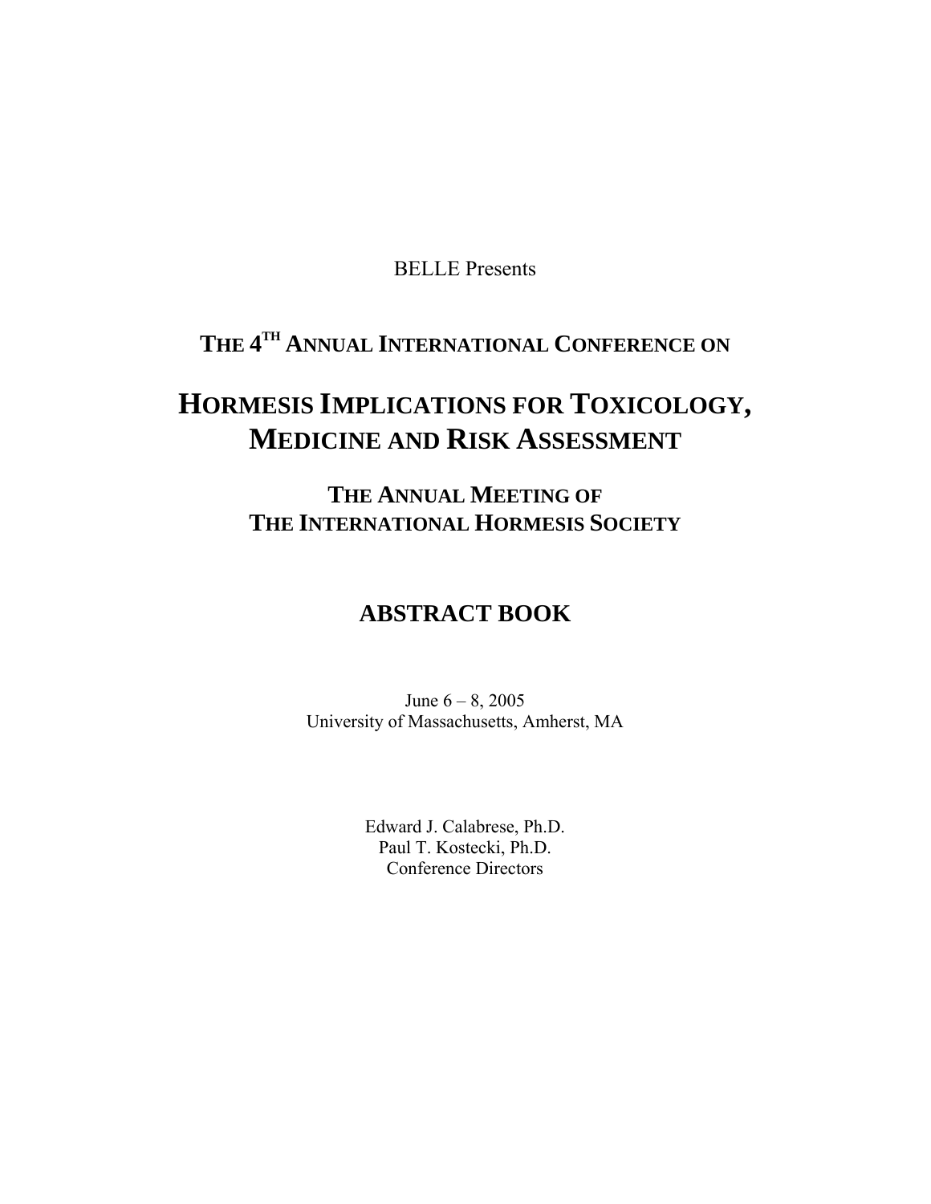BELLE Presents

## THE 4TH ANNUAL INTERNATIONAL CONFERENCE ON

# HORMESIS IMPLICATIONS FOR TOXICOLOGY, MEDICINE AND RISK ASSESSMENT

## THE ANNUAL MEETING OF THE INTERNATIONAL HORMESIS SOCIETY

## ABSTRACT BOOK

June 6 – 8, 2005
University of Massachusetts, Amherst, MA

Edward J. Calabrese, Ph.D.
Paul T. Kostecki, Ph.D.
Conference Directors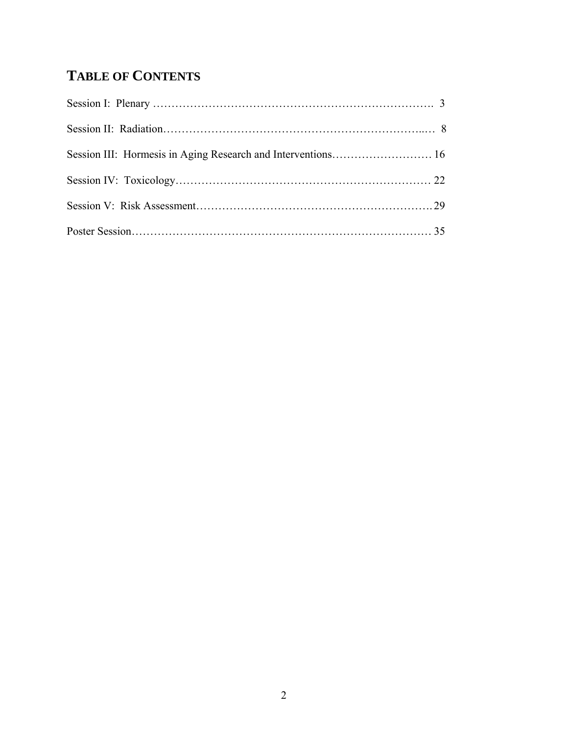# TABLE OF CONTENTS

Session I: Plenary ………………………………………………………………. 3

Session II: Radiation……………………………………………………………..… 8

Session III: Hormesis in Aging Research and Interventions……………………… 16

Session IV: Toxicology…………………………………………………………… 22

Session V: Risk Assessment…………………………………………………….29

Poster Session……………………………………………………………………… 35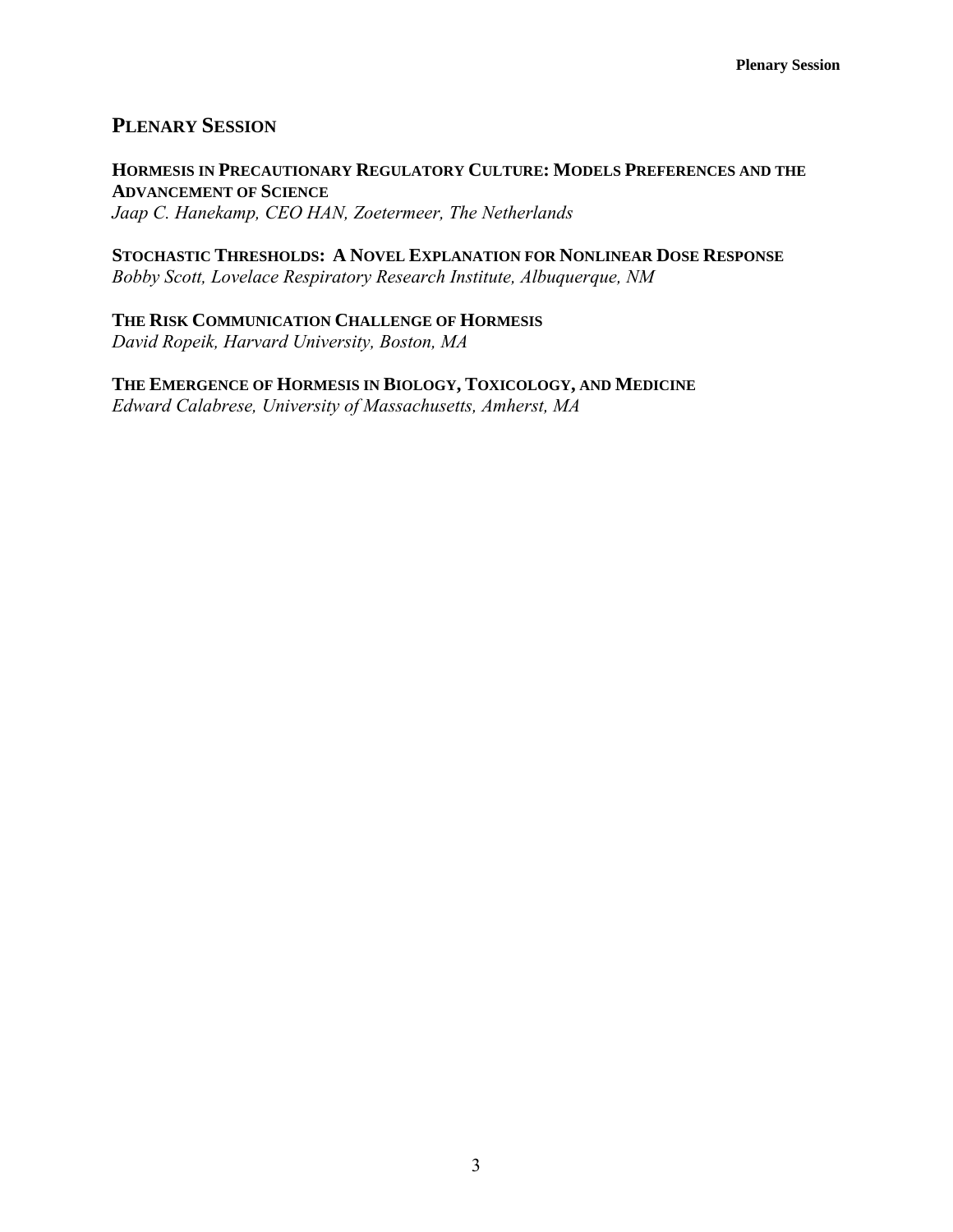## Plenary Session

### Hormesis in Precautionary Regulatory Culture: Models Preferences and the Advancement of Science

*Jaap C. Hanekamp, CEO HAN, Zoetermeer, The Netherlands*

### Stochastic Thresholds: A Novel Explanation for Nonlinear Dose Response

*Bobby Scott, Lovelace Respiratory Research Institute, Albuquerque, NM*

### The Risk Communication Challenge of Hormesis

*David Ropeik, Harvard University, Boston, MA*

### The Emergence of Hormesis in Biology, Toxicology, and Medicine

*Edward Calabrese, University of Massachusetts, Amherst, MA*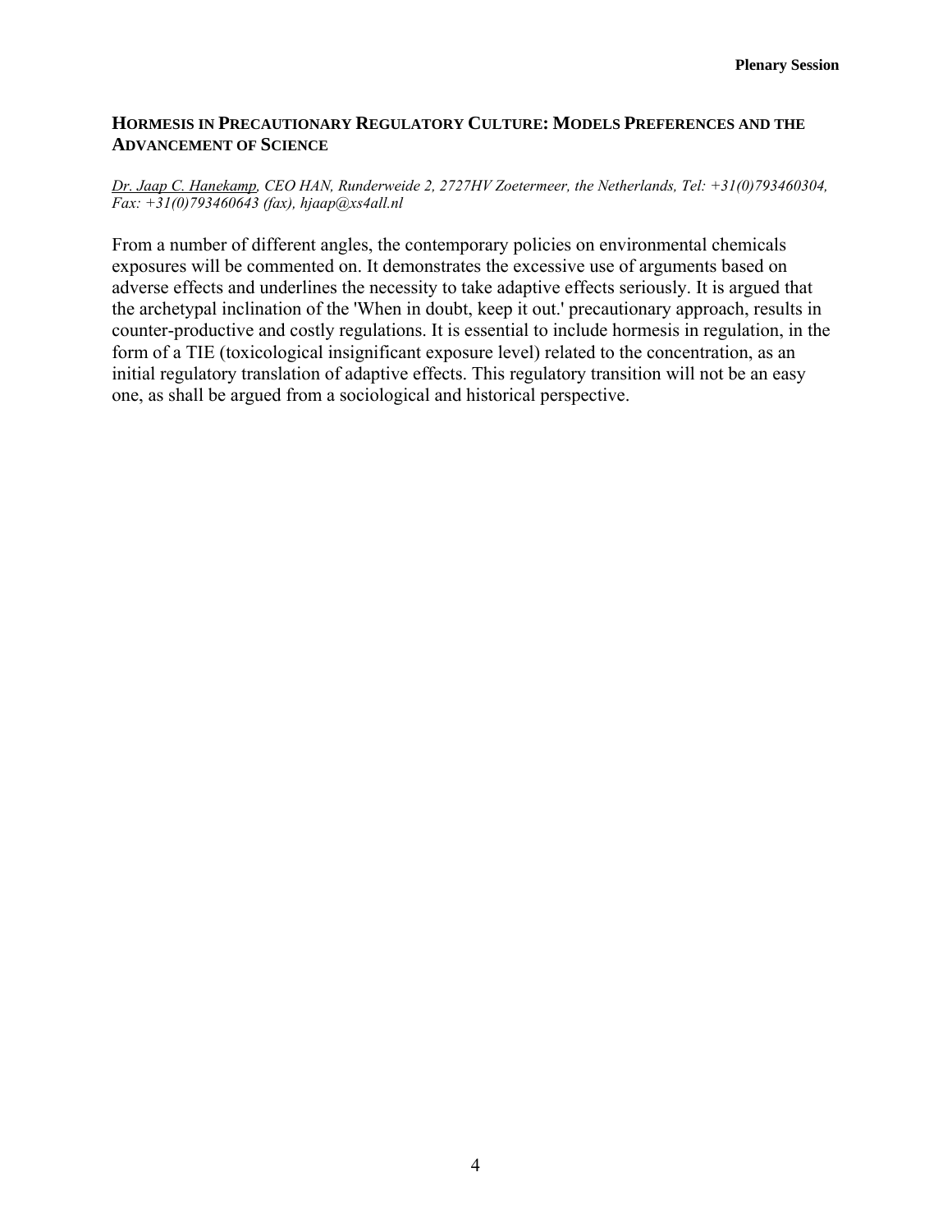## HORMESIS IN PRECAUTIONARY REGULATORY CULTURE: MODELS PREFERENCES AND THE ADVANCEMENT OF SCIENCE

*Dr. Jaap C. Hanekamp, CEO HAN, Runderweide 2, 2727HV Zoetermeer, the Netherlands, Tel: +31(0)793460304, Fax: +31(0)793460643 (fax), hjaap@xs4all.nl*

From a number of different angles, the contemporary policies on environmental chemicals exposures will be commented on. It demonstrates the excessive use of arguments based on adverse effects and underlines the necessity to take adaptive effects seriously. It is argued that the archetypal inclination of the 'When in doubt, keep it out.' precautionary approach, results in counter-productive and costly regulations. It is essential to include hormesis in regulation, in the form of a TIE (toxicological insignificant exposure level) related to the concentration, as an initial regulatory translation of adaptive effects. This regulatory transition will not be an easy one, as shall be argued from a sociological and historical perspective.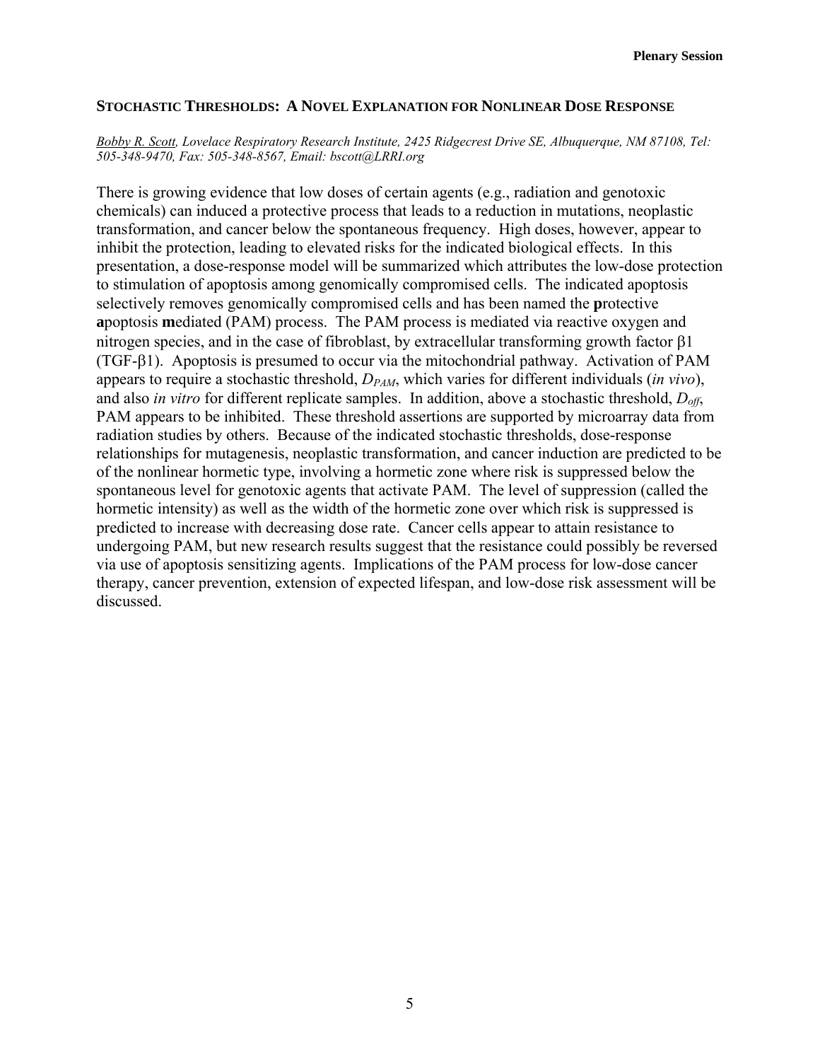## STOCHASTIC THRESHOLDS: A NOVEL EXPLANATION FOR NONLINEAR DOSE RESPONSE

*Bobby R. Scott, Lovelace Respiratory Research Institute, 2425 Ridgecrest Drive SE, Albuquerque, NM 87108, Tel: 505-348-9470, Fax: 505-348-8567, Email: bscott@LRRI.org*

There is growing evidence that low doses of certain agents (e.g., radiation and genotoxic chemicals) can induced a protective process that leads to a reduction in mutations, neoplastic transformation, and cancer below the spontaneous frequency. High doses, however, appear to inhibit the protection, leading to elevated risks for the indicated biological effects. In this presentation, a dose-response model will be summarized which attributes the low-dose protection to stimulation of apoptosis among genomically compromised cells. The indicated apoptosis selectively removes genomically compromised cells and has been named the **p**rotective **a**poptosis **m**ediated (PAM) process. The PAM process is mediated via reactive oxygen and nitrogen species, and in the case of fibroblast, by extracellular transforming growth factor β1 (TGF-β1). Apoptosis is presumed to occur via the mitochondrial pathway. Activation of PAM appears to require a stochastic threshold, $D_{PAM}$, which varies for different individuals (*in vivo*), and also *in vitro* for different replicate samples. In addition, above a stochastic threshold, $D_{off}$, PAM appears to be inhibited. These threshold assertions are supported by microarray data from radiation studies by others. Because of the indicated stochastic thresholds, dose-response relationships for mutagenesis, neoplastic transformation, and cancer induction are predicted to be of the nonlinear hormetic type, involving a hormetic zone where risk is suppressed below the spontaneous level for genotoxic agents that activate PAM. The level of suppression (called the hormetic intensity) as well as the width of the hormetic zone over which risk is suppressed is predicted to increase with decreasing dose rate. Cancer cells appear to attain resistance to undergoing PAM, but new research results suggest that the resistance could possibly be reversed via use of apoptosis sensitizing agents. Implications of the PAM process for low-dose cancer therapy, cancer prevention, extension of expected lifespan, and low-dose risk assessment will be discussed.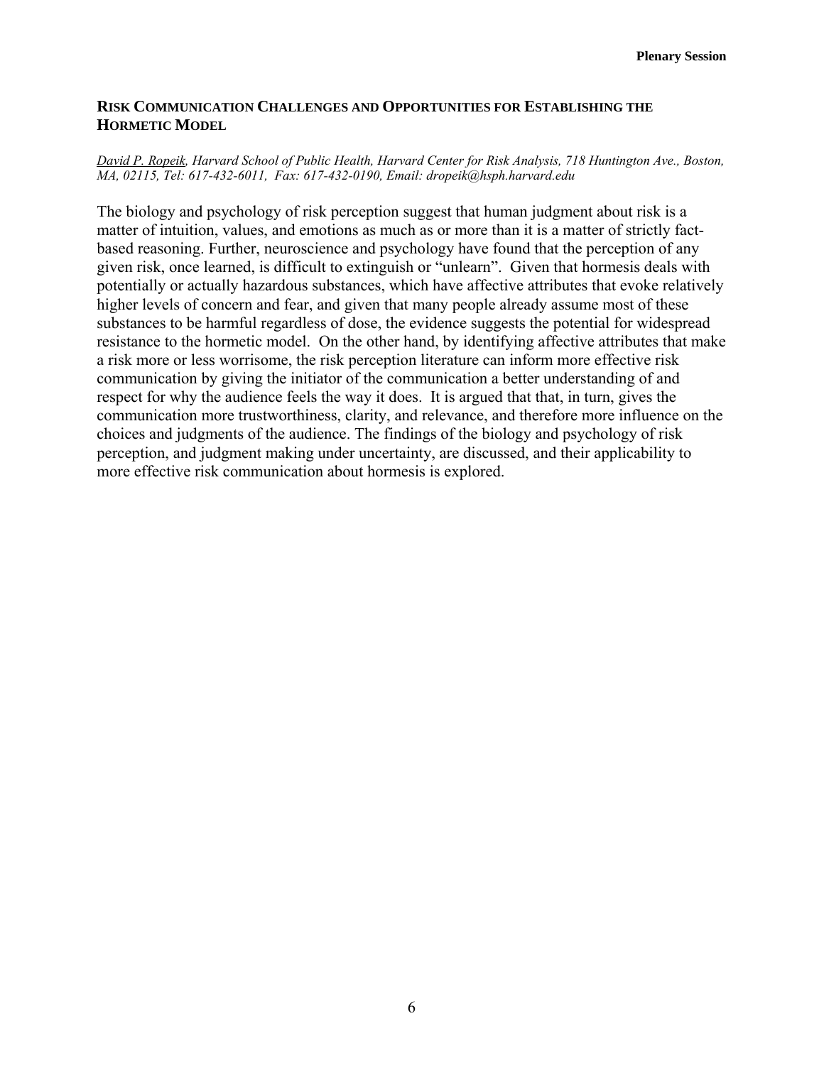## RISK COMMUNICATION CHALLENGES AND OPPORTUNITIES FOR ESTABLISHING THE HORMETIC MODEL

*David P. Ropeik, Harvard School of Public Health, Harvard Center for Risk Analysis, 718 Huntington Ave., Boston, MA, 02115, Tel: 617-432-6011, Fax: 617-432-0190, Email: dropeik@hsph.harvard.edu*

The biology and psychology of risk perception suggest that human judgment about risk is a matter of intuition, values, and emotions as much as or more than it is a matter of strictly fact-based reasoning. Further, neuroscience and psychology have found that the perception of any given risk, once learned, is difficult to extinguish or "unlearn". Given that hormesis deals with potentially or actually hazardous substances, which have affective attributes that evoke relatively higher levels of concern and fear, and given that many people already assume most of these substances to be harmful regardless of dose, the evidence suggests the potential for widespread resistance to the hormetic model. On the other hand, by identifying affective attributes that make a risk more or less worrisome, the risk perception literature can inform more effective risk communication by giving the initiator of the communication a better understanding of and respect for why the audience feels the way it does. It is argued that that, in turn, gives the communication more trustworthiness, clarity, and relevance, and therefore more influence on the choices and judgments of the audience. The findings of the biology and psychology of risk perception, and judgment making under uncertainty, are discussed, and their applicability to more effective risk communication about hormesis is explored.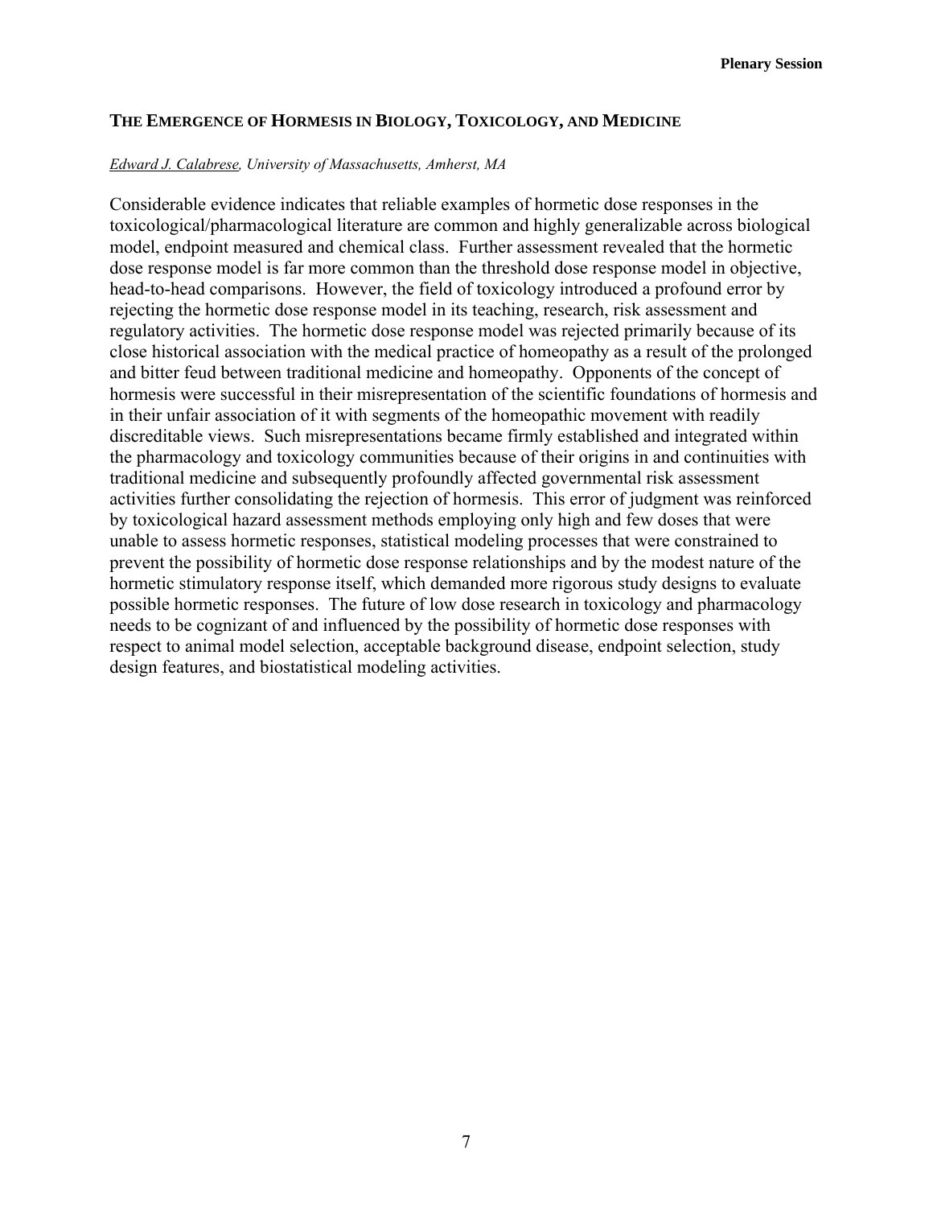## THE EMERGENCE OF HORMESIS IN BIOLOGY, TOXICOLOGY, AND MEDICINE

*Edward J. Calabrese, University of Massachusetts, Amherst, MA*

Considerable evidence indicates that reliable examples of hormetic dose responses in the toxicological/pharmacological literature are common and highly generalizable across biological model, endpoint measured and chemical class. Further assessment revealed that the hormetic dose response model is far more common than the threshold dose response model in objective, head-to-head comparisons. However, the field of toxicology introduced a profound error by rejecting the hormetic dose response model in its teaching, research, risk assessment and regulatory activities. The hormetic dose response model was rejected primarily because of its close historical association with the medical practice of homeopathy as a result of the prolonged and bitter feud between traditional medicine and homeopathy. Opponents of the concept of hormesis were successful in their misrepresentation of the scientific foundations of hormesis and in their unfair association of it with segments of the homeopathic movement with readily discreditable views. Such misrepresentations became firmly established and integrated within the pharmacology and toxicology communities because of their origins in and continuities with traditional medicine and subsequently profoundly affected governmental risk assessment activities further consolidating the rejection of hormesis. This error of judgment was reinforced by toxicological hazard assessment methods employing only high and few doses that were unable to assess hormetic responses, statistical modeling processes that were constrained to prevent the possibility of hormetic dose response relationships and by the modest nature of the hormetic stimulatory response itself, which demanded more rigorous study designs to evaluate possible hormetic responses. The future of low dose research in toxicology and pharmacology needs to be cognizant of and influenced by the possibility of hormetic dose responses with respect to animal model selection, acceptable background disease, endpoint selection, study design features, and biostatistical modeling activities.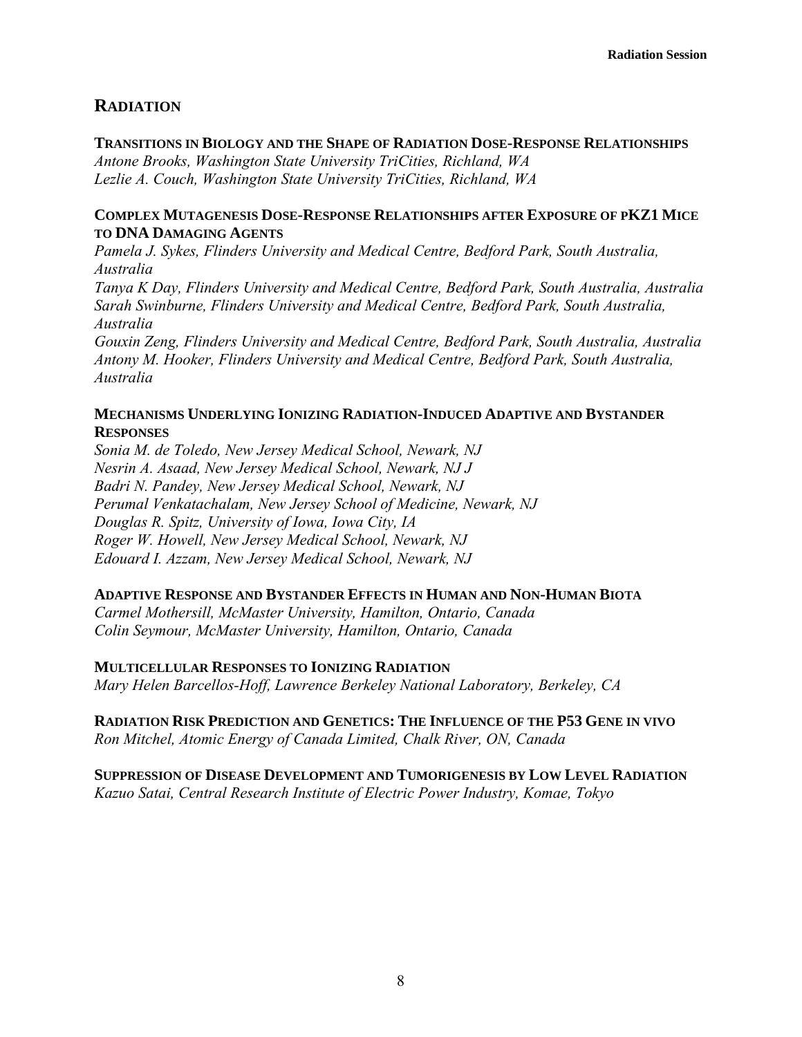# RADIATION

### TRANSITIONS IN BIOLOGY AND THE SHAPE OF RADIATION DOSE-RESPONSE RELATIONSHIPS

*Antone Brooks, Washington State University TriCities, Richland, WA*
*Lezlie A. Couch, Washington State University TriCities, Richland, WA*

### COMPLEX MUTAGENESIS DOSE-RESPONSE RELATIONSHIPS AFTER EXPOSURE OF PKZ1 MICE TO DNA DAMAGING AGENTS

*Pamela J. Sykes, Flinders University and Medical Centre, Bedford Park, South Australia, Australia*
*Tanya K Day, Flinders University and Medical Centre, Bedford Park, South Australia, Australia*
*Sarah Swinburne, Flinders University and Medical Centre, Bedford Park, South Australia, Australia*
*Gouxin Zeng, Flinders University and Medical Centre, Bedford Park, South Australia, Australia*
*Antony M. Hooker, Flinders University and Medical Centre, Bedford Park, South Australia, Australia*

### MECHANISMS UNDERLYING IONIZING RADIATION-INDUCED ADAPTIVE AND BYSTANDER RESPONSES

*Sonia M. de Toledo, New Jersey Medical School, Newark, NJ*
*Nesrin A. Asaad, New Jersey Medical School, Newark, NJ J*
*Badri N. Pandey, New Jersey Medical School, Newark, NJ*
*Perumal Venkatachalam, New Jersey School of Medicine, Newark, NJ*
*Douglas R. Spitz, University of Iowa, Iowa City, IA*
*Roger W. Howell, New Jersey Medical School, Newark, NJ*
*Edouard I. Azzam, New Jersey Medical School, Newark, NJ*

### ADAPTIVE RESPONSE AND BYSTANDER EFFECTS IN HUMAN AND NON-HUMAN BIOTA

*Carmel Mothersill, McMaster University, Hamilton, Ontario, Canada*
*Colin Seymour, McMaster University, Hamilton, Ontario, Canada*

### MULTICELLULAR RESPONSES TO IONIZING RADIATION

*Mary Helen Barcellos-Hoff, Lawrence Berkeley National Laboratory, Berkeley, CA*

### RADIATION RISK PREDICTION AND GENETICS: THE INFLUENCE OF THE P53 GENE IN VIVO

*Ron Mitchel, Atomic Energy of Canada Limited, Chalk River, ON, Canada*

### SUPPRESSION OF DISEASE DEVELOPMENT AND TUMORIGENESIS BY LOW LEVEL RADIATION

*Kazuo Satai, Central Research Institute of Electric Power Industry, Komae, Tokyo*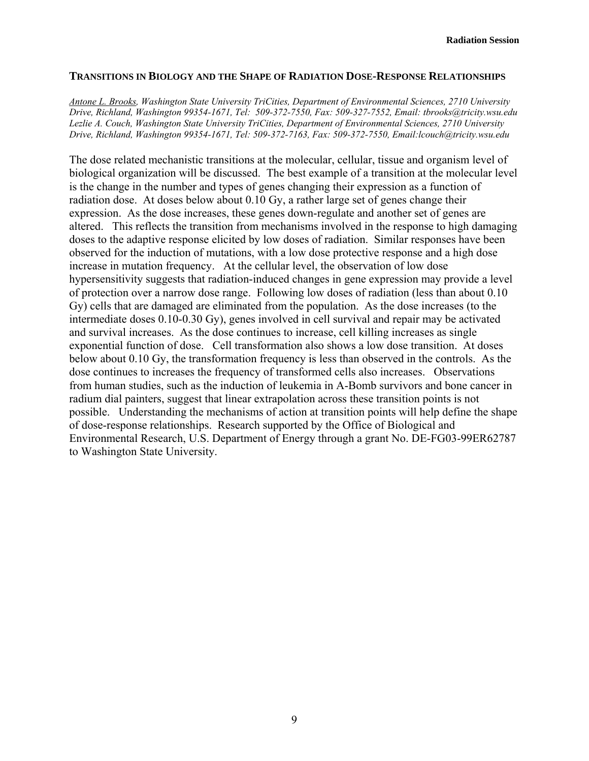## TRANSITIONS IN BIOLOGY AND THE SHAPE OF RADIATION DOSE-RESPONSE RELATIONSHIPS

*Antone L. Brooks, Washington State University TriCities, Department of Environmental Sciences, 2710 University Drive, Richland, Washington 99354-1671, Tel: 509-372-7550, Fax: 509-327-7552, Email: tbrooks@tricity.wsu.edu*
*Lezlie A. Couch, Washington State University TriCities, Department of Environmental Sciences, 2710 University Drive, Richland, Washington 99354-1671, Tel: 509-372-7163, Fax: 509-372-7550, Email:lcouch@tricity.wsu.edu*

The dose related mechanistic transitions at the molecular, cellular, tissue and organism level of biological organization will be discussed. The best example of a transition at the molecular level is the change in the number and types of genes changing their expression as a function of radiation dose. At doses below about 0.10 Gy, a rather large set of genes change their expression. As the dose increases, these genes down-regulate and another set of genes are altered. This reflects the transition from mechanisms involved in the response to high damaging doses to the adaptive response elicited by low doses of radiation. Similar responses have been observed for the induction of mutations, with a low dose protective response and a high dose increase in mutation frequency. At the cellular level, the observation of low dose hypersensitivity suggests that radiation-induced changes in gene expression may provide a level of protection over a narrow dose range. Following low doses of radiation (less than about 0.10 Gy) cells that are damaged are eliminated from the population. As the dose increases (to the intermediate doses 0.10-0.30 Gy), genes involved in cell survival and repair may be activated and survival increases. As the dose continues to increase, cell killing increases as single exponential function of dose. Cell transformation also shows a low dose transition. At doses below about 0.10 Gy, the transformation frequency is less than observed in the controls. As the dose continues to increases the frequency of transformed cells also increases. Observations from human studies, such as the induction of leukemia in A-Bomb survivors and bone cancer in radium dial painters, suggest that linear extrapolation across these transition points is not possible. Understanding the mechanisms of action at transition points will help define the shape of dose-response relationships. Research supported by the Office of Biological and Environmental Research, U.S. Department of Energy through a grant No. DE-FG03-99ER62787 to Washington State University.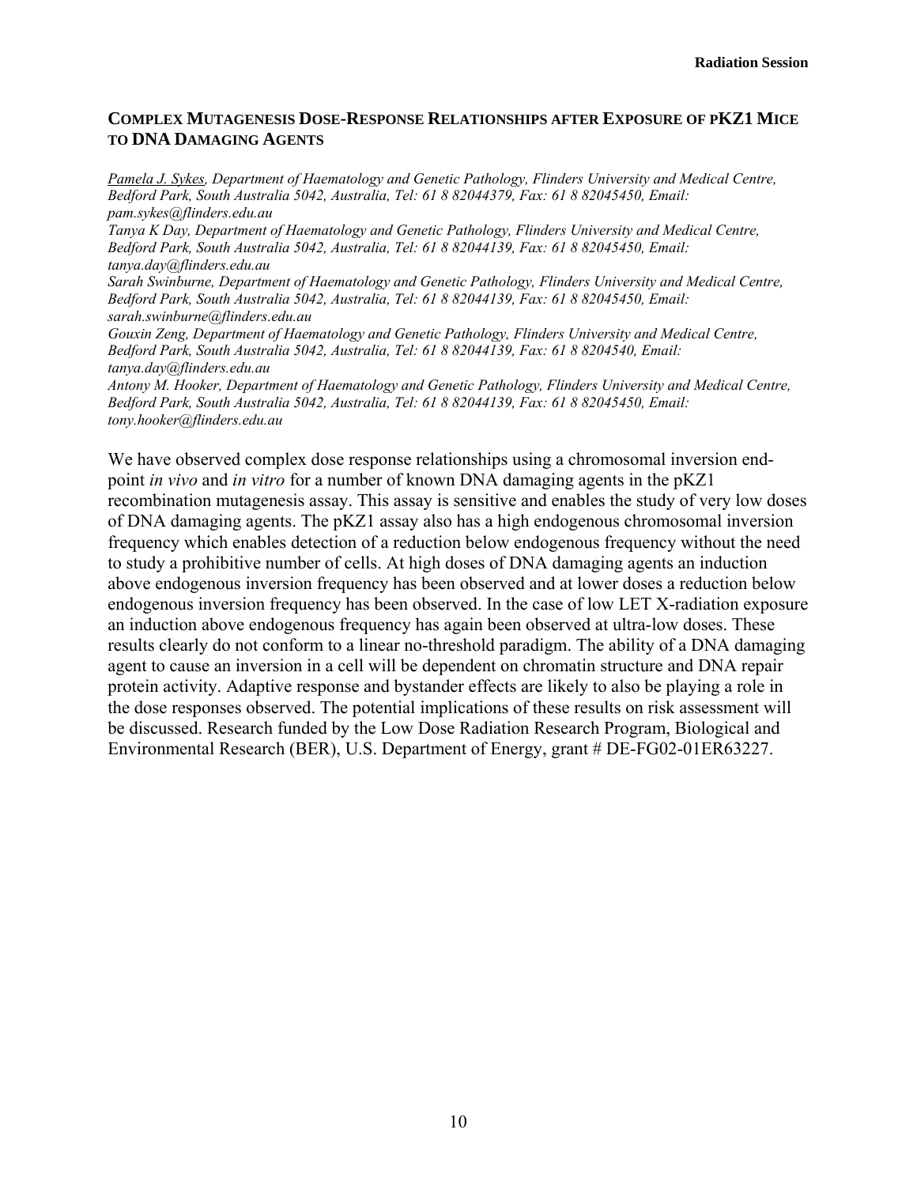## COMPLEX MUTAGENESIS DOSE-RESPONSE RELATIONSHIPS AFTER EXPOSURE OF PKZ1 MICE TO DNA DAMAGING AGENTS

*Pamela J. Sykes, Department of Haematology and Genetic Pathology, Flinders University and Medical Centre, Bedford Park, South Australia 5042, Australia, Tel: 61 8 82044379, Fax: 61 8 82045450, Email: pam.sykes@flinders.edu.au*
*Tanya K Day, Department of Haematology and Genetic Pathology, Flinders University and Medical Centre, Bedford Park, South Australia 5042, Australia, Tel: 61 8 82044139, Fax: 61 8 82045450, Email: tanya.day@flinders.edu.au*
*Sarah Swinburne, Department of Haematology and Genetic Pathology, Flinders University and Medical Centre, Bedford Park, South Australia 5042, Australia, Tel: 61 8 82044139, Fax: 61 8 82045450, Email: sarah.swinburne@flinders.edu.au*
*Gouxin Zeng, Department of Haematology and Genetic Pathology, Flinders University and Medical Centre, Bedford Park, South Australia 5042, Australia, Tel: 61 8 82044139, Fax: 61 8 8204540, Email: tanya.day@flinders.edu.au*
*Antony M. Hooker, Department of Haematology and Genetic Pathology, Flinders University and Medical Centre, Bedford Park, South Australia 5042, Australia, Tel: 61 8 82044139, Fax: 61 8 82045450, Email: tony.hooker@flinders.edu.au*

We have observed complex dose response relationships using a chromosomal inversion end-point *in vivo* and *in vitro* for a number of known DNA damaging agents in the pKZ1 recombination mutagenesis assay. This assay is sensitive and enables the study of very low doses of DNA damaging agents. The pKZ1 assay also has a high endogenous chromosomal inversion frequency which enables detection of a reduction below endogenous frequency without the need to study a prohibitive number of cells. At high doses of DNA damaging agents an induction above endogenous inversion frequency has been observed and at lower doses a reduction below endogenous inversion frequency has been observed. In the case of low LET X-radiation exposure an induction above endogenous frequency has again been observed at ultra-low doses. These results clearly do not conform to a linear no-threshold paradigm. The ability of a DNA damaging agent to cause an inversion in a cell will be dependent on chromatin structure and DNA repair protein activity. Adaptive response and bystander effects are likely to also be playing a role in the dose responses observed. The potential implications of these results on risk assessment will be discussed. Research funded by the Low Dose Radiation Research Program, Biological and Environmental Research (BER), U.S. Department of Energy, grant # DE-FG02-01ER63227.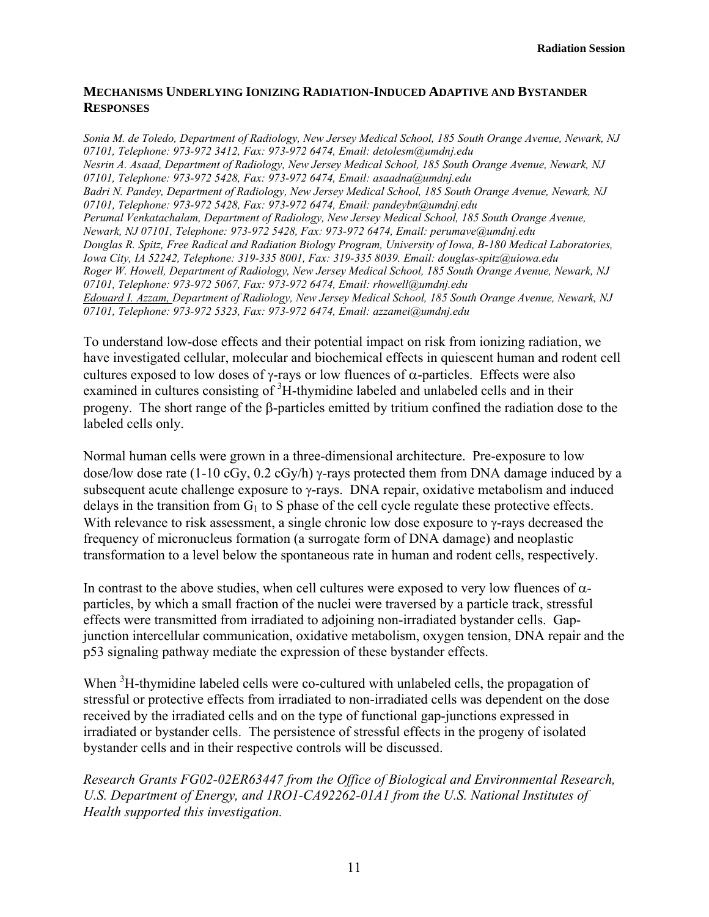## MECHANISMS UNDERLYING IONIZING RADIATION-INDUCED ADAPTIVE AND BYSTANDER RESPONSES

*Sonia M. de Toledo, Department of Radiology, New Jersey Medical School, 185 South Orange Avenue, Newark, NJ 07101, Telephone: 973-972 3412, Fax: 973-972 6474, Email: detolesm@umdnj.edu*
*Nesrin A. Asaad, Department of Radiology, New Jersey Medical School, 185 South Orange Avenue, Newark, NJ 07101, Telephone: 973-972 5428, Fax: 973-972 6474, Email: asaadna@umdnj.edu*
*Badri N. Pandey, Department of Radiology, New Jersey Medical School, 185 South Orange Avenue, Newark, NJ 07101, Telephone: 973-972 5428, Fax: 973-972 6474, Email: pandeybn@umdnj.edu*
*Perumal Venkatachalam, Department of Radiology, New Jersey Medical School, 185 South Orange Avenue, Newark, NJ 07101, Telephone: 973-972 5428, Fax: 973-972 6474, Email: perumave@umdnj.edu*
*Douglas R. Spitz, Free Radical and Radiation Biology Program, University of Iowa, B-180 Medical Laboratories, Iowa City, IA 52242, Telephone: 319-335 8001, Fax: 319-335 8039. Email: douglas-spitz@uiowa.edu*
*Roger W. Howell, Department of Radiology, New Jersey Medical School, 185 South Orange Avenue, Newark, NJ 07101, Telephone: 973-972 5067, Fax: 973-972 6474, Email: rhowell@umdnj.edu*
*Edouard I. Azzam, Department of Radiology, New Jersey Medical School, 185 South Orange Avenue, Newark, NJ 07101, Telephone: 973-972 5323, Fax: 973-972 6474, Email: azzamei@umdnj.edu*

To understand low-dose effects and their potential impact on risk from ionizing radiation, we have investigated cellular, molecular and biochemical effects in quiescent human and rodent cell cultures exposed to low doses of γ-rays or low fluences of α-particles. Effects were also examined in cultures consisting of $^3$H-thymidine labeled and unlabeled cells and in their progeny. The short range of the β-particles emitted by tritium confined the radiation dose to the labeled cells only.

Normal human cells were grown in a three-dimensional architecture. Pre-exposure to low dose/low dose rate (1-10 cGy, 0.2 cGy/h) γ-rays protected them from DNA damage induced by a subsequent acute challenge exposure to γ-rays. DNA repair, oxidative metabolism and induced delays in the transition from $G_1$ to S phase of the cell cycle regulate these protective effects. With relevance to risk assessment, a single chronic low dose exposure to γ-rays decreased the frequency of micronucleus formation (a surrogate form of DNA damage) and neoplastic transformation to a level below the spontaneous rate in human and rodent cells, respectively.

In contrast to the above studies, when cell cultures were exposed to very low fluences of α-particles, by which a small fraction of the nuclei were traversed by a particle track, stressful effects were transmitted from irradiated to adjoining non-irradiated bystander cells. Gap-junction intercellular communication, oxidative metabolism, oxygen tension, DNA repair and the p53 signaling pathway mediate the expression of these bystander effects.

When $^3$H-thymidine labeled cells were co-cultured with unlabeled cells, the propagation of stressful or protective effects from irradiated to non-irradiated cells was dependent on the dose received by the irradiated cells and on the type of functional gap-junctions expressed in irradiated or bystander cells. The persistence of stressful effects in the progeny of isolated bystander cells and in their respective controls will be discussed.

*Research Grants FG02-02ER63447 from the Office of Biological and Environmental Research, U.S. Department of Energy, and 1RO1-CA92262-01A1 from the U.S. National Institutes of Health supported this investigation.*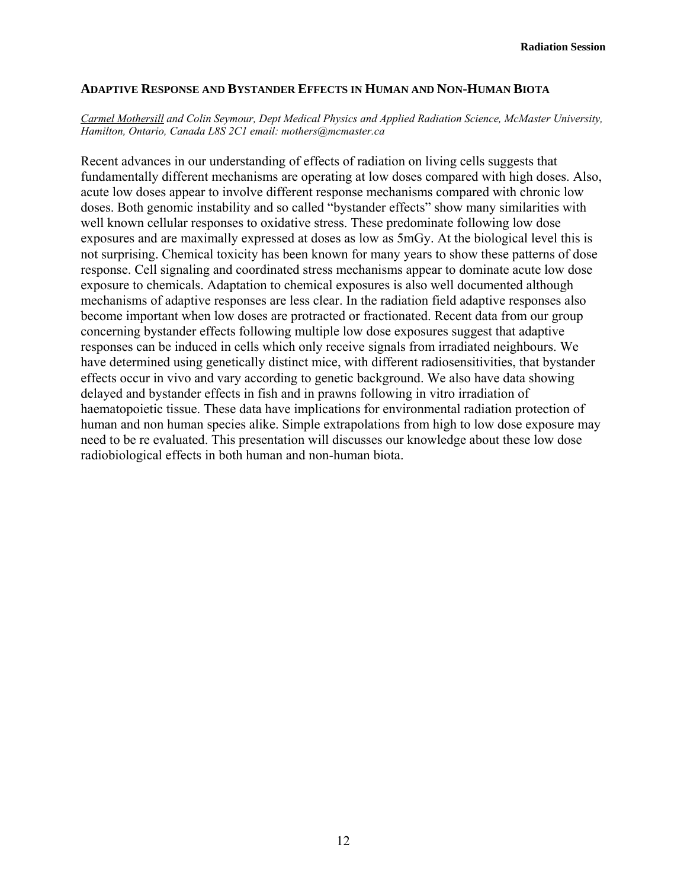## ADAPTIVE RESPONSE AND BYSTANDER EFFECTS IN HUMAN AND NON-HUMAN BIOTA

*Carmel Mothersill and Colin Seymour, Dept Medical Physics and Applied Radiation Science, McMaster University, Hamilton, Ontario, Canada L8S 2C1 email: mothers@mcmaster.ca*

Recent advances in our understanding of effects of radiation on living cells suggests that fundamentally different mechanisms are operating at low doses compared with high doses. Also, acute low doses appear to involve different response mechanisms compared with chronic low doses. Both genomic instability and so called "bystander effects" show many similarities with well known cellular responses to oxidative stress. These predominate following low dose exposures and are maximally expressed at doses as low as 5mGy. At the biological level this is not surprising. Chemical toxicity has been known for many years to show these patterns of dose response. Cell signaling and coordinated stress mechanisms appear to dominate acute low dose exposure to chemicals. Adaptation to chemical exposures is also well documented although mechanisms of adaptive responses are less clear. In the radiation field adaptive responses also become important when low doses are protracted or fractionated. Recent data from our group concerning bystander effects following multiple low dose exposures suggest that adaptive responses can be induced in cells which only receive signals from irradiated neighbours. We have determined using genetically distinct mice, with different radiosensitivities, that bystander effects occur in vivo and vary according to genetic background. We also have data showing delayed and bystander effects in fish and in prawns following in vitro irradiation of haematopoietic tissue. These data have implications for environmental radiation protection of human and non human species alike. Simple extrapolations from high to low dose exposure may need to be re evaluated. This presentation will discusses our knowledge about these low dose radiobiological effects in both human and non-human biota.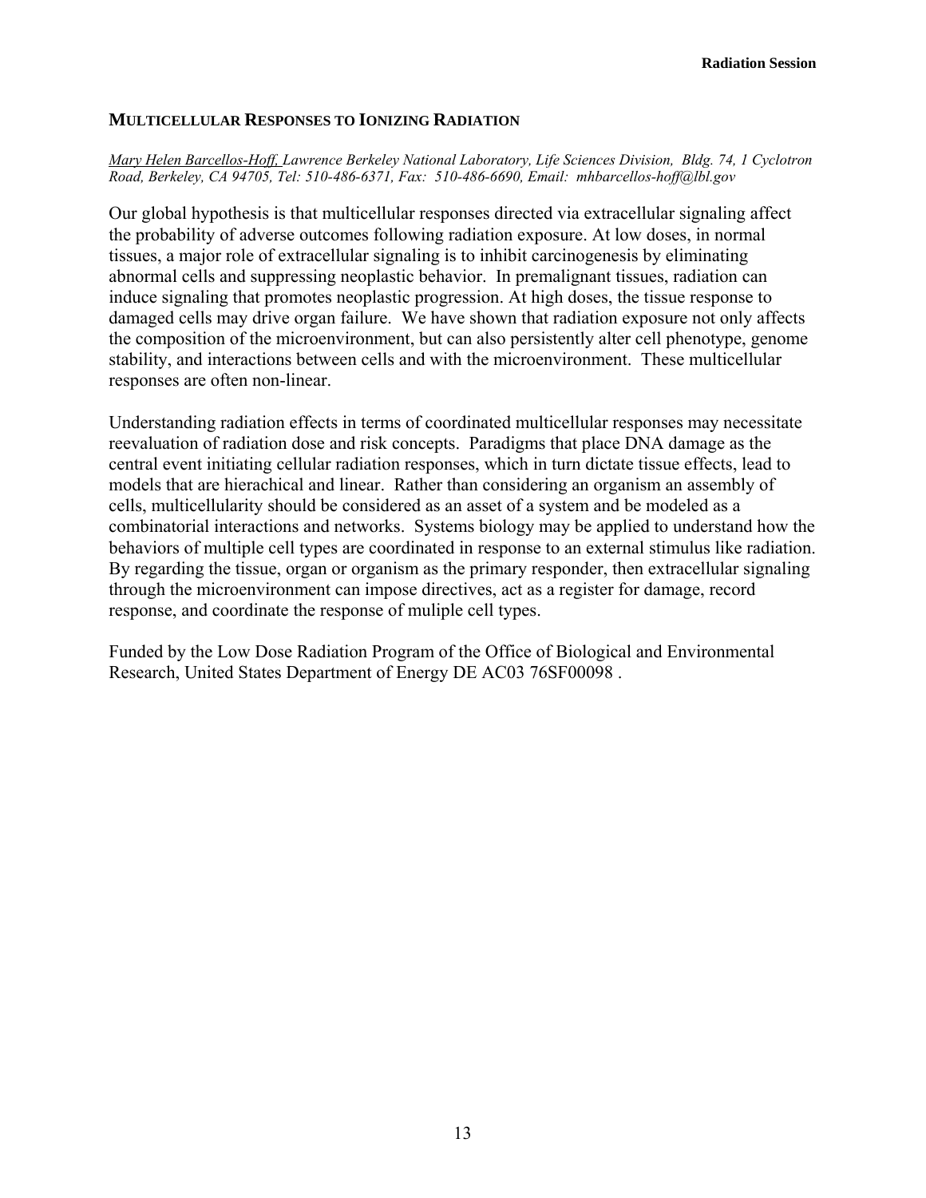## MULTICELLULAR RESPONSES TO IONIZING RADIATION

*Mary Helen Barcellos-Hoff, Lawrence Berkeley National Laboratory, Life Sciences Division, Bldg. 74, 1 Cyclotron Road, Berkeley, CA 94705, Tel: 510-486-6371, Fax: 510-486-6690, Email: mhbarcellos-hoff@lbl.gov*

Our global hypothesis is that multicellular responses directed via extracellular signaling affect the probability of adverse outcomes following radiation exposure. At low doses, in normal tissues, a major role of extracellular signaling is to inhibit carcinogenesis by eliminating abnormal cells and suppressing neoplastic behavior. In premalignant tissues, radiation can induce signaling that promotes neoplastic progression. At high doses, the tissue response to damaged cells may drive organ failure. We have shown that radiation exposure not only affects the composition of the microenvironment, but can also persistently alter cell phenotype, genome stability, and interactions between cells and with the microenvironment. These multicellular responses are often non-linear.

Understanding radiation effects in terms of coordinated multicellular responses may necessitate reevaluation of radiation dose and risk concepts. Paradigms that place DNA damage as the central event initiating cellular radiation responses, which in turn dictate tissue effects, lead to models that are hierachical and linear. Rather than considering an organism an assembly of cells, multicellularity should be considered as an asset of a system and be modeled as a combinatorial interactions and networks. Systems biology may be applied to understand how the behaviors of multiple cell types are coordinated in response to an external stimulus like radiation. By regarding the tissue, organ or organism as the primary responder, then extracellular signaling through the microenvironment can impose directives, act as a register for damage, record response, and coordinate the response of muliple cell types.

Funded by the Low Dose Radiation Program of the Office of Biological and Environmental Research, United States Department of Energy DE AC03 76SF00098 .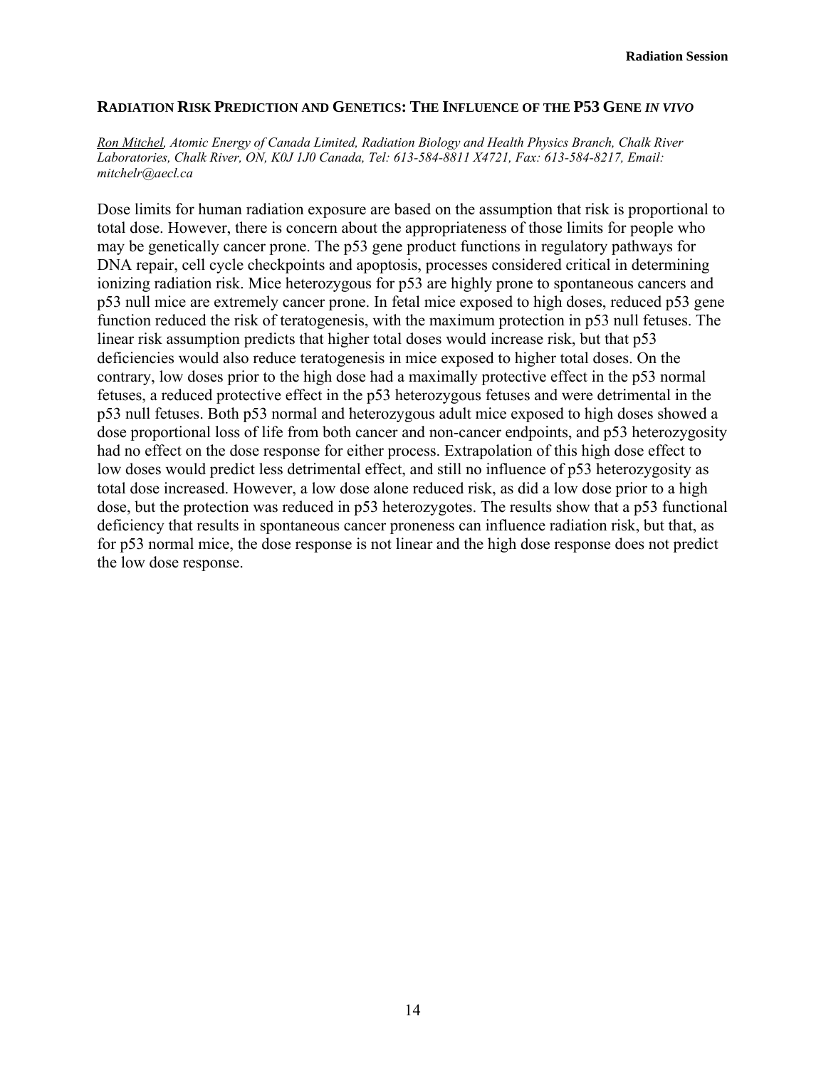## RADIATION RISK PREDICTION AND GENETICS: THE INFLUENCE OF THE P53 GENE *IN VIVO*

*Ron Mitchel, Atomic Energy of Canada Limited, Radiation Biology and Health Physics Branch, Chalk River Laboratories, Chalk River, ON, K0J 1J0 Canada, Tel: 613-584-8811 X4721, Fax: 613-584-8217, Email: mitchelr@aecl.ca*

Dose limits for human radiation exposure are based on the assumption that risk is proportional to total dose. However, there is concern about the appropriateness of those limits for people who may be genetically cancer prone. The p53 gene product functions in regulatory pathways for DNA repair, cell cycle checkpoints and apoptosis, processes considered critical in determining ionizing radiation risk. Mice heterozygous for p53 are highly prone to spontaneous cancers and p53 null mice are extremely cancer prone. In fetal mice exposed to high doses, reduced p53 gene function reduced the risk of teratogenesis, with the maximum protection in p53 null fetuses. The linear risk assumption predicts that higher total doses would increase risk, but that p53 deficiencies would also reduce teratogenesis in mice exposed to higher total doses. On the contrary, low doses prior to the high dose had a maximally protective effect in the p53 normal fetuses, a reduced protective effect in the p53 heterozygous fetuses and were detrimental in the p53 null fetuses. Both p53 normal and heterozygous adult mice exposed to high doses showed a dose proportional loss of life from both cancer and non-cancer endpoints, and p53 heterozygosity had no effect on the dose response for either process. Extrapolation of this high dose effect to low doses would predict less detrimental effect, and still no influence of p53 heterozygosity as total dose increased. However, a low dose alone reduced risk, as did a low dose prior to a high dose, but the protection was reduced in p53 heterozygotes. The results show that a p53 functional deficiency that results in spontaneous cancer proneness can influence radiation risk, but that, as for p53 normal mice, the dose response is not linear and the high dose response does not predict the low dose response.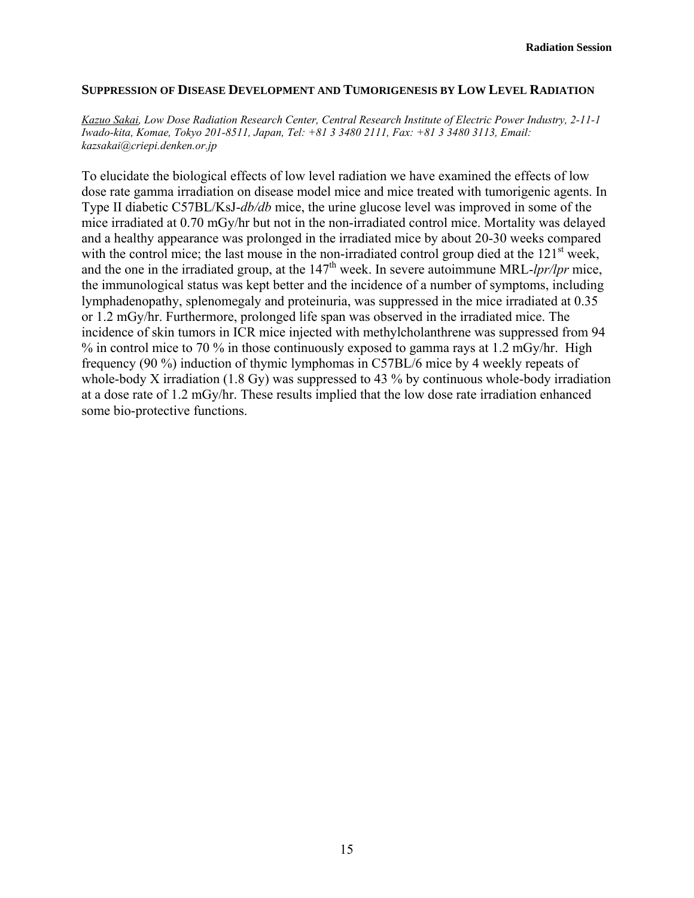## SUPPRESSION OF DISEASE DEVELOPMENT AND TUMORIGENESIS BY LOW LEVEL RADIATION

*Kazuo Sakai, Low Dose Radiation Research Center, Central Research Institute of Electric Power Industry, 2-11-1 Iwado-kita, Komae, Tokyo 201-8511, Japan, Tel: +81 3 3480 2111, Fax: +81 3 3480 3113, Email: kazsakai@criepi.denken.or.jp*

To elucidate the biological effects of low level radiation we have examined the effects of low dose rate gamma irradiation on disease model mice and mice treated with tumorigenic agents. In Type II diabetic C57BL/KsJ-*db/db* mice, the urine glucose level was improved in some of the mice irradiated at 0.70 mGy/hr but not in the non-irradiated control mice. Mortality was delayed and a healthy appearance was prolonged in the irradiated mice by about 20-30 weeks compared with the control mice; the last mouse in the non-irradiated control group died at the 121st week, and the one in the irradiated group, at the 147th week. In severe autoimmune MRL-*lpr/lpr* mice, the immunological status was kept better and the incidence of a number of symptoms, including lymphadenopathy, splenomegaly and proteinuria, was suppressed in the mice irradiated at 0.35 or 1.2 mGy/hr. Furthermore, prolonged life span was observed in the irradiated mice. The incidence of skin tumors in ICR mice injected with methylcholanthrene was suppressed from 94 % in control mice to 70 % in those continuously exposed to gamma rays at 1.2 mGy/hr. High frequency (90 %) induction of thymic lymphomas in C57BL/6 mice by 4 weekly repeats of whole-body X irradiation (1.8 Gy) was suppressed to 43 % by continuous whole-body irradiation at a dose rate of 1.2 mGy/hr. These results implied that the low dose rate irradiation enhanced some bio-protective functions.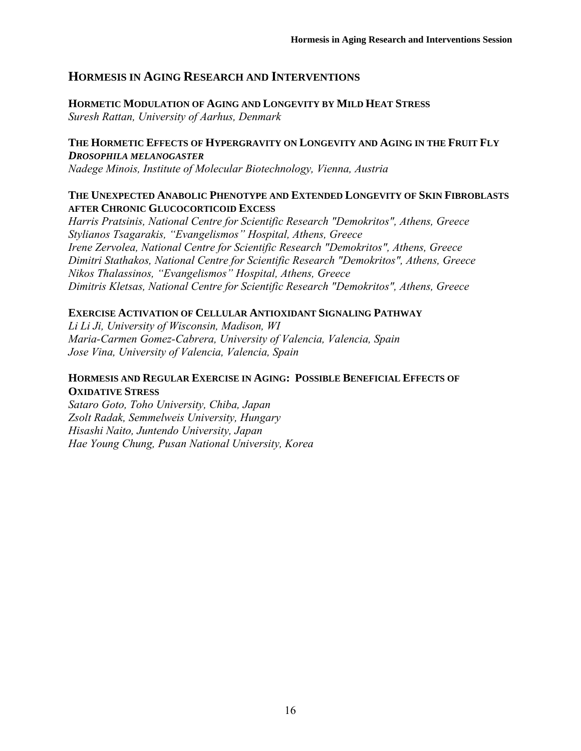## HORMESIS IN AGING RESEARCH AND INTERVENTIONS

### HORMETIC MODULATION OF AGING AND LONGEVITY BY MILD HEAT STRESS

*Suresh Rattan, University of Aarhus, Denmark*

### THE HORMETIC EFFECTS OF HYPERGRAVITY ON LONGEVITY AND AGING IN THE FRUIT FLY *DROSOPHILA MELANOGASTER*

*Nadege Minois, Institute of Molecular Biotechnology, Vienna, Austria*

### THE UNEXPECTED ANABOLIC PHENOTYPE AND EXTENDED LONGEVITY OF SKIN FIBROBLASTS AFTER CHRONIC GLUCOCORTICOID EXCESS

*Harris Pratsinis, National Centre for Scientific Research "Demokritos", Athens, Greece*
*Stylianos Tsagarakis, "Evangelismos" Hospital, Athens, Greece*
*Irene Zervolea, National Centre for Scientific Research "Demokritos", Athens, Greece*
*Dimitri Stathakos, National Centre for Scientific Research "Demokritos", Athens, Greece*
*Nikos Thalassinos, "Evangelismos" Hospital, Athens, Greece*
*Dimitris Kletsas, National Centre for Scientific Research "Demokritos", Athens, Greece*

### EXERCISE ACTIVATION OF CELLULAR ANTIOXIDANT SIGNALING PATHWAY

*Li Li Ji, University of Wisconsin, Madison, WI*
*Maria-Carmen Gomez-Cabrera, University of Valencia, Valencia, Spain*
*Jose Vina, University of Valencia, Valencia, Spain*

### HORMESIS AND REGULAR EXERCISE IN AGING: POSSIBLE BENEFICIAL EFFECTS OF OXIDATIVE STRESS

*Sataro Goto, Toho University, Chiba, Japan*
*Zsolt Radak, Semmelweis University, Hungary*
*Hisashi Naito, Juntendo University, Japan*
*Hae Young Chung, Pusan National University, Korea*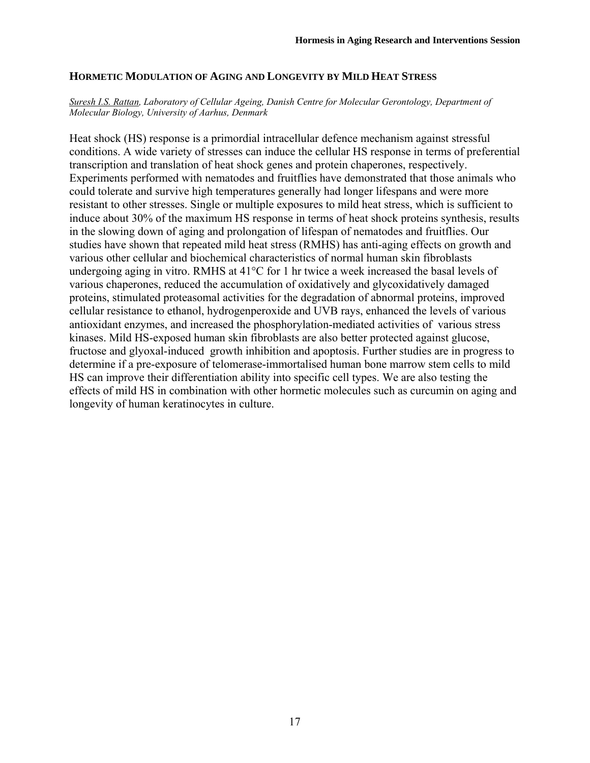## HORMETIC MODULATION OF AGING AND LONGEVITY BY MILD HEAT STRESS

*Suresh I.S. Rattan, Laboratory of Cellular Ageing, Danish Centre for Molecular Gerontology, Department of Molecular Biology, University of Aarhus, Denmark*

Heat shock (HS) response is a primordial intracellular defence mechanism against stressful conditions. A wide variety of stresses can induce the cellular HS response in terms of preferential transcription and translation of heat shock genes and protein chaperones, respectively. Experiments performed with nematodes and fruitflies have demonstrated that those animals who could tolerate and survive high temperatures generally had longer lifespans and were more resistant to other stresses. Single or multiple exposures to mild heat stress, which is sufficient to induce about 30% of the maximum HS response in terms of heat shock proteins synthesis, results in the slowing down of aging and prolongation of lifespan of nematodes and fruitflies. Our studies have shown that repeated mild heat stress (RMHS) has anti-aging effects on growth and various other cellular and biochemical characteristics of normal human skin fibroblasts undergoing aging in vitro. RMHS at 41°C for 1 hr twice a week increased the basal levels of various chaperones, reduced the accumulation of oxidatively and glycoxidatively damaged proteins, stimulated proteasomal activities for the degradation of abnormal proteins, improved cellular resistance to ethanol, hydrogenperoxide and UVB rays, enhanced the levels of various antioxidant enzymes, and increased the phosphorylation-mediated activities of various stress kinases. Mild HS-exposed human skin fibroblasts are also better protected against glucose, fructose and glyoxal-induced growth inhibition and apoptosis. Further studies are in progress to determine if a pre-exposure of telomerase-immortalised human bone marrow stem cells to mild HS can improve their differentiation ability into specific cell types. We are also testing the effects of mild HS in combination with other hormetic molecules such as curcumin on aging and longevity of human keratinocytes in culture.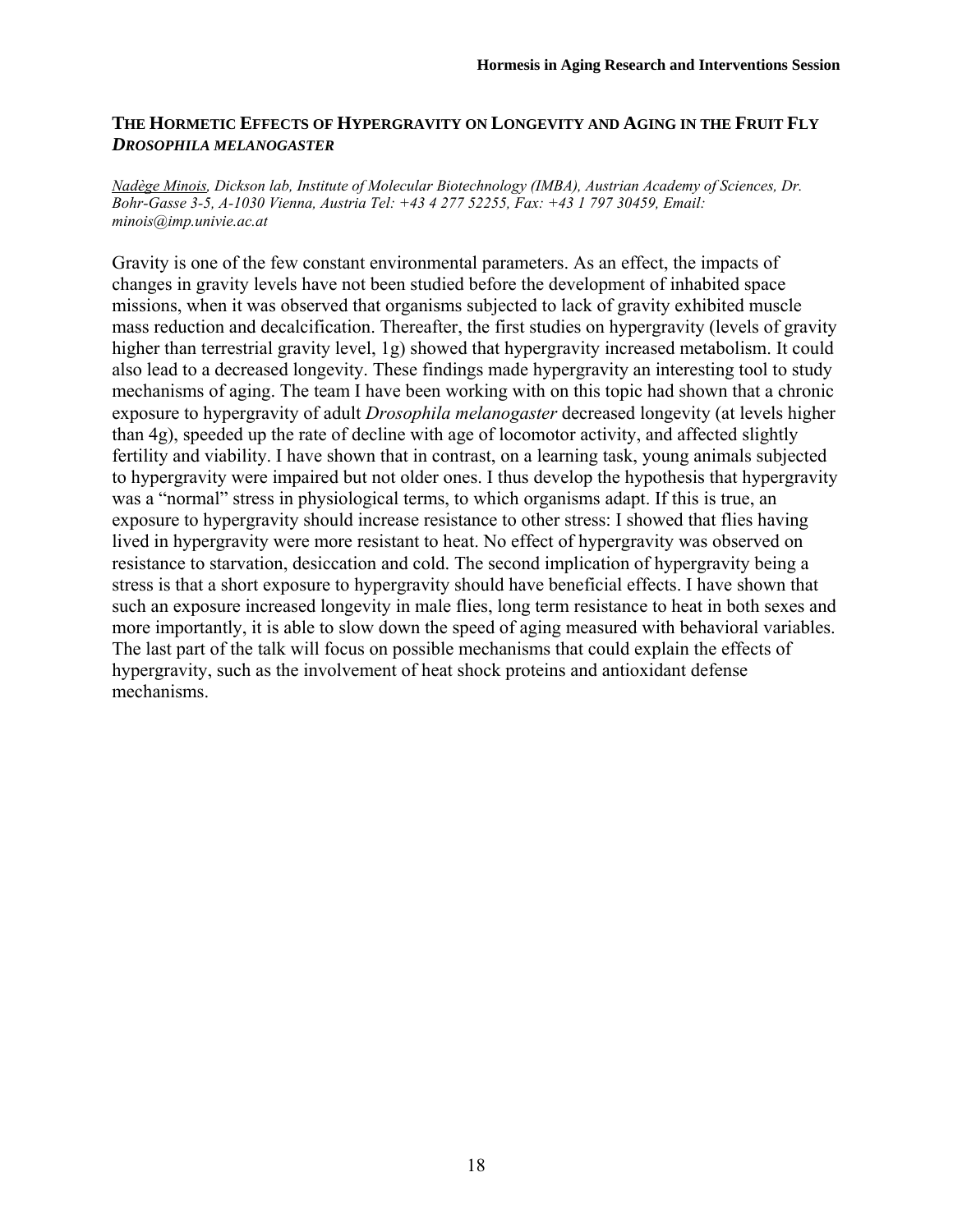## THE HORMETIC EFFECTS OF HYPERGRAVITY ON LONGEVITY AND AGING IN THE FRUIT FLY *DROSOPHILA MELANOGASTER*

*Nadège Minois, Dickson lab, Institute of Molecular Biotechnology (IMBA), Austrian Academy of Sciences, Dr. Bohr-Gasse 3-5, A-1030 Vienna, Austria Tel: +43 4 277 52255, Fax: +43 1 797 30459, Email: minois@imp.univie.ac.at*

Gravity is one of the few constant environmental parameters. As an effect, the impacts of changes in gravity levels have not been studied before the development of inhabited space missions, when it was observed that organisms subjected to lack of gravity exhibited muscle mass reduction and decalcification. Thereafter, the first studies on hypergravity (levels of gravity higher than terrestrial gravity level, 1g) showed that hypergravity increased metabolism. It could also lead to a decreased longevity. These findings made hypergravity an interesting tool to study mechanisms of aging. The team I have been working with on this topic had shown that a chronic exposure to hypergravity of adult *Drosophila melanogaster* decreased longevity (at levels higher than 4g), speeded up the rate of decline with age of locomotor activity, and affected slightly fertility and viability. I have shown that in contrast, on a learning task, young animals subjected to hypergravity were impaired but not older ones. I thus develop the hypothesis that hypergravity was a "normal" stress in physiological terms, to which organisms adapt. If this is true, an exposure to hypergravity should increase resistance to other stress: I showed that flies having lived in hypergravity were more resistant to heat. No effect of hypergravity was observed on resistance to starvation, desiccation and cold. The second implication of hypergravity being a stress is that a short exposure to hypergravity should have beneficial effects. I have shown that such an exposure increased longevity in male flies, long term resistance to heat in both sexes and more importantly, it is able to slow down the speed of aging measured with behavioral variables. The last part of the talk will focus on possible mechanisms that could explain the effects of hypergravity, such as the involvement of heat shock proteins and antioxidant defense mechanisms.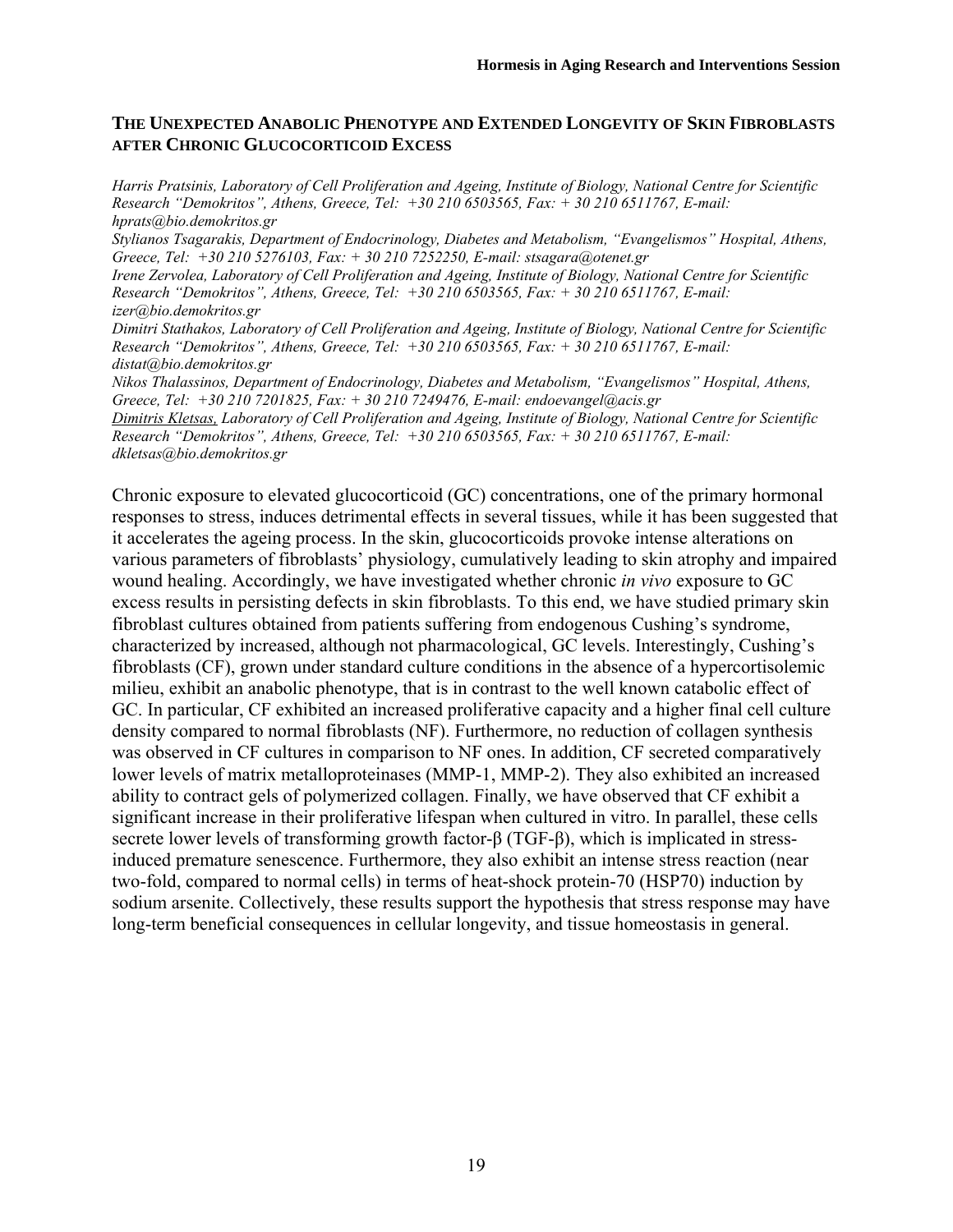### THE UNEXPECTED ANABOLIC PHENOTYPE AND EXTENDED LONGEVITY OF SKIN FIBROBLASTS AFTER CHRONIC GLUCOCORTICOID EXCESS

*Harris Pratsinis, Laboratory of Cell Proliferation and Ageing, Institute of Biology, National Centre for Scientific Research "Demokritos", Athens, Greece, Tel: +30 210 6503565, Fax: + 30 210 6511767, E-mail: hprats@bio.demokritos.gr*

*Stylianos Tsagarakis, Department of Endocrinology, Diabetes and Metabolism, "Evangelismos" Hospital, Athens, Greece, Tel: +30 210 5276103, Fax: + 30 210 7252250, E-mail: stsagara@otenet.gr*

*Irene Zervolea, Laboratory of Cell Proliferation and Ageing, Institute of Biology, National Centre for Scientific Research "Demokritos", Athens, Greece, Tel: +30 210 6503565, Fax: + 30 210 6511767, E-mail: izer@bio.demokritos.gr*

*Dimitri Stathakos, Laboratory of Cell Proliferation and Ageing, Institute of Biology, National Centre for Scientific Research "Demokritos", Athens, Greece, Tel: +30 210 6503565, Fax: + 30 210 6511767, E-mail: distat@bio.demokritos.gr*

*Nikos Thalassinos, Department of Endocrinology, Diabetes and Metabolism, "Evangelismos" Hospital, Athens, Greece, Tel: +30 210 7201825, Fax: + 30 210 7249476, E-mail: endoevangel@acis.gr*

*Dimitris Kletsas, Laboratory of Cell Proliferation and Ageing, Institute of Biology, National Centre for Scientific Research "Demokritos", Athens, Greece, Tel: +30 210 6503565, Fax: + 30 210 6511767, E-mail: dkletsas@bio.demokritos.gr*

Chronic exposure to elevated glucocorticoid (GC) concentrations, one of the primary hormonal responses to stress, induces detrimental effects in several tissues, while it has been suggested that it accelerates the ageing process. In the skin, glucocorticoids provoke intense alterations on various parameters of fibroblasts' physiology, cumulatively leading to skin atrophy and impaired wound healing. Accordingly, we have investigated whether chronic *in vivo* exposure to GC excess results in persisting defects in skin fibroblasts. To this end, we have studied primary skin fibroblast cultures obtained from patients suffering from endogenous Cushing's syndrome, characterized by increased, although not pharmacological, GC levels. Interestingly, Cushing's fibroblasts (CF), grown under standard culture conditions in the absence of a hypercortisolemic milieu, exhibit an anabolic phenotype, that is in contrast to the well known catabolic effect of GC. In particular, CF exhibited an increased proliferative capacity and a higher final cell culture density compared to normal fibroblasts (NF). Furthermore, no reduction of collagen synthesis was observed in CF cultures in comparison to NF ones. In addition, CF secreted comparatively lower levels of matrix metalloproteinases (MMP-1, MMP-2). They also exhibited an increased ability to contract gels of polymerized collagen. Finally, we have observed that CF exhibit a significant increase in their proliferative lifespan when cultured in vitro. In parallel, these cells secrete lower levels of transforming growth factor-β (TGF-β), which is implicated in stress-induced premature senescence. Furthermore, they also exhibit an intense stress reaction (near two-fold, compared to normal cells) in terms of heat-shock protein-70 (HSP70) induction by sodium arsenite. Collectively, these results support the hypothesis that stress response may have long-term beneficial consequences in cellular longevity, and tissue homeostasis in general.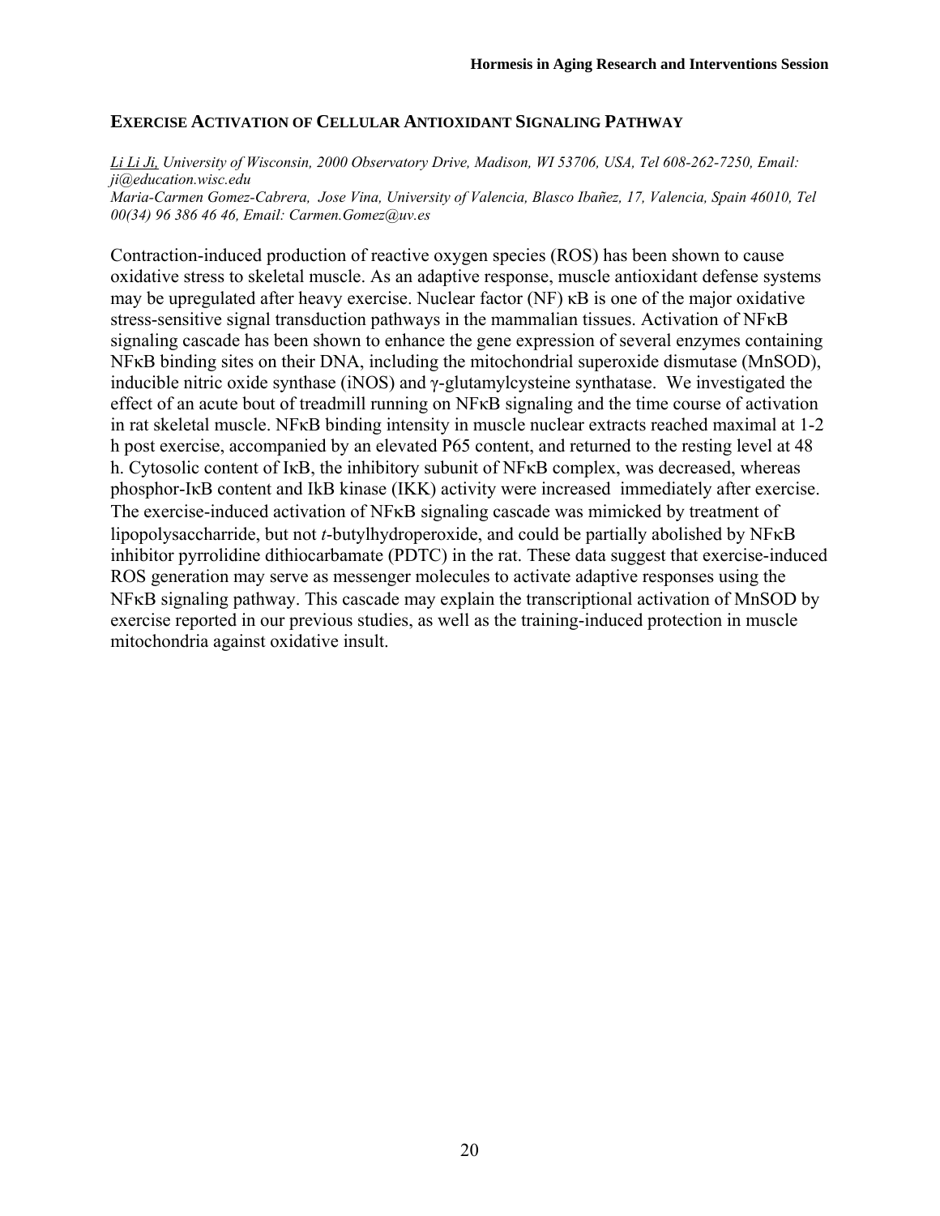## EXERCISE ACTIVATION OF CELLULAR ANTIOXIDANT SIGNALING PATHWAY

*Li Li Ji, University of Wisconsin, 2000 Observatory Drive, Madison, WI 53706, USA, Tel 608-262-7250, Email: ji@education.wisc.edu*
*Maria-Carmen Gomez-Cabrera, Jose Vina, University of Valencia, Blasco Ibañez, 17, Valencia, Spain 46010, Tel 00(34) 96 386 46 46, Email: Carmen.Gomez@uv.es*

Contraction-induced production of reactive oxygen species (ROS) has been shown to cause oxidative stress to skeletal muscle. As an adaptive response, muscle antioxidant defense systems may be upregulated after heavy exercise. Nuclear factor (NF) κB is one of the major oxidative stress-sensitive signal transduction pathways in the mammalian tissues. Activation of NFκB signaling cascade has been shown to enhance the gene expression of several enzymes containing NFκB binding sites on their DNA, including the mitochondrial superoxide dismutase (MnSOD), inducible nitric oxide synthase (iNOS) and γ-glutamylcysteine synthatase. We investigated the effect of an acute bout of treadmill running on NFκB signaling and the time course of activation in rat skeletal muscle. NFκB binding intensity in muscle nuclear extracts reached maximal at 1-2 h post exercise, accompanied by an elevated P65 content, and returned to the resting level at 48 h. Cytosolic content of IκB, the inhibitory subunit of NFκB complex, was decreased, whereas phosphor-IκB content and IkB kinase (IKK) activity were increased immediately after exercise. The exercise-induced activation of NFκB signaling cascade was mimicked by treatment of lipopolysaccharride, but not *t*-butylhydroperoxide, and could be partially abolished by NFκB inhibitor pyrrolidine dithiocarbamate (PDTC) in the rat. These data suggest that exercise-induced ROS generation may serve as messenger molecules to activate adaptive responses using the NFκB signaling pathway. This cascade may explain the transcriptional activation of MnSOD by exercise reported in our previous studies, as well as the training-induced protection in muscle mitochondria against oxidative insult.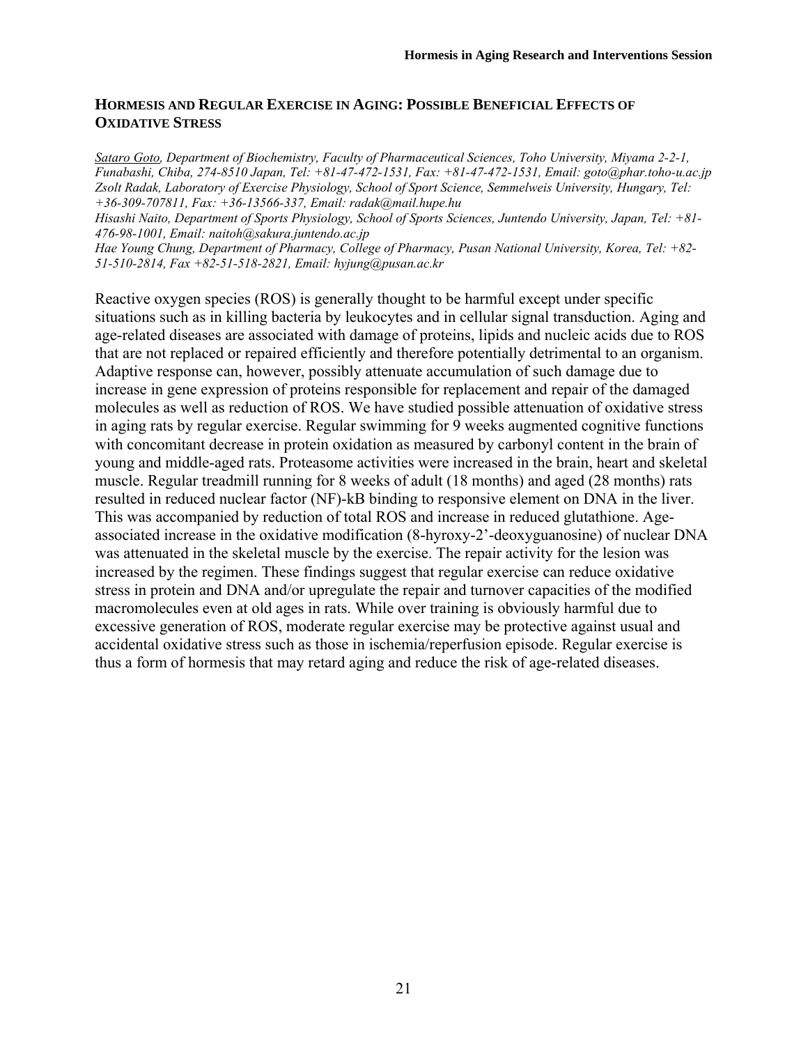## HORMESIS AND REGULAR EXERCISE IN AGING: POSSIBLE BENEFICIAL EFFECTS OF OXIDATIVE STRESS

*Sataro Goto, Department of Biochemistry, Faculty of Pharmaceutical Sciences, Toho University, Miyama 2-2-1, Funabashi, Chiba, 274-8510 Japan, Tel: +81-47-472-1531, Fax: +81-47-472-1531, Email: goto@phar.toho-u.ac.jp*
*Zsolt Radak, Laboratory of Exercise Physiology, School of Sport Science, Semmelweis University, Hungary, Tel: +36-309-707811, Fax: +36-13566-337, Email: radak@mail.hupe.hu*
*Hisashi Naito, Department of Sports Physiology, School of Sports Sciences, Juntendo University, Japan, Tel: +81-476-98-1001, Email: naitoh@sakura.juntendo.ac.jp*
*Hae Young Chung, Department of Pharmacy, College of Pharmacy, Pusan National University, Korea, Tel: +82-51-510-2814, Fax +82-51-518-2821, Email: hyjung@pusan.ac.kr*

Reactive oxygen species (ROS) is generally thought to be harmful except under specific situations such as in killing bacteria by leukocytes and in cellular signal transduction. Aging and age-related diseases are associated with damage of proteins, lipids and nucleic acids due to ROS that are not replaced or repaired efficiently and therefore potentially detrimental to an organism. Adaptive response can, however, possibly attenuate accumulation of such damage due to increase in gene expression of proteins responsible for replacement and repair of the damaged molecules as well as reduction of ROS. We have studied possible attenuation of oxidative stress in aging rats by regular exercise. Regular swimming for 9 weeks augmented cognitive functions with concomitant decrease in protein oxidation as measured by carbonyl content in the brain of young and middle-aged rats. Proteasome activities were increased in the brain, heart and skeletal muscle. Regular treadmill running for 8 weeks of adult (18 months) and aged (28 months) rats resulted in reduced nuclear factor (NF)-kB binding to responsive element on DNA in the liver. This was accompanied by reduction of total ROS and increase in reduced glutathione. Age-associated increase in the oxidative modification (8-hyroxy-2'-deoxyguanosine) of nuclear DNA was attenuated in the skeletal muscle by the exercise. The repair activity for the lesion was increased by the regimen. These findings suggest that regular exercise can reduce oxidative stress in protein and DNA and/or upregulate the repair and turnover capacities of the modified macromolecules even at old ages in rats. While over training is obviously harmful due to excessive generation of ROS, moderate regular exercise may be protective against usual and accidental oxidative stress such as those in ischemia/reperfusion episode. Regular exercise is thus a form of hormesis that may retard aging and reduce the risk of age-related diseases.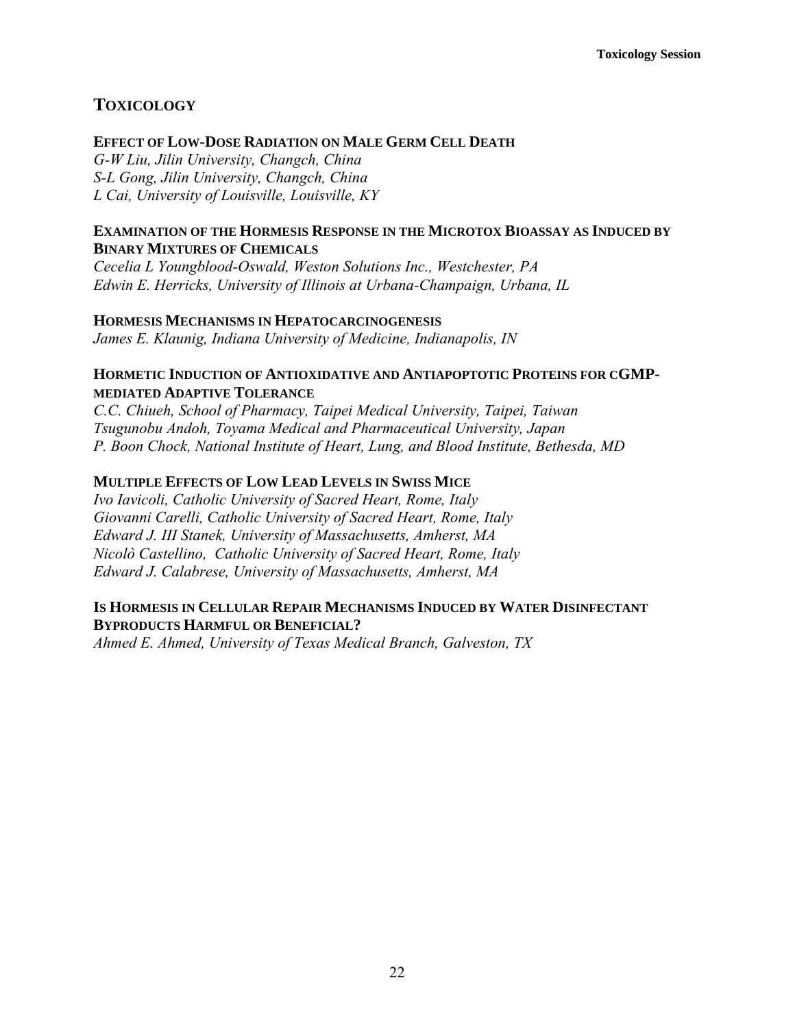# TOXICOLOGY

### EFFECT OF LOW-DOSE RADIATION ON MALE GERM CELL DEATH

*G-W Liu, Jilin University, Changch, China*
*S-L Gong, Jilin University, Changch, China*
*L Cai, University of Louisville, Louisville, KY*

### EXAMINATION OF THE HORMESIS RESPONSE IN THE MICROTOX BIOASSAY AS INDUCED BY BINARY MIXTURES OF CHEMICALS

*Cecelia L Youngblood-Oswald, Weston Solutions Inc., Westchester, PA*
*Edwin E. Herricks, University of Illinois at Urbana-Champaign, Urbana, IL*

### HORMESIS MECHANISMS IN HEPATOCARCINOGENESIS

*James E. Klaunig, Indiana University of Medicine, Indianapolis, IN*

### HORMETIC INDUCTION OF ANTIOXIDATIVE AND ANTIAPOPTOTIC PROTEINS FOR CGMP-MEDIATED ADAPTIVE TOLERANCE

*C.C. Chiueh, School of Pharmacy, Taipei Medical University, Taipei, Taiwan*
*Tsugunobu Andoh, Toyama Medical and Pharmaceutical University, Japan*
*P. Boon Chock, National Institute of Heart, Lung, and Blood Institute, Bethesda, MD*

### MULTIPLE EFFECTS OF LOW LEAD LEVELS IN SWISS MICE

*Ivo Iavicoli, Catholic University of Sacred Heart, Rome, Italy*
*Giovanni Carelli, Catholic University of Sacred Heart, Rome, Italy*
*Edward J. III Stanek, University of Massachusetts, Amherst, MA*
*Nicolò Castellino, Catholic University of Sacred Heart, Rome, Italy*
*Edward J. Calabrese, University of Massachusetts, Amherst, MA*

### IS HORMESIS IN CELLULAR REPAIR MECHANISMS INDUCED BY WATER DISINFECTANT BYPRODUCTS HARMFUL OR BENEFICIAL?

*Ahmed E. Ahmed, University of Texas Medical Branch, Galveston, TX*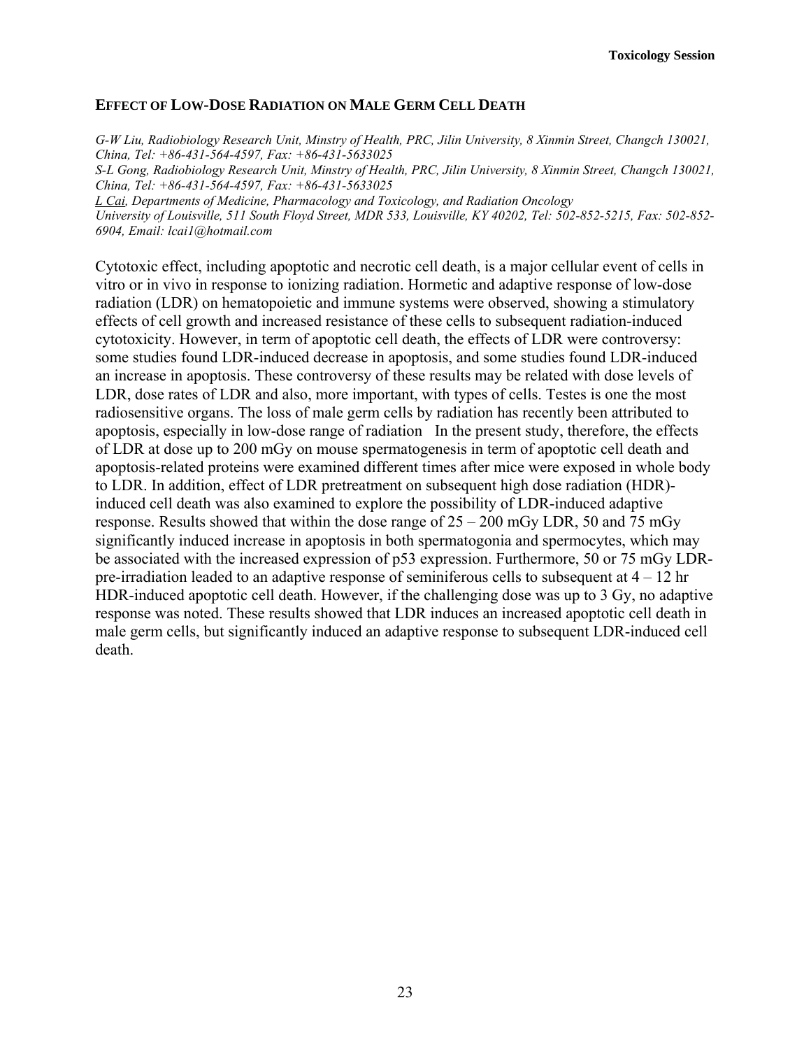## EFFECT OF LOW-DOSE RADIATION ON MALE GERM CELL DEATH

*G-W Liu, Radiobiology Research Unit, Minstry of Health, PRC, Jilin University, 8 Xinmin Street, Changch 130021, China, Tel: +86-431-564-4597, Fax: +86-431-5633025*
*S-L Gong, Radiobiology Research Unit, Minstry of Health, PRC, Jilin University, 8 Xinmin Street, Changch 130021, China, Tel: +86-431-564-4597, Fax: +86-431-5633025*
*L Cai, Departments of Medicine, Pharmacology and Toxicology, and Radiation Oncology University of Louisville, 511 South Floyd Street, MDR 533, Louisville, KY 40202, Tel: 502-852-5215, Fax: 502-852-6904, Email: lcai1@hotmail.com*

Cytotoxic effect, including apoptotic and necrotic cell death, is a major cellular event of cells in vitro or in vivo in response to ionizing radiation. Hormetic and adaptive response of low-dose radiation (LDR) on hematopoietic and immune systems were observed, showing a stimulatory effects of cell growth and increased resistance of these cells to subsequent radiation-induced cytotoxicity. However, in term of apoptotic cell death, the effects of LDR were controversy: some studies found LDR-induced decrease in apoptosis, and some studies found LDR-induced an increase in apoptosis. These controversy of these results may be related with dose levels of LDR, dose rates of LDR and also, more important, with types of cells. Testes is one the most radiosensitive organs. The loss of male germ cells by radiation has recently been attributed to apoptosis, especially in low-dose range of radiation In the present study, therefore, the effects of LDR at dose up to 200 mGy on mouse spermatogenesis in term of apoptotic cell death and apoptosis-related proteins were examined different times after mice were exposed in whole body to LDR. In addition, effect of LDR pretreatment on subsequent high dose radiation (HDR)-induced cell death was also examined to explore the possibility of LDR-induced adaptive response. Results showed that within the dose range of 25 – 200 mGy LDR, 50 and 75 mGy significantly induced increase in apoptosis in both spermatogonia and spermocytes, which may be associated with the increased expression of p53 expression. Furthermore, 50 or 75 mGy LDR-pre-irradiation leaded to an adaptive response of seminiferous cells to subsequent at 4 – 12 hr HDR-induced apoptotic cell death. However, if the challenging dose was up to 3 Gy, no adaptive response was noted. These results showed that LDR induces an increased apoptotic cell death in male germ cells, but significantly induced an adaptive response to subsequent LDR-induced cell death.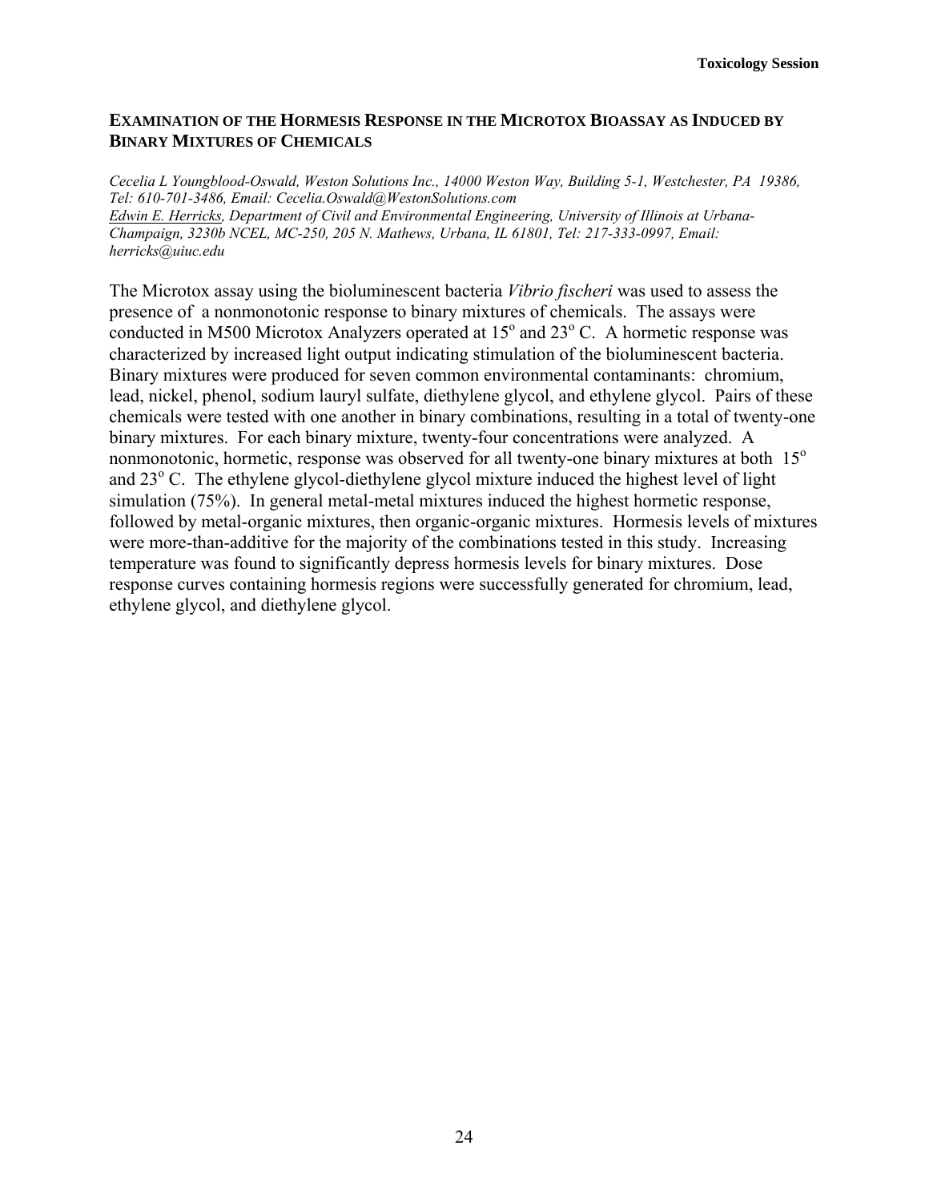## EXAMINATION OF THE HORMESIS RESPONSE IN THE MICROTOX BIOASSAY AS INDUCED BY BINARY MIXTURES OF CHEMICALS

*Cecelia L Youngblood-Oswald, Weston Solutions Inc., 14000 Weston Way, Building 5-1, Westchester, PA 19386, Tel: 610-701-3486, Email: Cecelia.Oswald@WestonSolutions.com*
*Edwin E. Herricks, Department of Civil and Environmental Engineering, University of Illinois at Urbana-Champaign, 3230b NCEL, MC-250, 205 N. Mathews, Urbana, IL 61801, Tel: 217-333-0997, Email: herricks@uiuc.edu*

The Microtox assay using the bioluminescent bacteria *Vibrio fischeri* was used to assess the presence of a nonmonotonic response to binary mixtures of chemicals. The assays were conducted in M500 Microtox Analyzers operated at $15^o$ and $23^o$ C. A hormetic response was characterized by increased light output indicating stimulation of the bioluminescent bacteria. Binary mixtures were produced for seven common environmental contaminants: chromium, lead, nickel, phenol, sodium lauryl sulfate, diethylene glycol, and ethylene glycol. Pairs of these chemicals were tested with one another in binary combinations, resulting in a total of twenty-one binary mixtures. For each binary mixture, twenty-four concentrations were analyzed. A nonmonotonic, hormetic, response was observed for all twenty-one binary mixtures at both $15^o$ and $23^o$ C. The ethylene glycol-diethylene glycol mixture induced the highest level of light simulation (75%). In general metal-metal mixtures induced the highest hormetic response, followed by metal-organic mixtures, then organic-organic mixtures. Hormesis levels of mixtures were more-than-additive for the majority of the combinations tested in this study. Increasing temperature was found to significantly depress hormesis levels for binary mixtures. Dose response curves containing hormesis regions were successfully generated for chromium, lead, ethylene glycol, and diethylene glycol.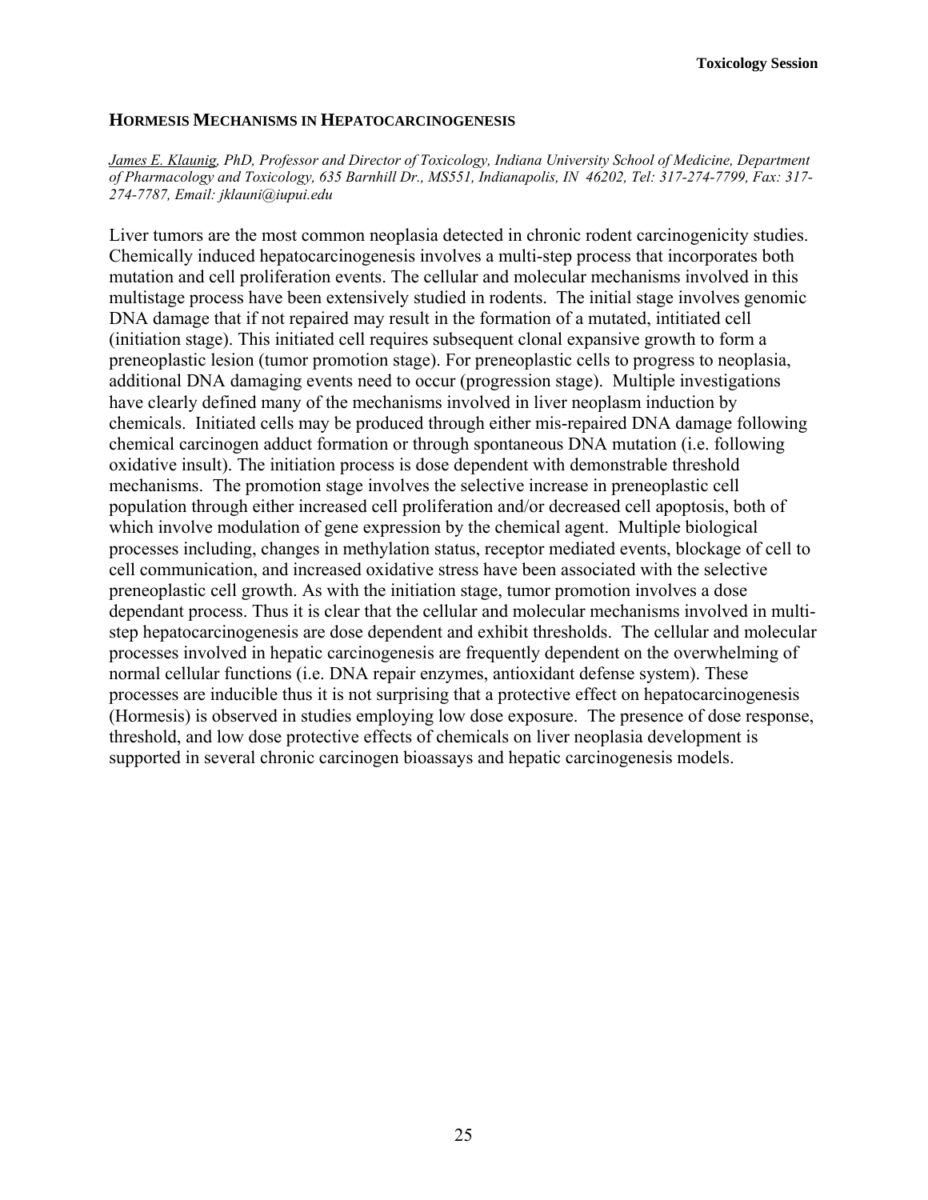## HORMESIS MECHANISMS IN HEPATOCARCINOGENESIS

*James E. Klaunig, PhD, Professor and Director of Toxicology, Indiana University School of Medicine, Department of Pharmacology and Toxicology, 635 Barnhill Dr., MS551, Indianapolis, IN 46202, Tel: 317-274-7799, Fax: 317-274-7787, Email: jklauni@iupui.edu*

Liver tumors are the most common neoplasia detected in chronic rodent carcinogenicity studies. Chemically induced hepatocarcinogenesis involves a multi-step process that incorporates both mutation and cell proliferation events. The cellular and molecular mechanisms involved in this multistage process have been extensively studied in rodents. The initial stage involves genomic DNA damage that if not repaired may result in the formation of a mutated, intitiated cell (initiation stage). This initiated cell requires subsequent clonal expansive growth to form a preneoplastic lesion (tumor promotion stage). For preneoplastic cells to progress to neoplasia, additional DNA damaging events need to occur (progression stage). Multiple investigations have clearly defined many of the mechanisms involved in liver neoplasm induction by chemicals. Initiated cells may be produced through either mis-repaired DNA damage following chemical carcinogen adduct formation or through spontaneous DNA mutation (i.e. following oxidative insult). The initiation process is dose dependent with demonstrable threshold mechanisms. The promotion stage involves the selective increase in preneoplastic cell population through either increased cell proliferation and/or decreased cell apoptosis, both of which involve modulation of gene expression by the chemical agent. Multiple biological processes including, changes in methylation status, receptor mediated events, blockage of cell to cell communication, and increased oxidative stress have been associated with the selective preneoplastic cell growth. As with the initiation stage, tumor promotion involves a dose dependant process. Thus it is clear that the cellular and molecular mechanisms involved in multi-step hepatocarcinogenesis are dose dependent and exhibit thresholds. The cellular and molecular processes involved in hepatic carcinogenesis are frequently dependent on the overwhelming of normal cellular functions (i.e. DNA repair enzymes, antioxidant defense system). These processes are inducible thus it is not surprising that a protective effect on hepatocarcinogenesis (Hormesis) is observed in studies employing low dose exposure. The presence of dose response, threshold, and low dose protective effects of chemicals on liver neoplasia development is supported in several chronic carcinogen bioassays and hepatic carcinogenesis models.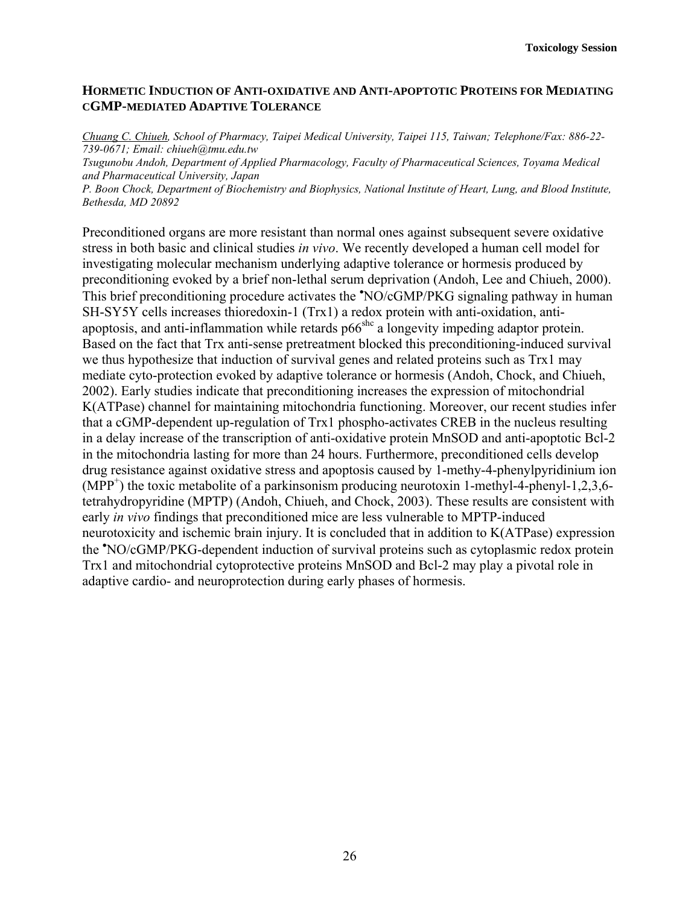## HORMETIC INDUCTION OF ANTI-OXIDATIVE AND ANTI-APOPTOTIC PROTEINS FOR MEDIATING CGMP-MEDIATED ADAPTIVE TOLERANCE

*Chuang C. Chiueh, School of Pharmacy, Taipei Medical University, Taipei 115, Taiwan; Telephone/Fax: 886-22-739-0671; Email: chiueh@tmu.edu.tw*
*Tsugunobu Andoh, Department of Applied Pharmacology, Faculty of Pharmaceutical Sciences, Toyama Medical and Pharmaceutical University, Japan*
*P. Boon Chock, Department of Biochemistry and Biophysics, National Institute of Heart, Lung, and Blood Institute, Bethesda, MD 20892*

Preconditioned organs are more resistant than normal ones against subsequent severe oxidative stress in both basic and clinical studies *in vivo*. We recently developed a human cell model for investigating molecular mechanism underlying adaptive tolerance or hormesis produced by preconditioning evoked by a brief non-lethal serum deprivation (Andoh, Lee and Chiueh, 2000). This brief preconditioning procedure activates the •NO/cGMP/PKG signaling pathway in human SH-SY5Y cells increases thioredoxin-1 (Trx1) a redox protein with anti-oxidation, anti-apoptosis, and anti-inflammation while retards $p66^{shc}$ a longevity impeding adaptor protein. Based on the fact that Trx anti-sense pretreatment blocked this preconditioning-induced survival we thus hypothesize that induction of survival genes and related proteins such as Trx1 may mediate cyto-protection evoked by adaptive tolerance or hormesis (Andoh, Chock, and Chiueh, 2002). Early studies indicate that preconditioning increases the expression of mitochondrial K(ATPase) channel for maintaining mitochondria functioning. Moreover, our recent studies infer that a cGMP-dependent up-regulation of Trx1 phospho-activates CREB in the nucleus resulting in a delay increase of the transcription of anti-oxidative protein MnSOD and anti-apoptotic Bcl-2 in the mitochondria lasting for more than 24 hours. Furthermore, preconditioned cells develop drug resistance against oxidative stress and apoptosis caused by 1-methy-4-phenylpyridinium ion ($MPP^+$) the toxic metabolite of a parkinsonism producing neurotoxin 1-methyl-4-phenyl-1,2,3,6-tetrahydropyridine (MPTP) (Andoh, Chiueh, and Chock, 2003). These results are consistent with early *in vivo* findings that preconditioned mice are less vulnerable to MPTP-induced neurotoxicity and ischemic brain injury. It is concluded that in addition to K(ATPase) expression the •NO/cGMP/PKG-dependent induction of survival proteins such as cytoplasmic redox protein Trx1 and mitochondrial cytoprotective proteins MnSOD and Bcl-2 may play a pivotal role in adaptive cardio- and neuroprotection during early phases of hormesis.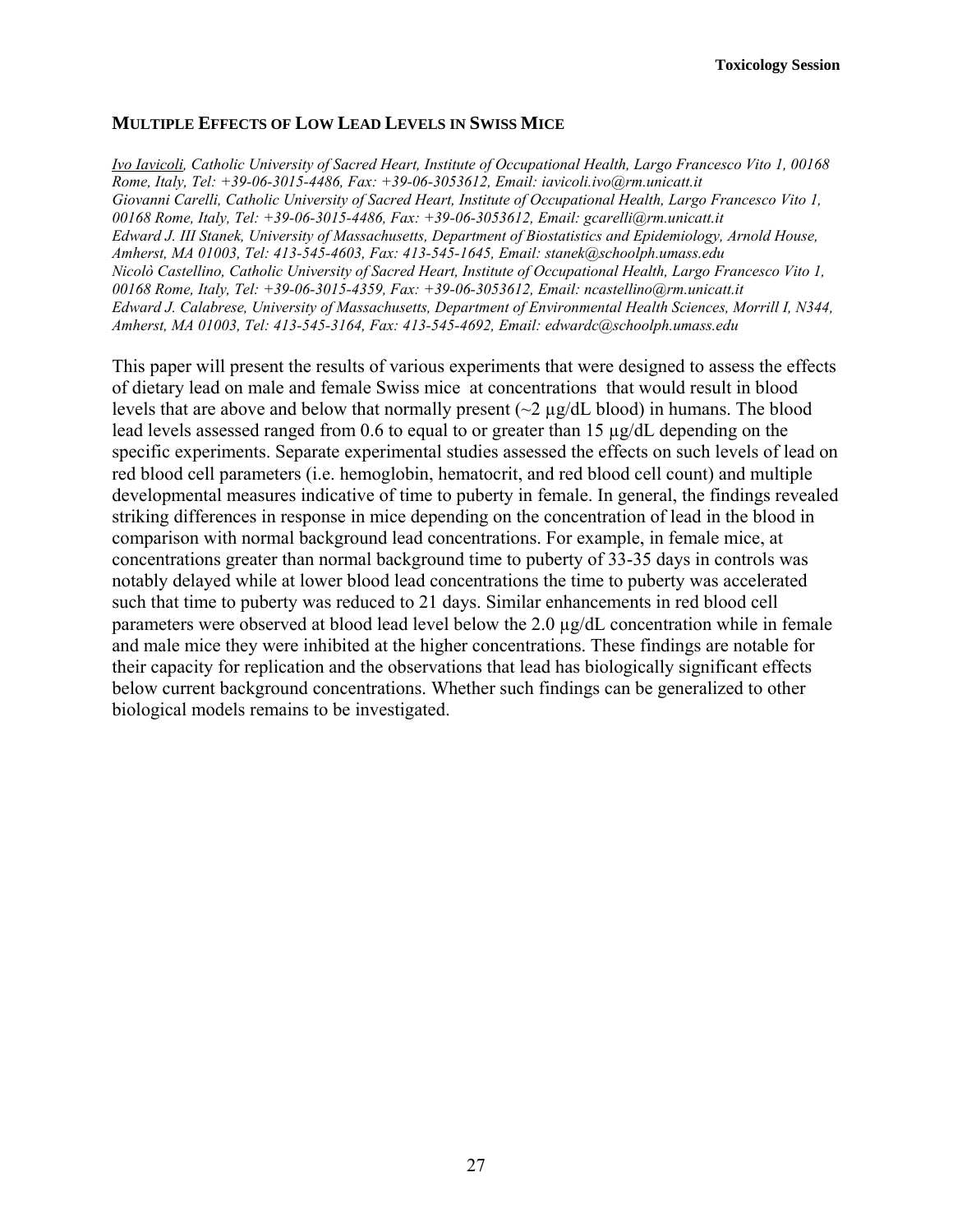## MULTIPLE EFFECTS OF LOW LEAD LEVELS IN SWISS MICE

*Ivo Iavicoli, Catholic University of Sacred Heart, Institute of Occupational Health, Largo Francesco Vito 1, 00168 Rome, Italy, Tel: +39-06-3015-4486, Fax: +39-06-3053612, Email: iavicoli.ivo@rm.unicatt.it*
*Giovanni Carelli, Catholic University of Sacred Heart, Institute of Occupational Health, Largo Francesco Vito 1, 00168 Rome, Italy, Tel: +39-06-3015-4486, Fax: +39-06-3053612, Email: gcarelli@rm.unicatt.it*
*Edward J. III Stanek, University of Massachusetts, Department of Biostatistics and Epidemiology, Arnold House, Amherst, MA 01003, Tel: 413-545-4603, Fax: 413-545-1645, Email: stanek@schoolph.umass.edu*
*Nicolò Castellino, Catholic University of Sacred Heart, Institute of Occupational Health, Largo Francesco Vito 1, 00168 Rome, Italy, Tel: +39-06-3015-4359, Fax: +39-06-3053612, Email: ncastellino@rm.unicatt.it*
*Edward J. Calabrese, University of Massachusetts, Department of Environmental Health Sciences, Morrill I, N344, Amherst, MA 01003, Tel: 413-545-3164, Fax: 413-545-4692, Email: edwardc@schoolph.umass.edu*

This paper will present the results of various experiments that were designed to assess the effects of dietary lead on male and female Swiss mice at concentrations that would result in blood levels that are above and below that normally present (~2 µg/dL blood) in humans. The blood lead levels assessed ranged from 0.6 to equal to or greater than 15 µg/dL depending on the specific experiments. Separate experimental studies assessed the effects on such levels of lead on red blood cell parameters (i.e. hemoglobin, hematocrit, and red blood cell count) and multiple developmental measures indicative of time to puberty in female. In general, the findings revealed striking differences in response in mice depending on the concentration of lead in the blood in comparison with normal background lead concentrations. For example, in female mice, at concentrations greater than normal background time to puberty of 33-35 days in controls was notably delayed while at lower blood lead concentrations the time to puberty was accelerated such that time to puberty was reduced to 21 days. Similar enhancements in red blood cell parameters were observed at blood lead level below the 2.0 µg/dL concentration while in female and male mice they were inhibited at the higher concentrations. These findings are notable for their capacity for replication and the observations that lead has biologically significant effects below current background concentrations. Whether such findings can be generalized to other biological models remains to be investigated.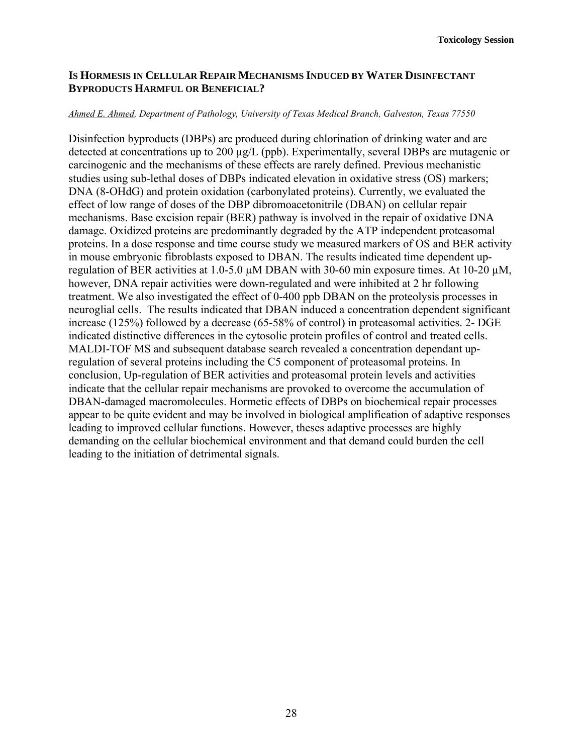## IS HORMESIS IN CELLULAR REPAIR MECHANISMS INDUCED BY WATER DISINFECTANT BYPRODUCTS HARMFUL OR BENEFICIAL?

*Ahmed E. Ahmed, Department of Pathology, University of Texas Medical Branch, Galveston, Texas 77550*

Disinfection byproducts (DBPs) are produced during chlorination of drinking water and are detected at concentrations up to 200 µg/L (ppb). Experimentally, several DBPs are mutagenic or carcinogenic and the mechanisms of these effects are rarely defined. Previous mechanistic studies using sub-lethal doses of DBPs indicated elevation in oxidative stress (OS) markers; DNA (8-OHdG) and protein oxidation (carbonylated proteins). Currently, we evaluated the effect of low range of doses of the DBP dibromoacetonitrile (DBAN) on cellular repair mechanisms. Base excision repair (BER) pathway is involved in the repair of oxidative DNA damage. Oxidized proteins are predominantly degraded by the ATP independent proteasomal proteins. In a dose response and time course study we measured markers of OS and BER activity in mouse embryonic fibroblasts exposed to DBAN. The results indicated time dependent up-regulation of BER activities at 1.0-5.0 µM DBAN with 30-60 min exposure times. At 10-20 µM, however, DNA repair activities were down-regulated and were inhibited at 2 hr following treatment. We also investigated the effect of 0-400 ppb DBAN on the proteolysis processes in neuroglial cells. The results indicated that DBAN induced a concentration dependent significant increase (125%) followed by a decrease (65-58% of control) in proteasomal activities. 2- DGE indicated distinctive differences in the cytosolic protein profiles of control and treated cells. MALDI-TOF MS and subsequent database search revealed a concentration dependant up-regulation of several proteins including the C5 component of proteasomal proteins. In conclusion, Up-regulation of BER activities and proteasomal protein levels and activities indicate that the cellular repair mechanisms are provoked to overcome the accumulation of DBAN-damaged macromolecules. Hormetic effects of DBPs on biochemical repair processes appear to be quite evident and may be involved in biological amplification of adaptive responses leading to improved cellular functions. However, theses adaptive processes are highly demanding on the cellular biochemical environment and that demand could burden the cell leading to the initiation of detrimental signals.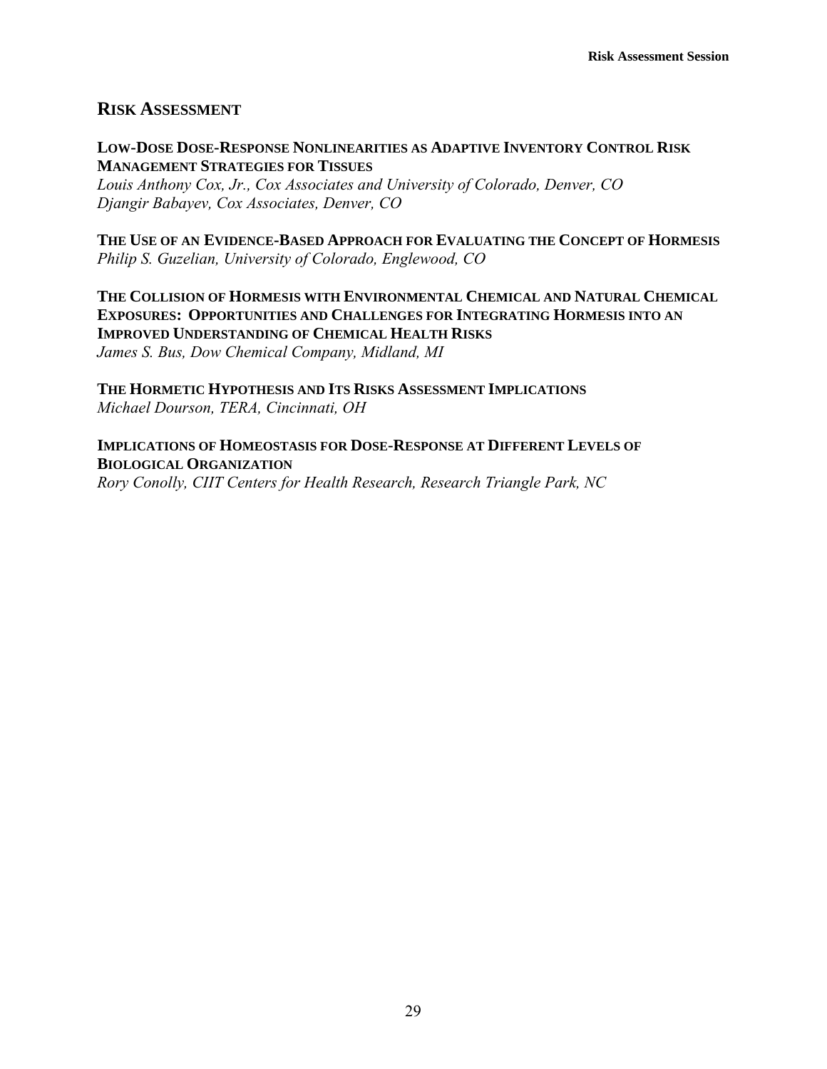## Risk Assessment

**Low-Dose Dose-Response Nonlinearities as Adaptive Inventory Control Risk Management Strategies for Tissues**
*Louis Anthony Cox, Jr., Cox Associates and University of Colorado, Denver, CO*
*Djangir Babayev, Cox Associates, Denver, CO*

**The Use of an Evidence-Based Approach for Evaluating the Concept of Hormesis**
*Philip S. Guzelian, University of Colorado, Englewood, CO*

**The Collision of Hormesis with Environmental Chemical and Natural Chemical Exposures: Opportunities and Challenges for Integrating Hormesis into an Improved Understanding of Chemical Health Risks**
*James S. Bus, Dow Chemical Company, Midland, MI*

**The Hormetic Hypothesis and Its Risks Assessment Implications**
*Michael Dourson, TERA, Cincinnati, OH*

**Implications of Homeostasis for Dose-Response at Different Levels of Biological Organization**
*Rory Conolly, CIIT Centers for Health Research, Research Triangle Park, NC*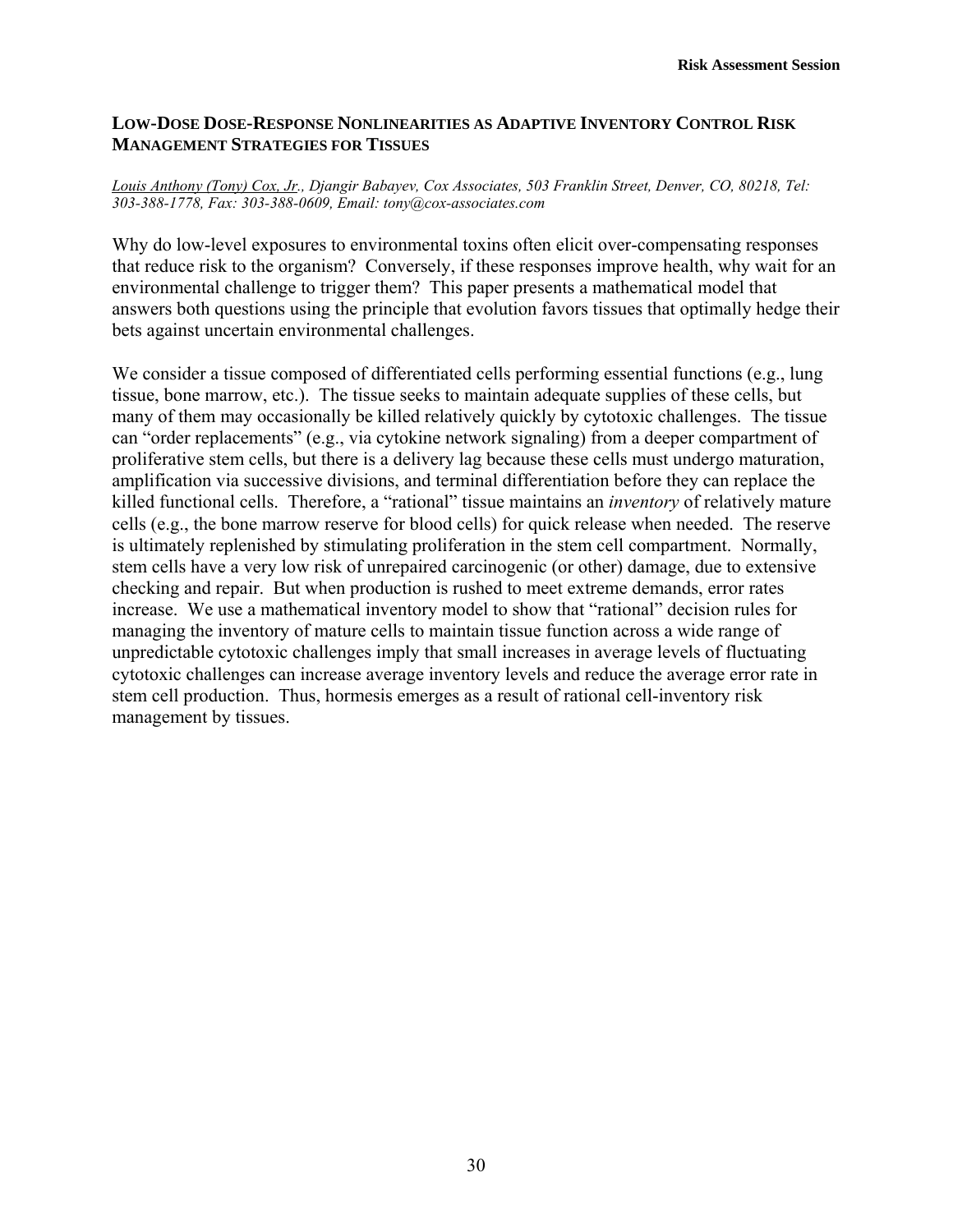## LOW-DOSE DOSE-RESPONSE NONLINEARITIES AS ADAPTIVE INVENTORY CONTROL RISK MANAGEMENT STRATEGIES FOR TISSUES

*Louis Anthony (Tony) Cox, Jr., Djangir Babayev, Cox Associates, 503 Franklin Street, Denver, CO, 80218, Tel: 303-388-1778, Fax: 303-388-0609, Email: tony@cox-associates.com*

Why do low-level exposures to environmental toxins often elicit over-compensating responses that reduce risk to the organism? Conversely, if these responses improve health, why wait for an environmental challenge to trigger them? This paper presents a mathematical model that answers both questions using the principle that evolution favors tissues that optimally hedge their bets against uncertain environmental challenges.

We consider a tissue composed of differentiated cells performing essential functions (e.g., lung tissue, bone marrow, etc.). The tissue seeks to maintain adequate supplies of these cells, but many of them may occasionally be killed relatively quickly by cytotoxic challenges. The tissue can "order replacements" (e.g., via cytokine network signaling) from a deeper compartment of proliferative stem cells, but there is a delivery lag because these cells must undergo maturation, amplification via successive divisions, and terminal differentiation before they can replace the killed functional cells. Therefore, a "rational" tissue maintains an *inventory* of relatively mature cells (e.g., the bone marrow reserve for blood cells) for quick release when needed. The reserve is ultimately replenished by stimulating proliferation in the stem cell compartment. Normally, stem cells have a very low risk of unrepaired carcinogenic (or other) damage, due to extensive checking and repair. But when production is rushed to meet extreme demands, error rates increase. We use a mathematical inventory model to show that "rational" decision rules for managing the inventory of mature cells to maintain tissue function across a wide range of unpredictable cytotoxic challenges imply that small increases in average levels of fluctuating cytotoxic challenges can increase average inventory levels and reduce the average error rate in stem cell production. Thus, hormesis emerges as a result of rational cell-inventory risk management by tissues.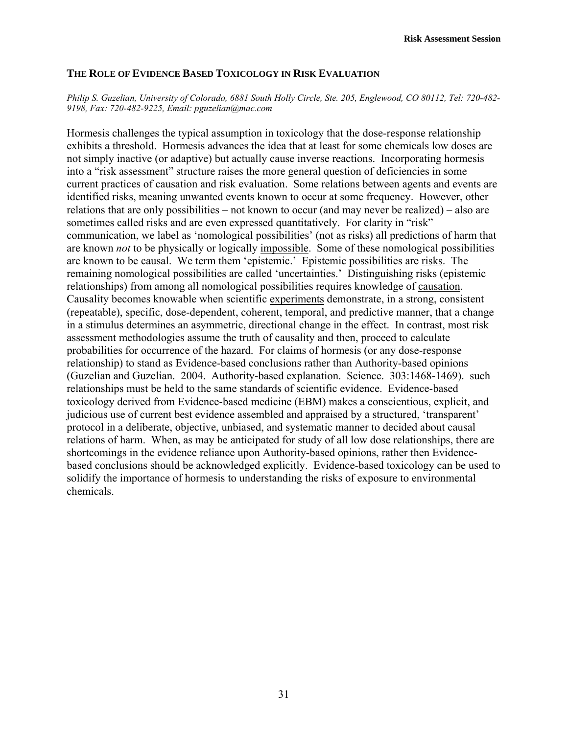## THE ROLE OF EVIDENCE BASED TOXICOLOGY IN RISK EVALUATION

*Philip S. Guzelian, University of Colorado, 6881 South Holly Circle, Ste. 205, Englewood, CO 80112, Tel: 720-482-9198, Fax: 720-482-9225, Email: pguzelian@mac.com*

Hormesis challenges the typical assumption in toxicology that the dose-response relationship exhibits a threshold. Hormesis advances the idea that at least for some chemicals low doses are not simply inactive (or adaptive) but actually cause inverse reactions. Incorporating hormesis into a "risk assessment" structure raises the more general question of deficiencies in some current practices of causation and risk evaluation. Some relations between agents and events are identified risks, meaning unwanted events known to occur at some frequency. However, other relations that are only possibilities – not known to occur (and may never be realized) – also are sometimes called risks and are even expressed quantitatively. For clarity in "risk" communication, we label as 'nomological possibilities' (not as risks) all predictions of harm that are known *not* to be physically or logically impossible. Some of these nomological possibilities are known to be causal. We term them 'epistemic.' Epistemic possibilities are risks. The remaining nomological possibilities are called 'uncertainties.' Distinguishing risks (epistemic relationships) from among all nomological possibilities requires knowledge of causation. Causality becomes knowable when scientific experiments demonstrate, in a strong, consistent (repeatable), specific, dose-dependent, coherent, temporal, and predictive manner, that a change in a stimulus determines an asymmetric, directional change in the effect. In contrast, most risk assessment methodologies assume the truth of causality and then, proceed to calculate probabilities for occurrence of the hazard. For claims of hormesis (or any dose-response relationship) to stand as Evidence-based conclusions rather than Authority-based opinions (Guzelian and Guzelian. 2004. Authority-based explanation. Science. 303:1468-1469). such relationships must be held to the same standards of scientific evidence. Evidence-based toxicology derived from Evidence-based medicine (EBM) makes a conscientious, explicit, and judicious use of current best evidence assembled and appraised by a structured, 'transparent' protocol in a deliberate, objective, unbiased, and systematic manner to decided about causal relations of harm. When, as may be anticipated for study of all low dose relationships, there are shortcomings in the evidence reliance upon Authority-based opinions, rather then Evidence-based conclusions should be acknowledged explicitly. Evidence-based toxicology can be used to solidify the importance of hormesis to understanding the risks of exposure to environmental chemicals.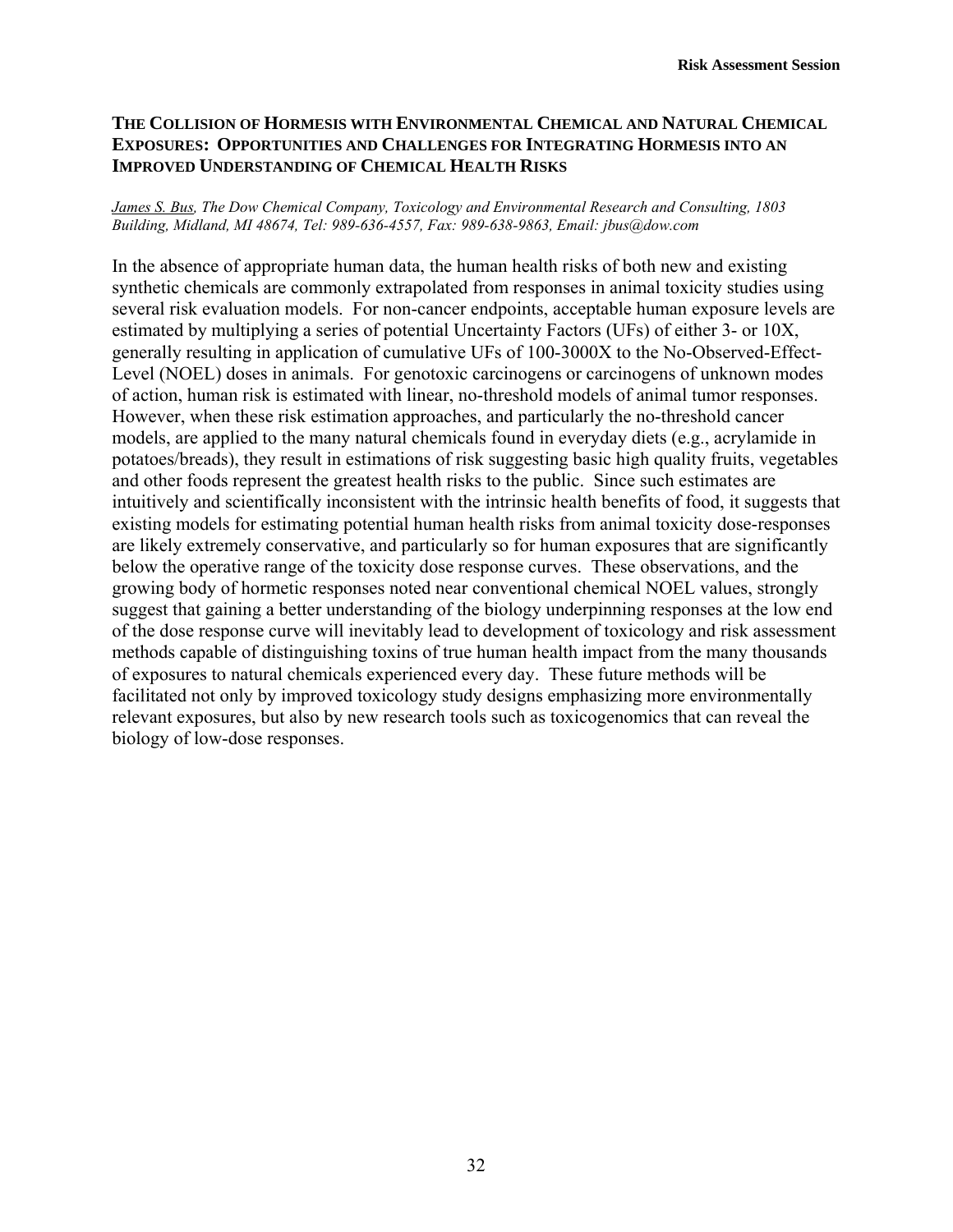## THE COLLISION OF HORMESIS WITH ENVIRONMENTAL CHEMICAL AND NATURAL CHEMICAL EXPOSURES: OPPORTUNITIES AND CHALLENGES FOR INTEGRATING HORMESIS INTO AN IMPROVED UNDERSTANDING OF CHEMICAL HEALTH RISKS

*James S. Bus, The Dow Chemical Company, Toxicology and Environmental Research and Consulting, 1803 Building, Midland, MI 48674, Tel: 989-636-4557, Fax: 989-638-9863, Email: jbus@dow.com*

In the absence of appropriate human data, the human health risks of both new and existing synthetic chemicals are commonly extrapolated from responses in animal toxicity studies using several risk evaluation models. For non-cancer endpoints, acceptable human exposure levels are estimated by multiplying a series of potential Uncertainty Factors (UFs) of either 3- or 10X, generally resulting in application of cumulative UFs of 100-3000X to the No-Observed-Effect-Level (NOEL) doses in animals. For genotoxic carcinogens or carcinogens of unknown modes of action, human risk is estimated with linear, no-threshold models of animal tumor responses. However, when these risk estimation approaches, and particularly the no-threshold cancer models, are applied to the many natural chemicals found in everyday diets (e.g., acrylamide in potatoes/breads), they result in estimations of risk suggesting basic high quality fruits, vegetables and other foods represent the greatest health risks to the public. Since such estimates are intuitively and scientifically inconsistent with the intrinsic health benefits of food, it suggests that existing models for estimating potential human health risks from animal toxicity dose-responses are likely extremely conservative, and particularly so for human exposures that are significantly below the operative range of the toxicity dose response curves. These observations, and the growing body of hormetic responses noted near conventional chemical NOEL values, strongly suggest that gaining a better understanding of the biology underpinning responses at the low end of the dose response curve will inevitably lead to development of toxicology and risk assessment methods capable of distinguishing toxins of true human health impact from the many thousands of exposures to natural chemicals experienced every day. These future methods will be facilitated not only by improved toxicology study designs emphasizing more environmentally relevant exposures, but also by new research tools such as toxicogenomics that can reveal the biology of low-dose responses.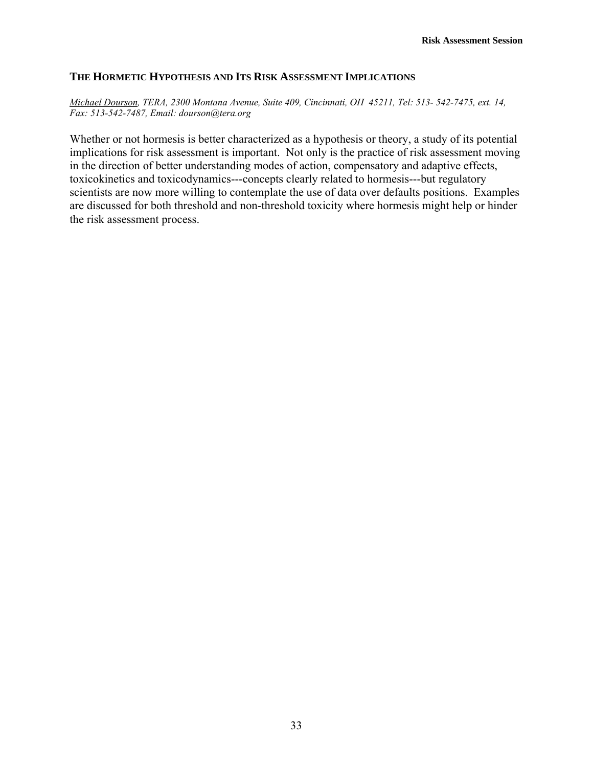## THE HORMETIC HYPOTHESIS AND ITS RISK ASSESSMENT IMPLICATIONS

*Michael Dourson, TERA, 2300 Montana Avenue, Suite 409, Cincinnati, OH 45211, Tel: 513- 542-7475, ext. 14, Fax: 513-542-7487, Email: dourson@tera.org*

Whether or not hormesis is better characterized as a hypothesis or theory, a study of its potential implications for risk assessment is important. Not only is the practice of risk assessment moving in the direction of better understanding modes of action, compensatory and adaptive effects, toxicokinetics and toxicodynamics---concepts clearly related to hormesis---but regulatory scientists are now more willing to contemplate the use of data over defaults positions. Examples are discussed for both threshold and non-threshold toxicity where hormesis might help or hinder the risk assessment process.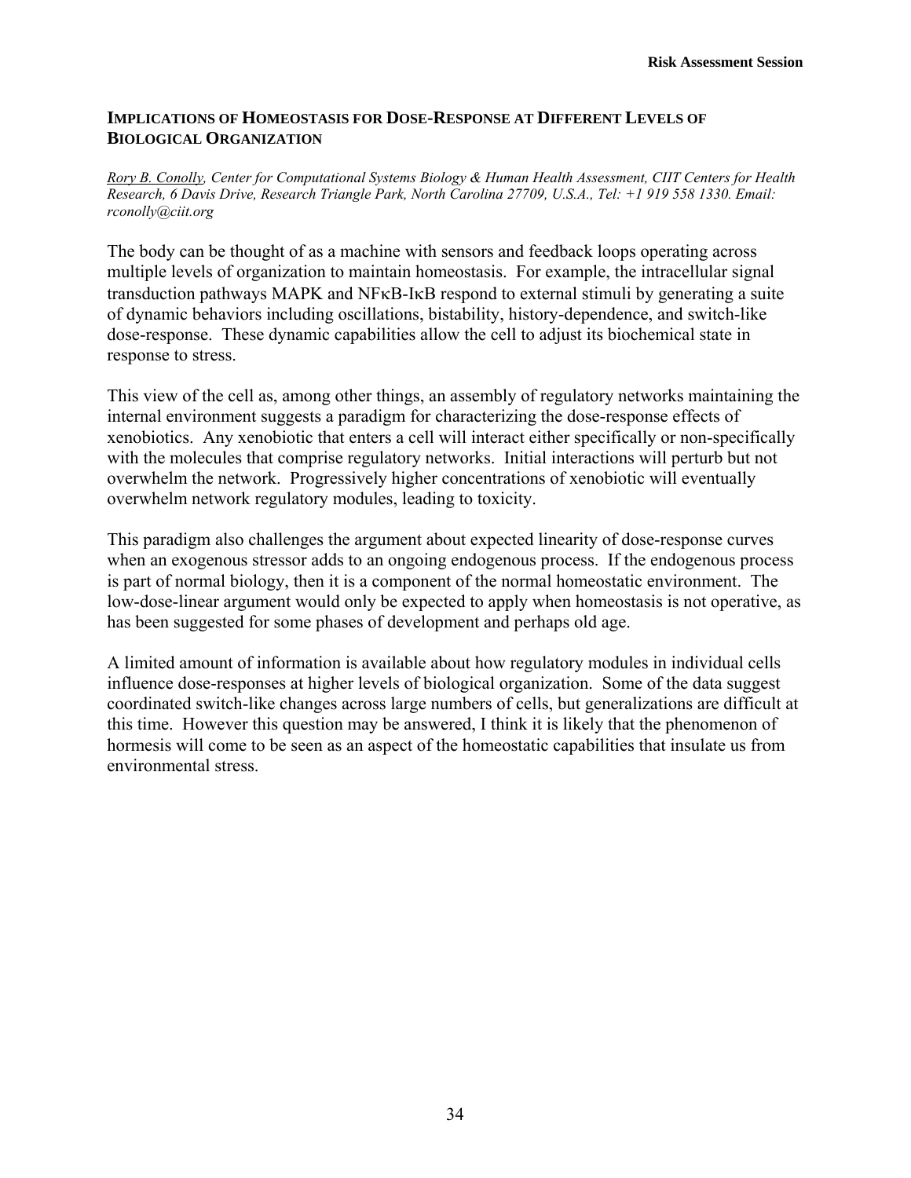## IMPLICATIONS OF HOMEOSTASIS FOR DOSE-RESPONSE AT DIFFERENT LEVELS OF BIOLOGICAL ORGANIZATION

*Rory B. Conolly, Center for Computational Systems Biology & Human Health Assessment, CIIT Centers for Health Research, 6 Davis Drive, Research Triangle Park, North Carolina 27709, U.S.A., Tel: +1 919 558 1330. Email: rconolly@ciit.org*

The body can be thought of as a machine with sensors and feedback loops operating across multiple levels of organization to maintain homeostasis. For example, the intracellular signal transduction pathways MAPK and NFκB-IκB respond to external stimuli by generating a suite of dynamic behaviors including oscillations, bistability, history-dependence, and switch-like dose-response. These dynamic capabilities allow the cell to adjust its biochemical state in response to stress.

This view of the cell as, among other things, an assembly of regulatory networks maintaining the internal environment suggests a paradigm for characterizing the dose-response effects of xenobiotics. Any xenobiotic that enters a cell will interact either specifically or non-specifically with the molecules that comprise regulatory networks. Initial interactions will perturb but not overwhelm the network. Progressively higher concentrations of xenobiotic will eventually overwhelm network regulatory modules, leading to toxicity.

This paradigm also challenges the argument about expected linearity of dose-response curves when an exogenous stressor adds to an ongoing endogenous process. If the endogenous process is part of normal biology, then it is a component of the normal homeostatic environment. The low-dose-linear argument would only be expected to apply when homeostasis is not operative, as has been suggested for some phases of development and perhaps old age.

A limited amount of information is available about how regulatory modules in individual cells influence dose-responses at higher levels of biological organization. Some of the data suggest coordinated switch-like changes across large numbers of cells, but generalizations are difficult at this time. However this question may be answered, I think it is likely that the phenomenon of hormesis will come to be seen as an aspect of the homeostatic capabilities that insulate us from environmental stress.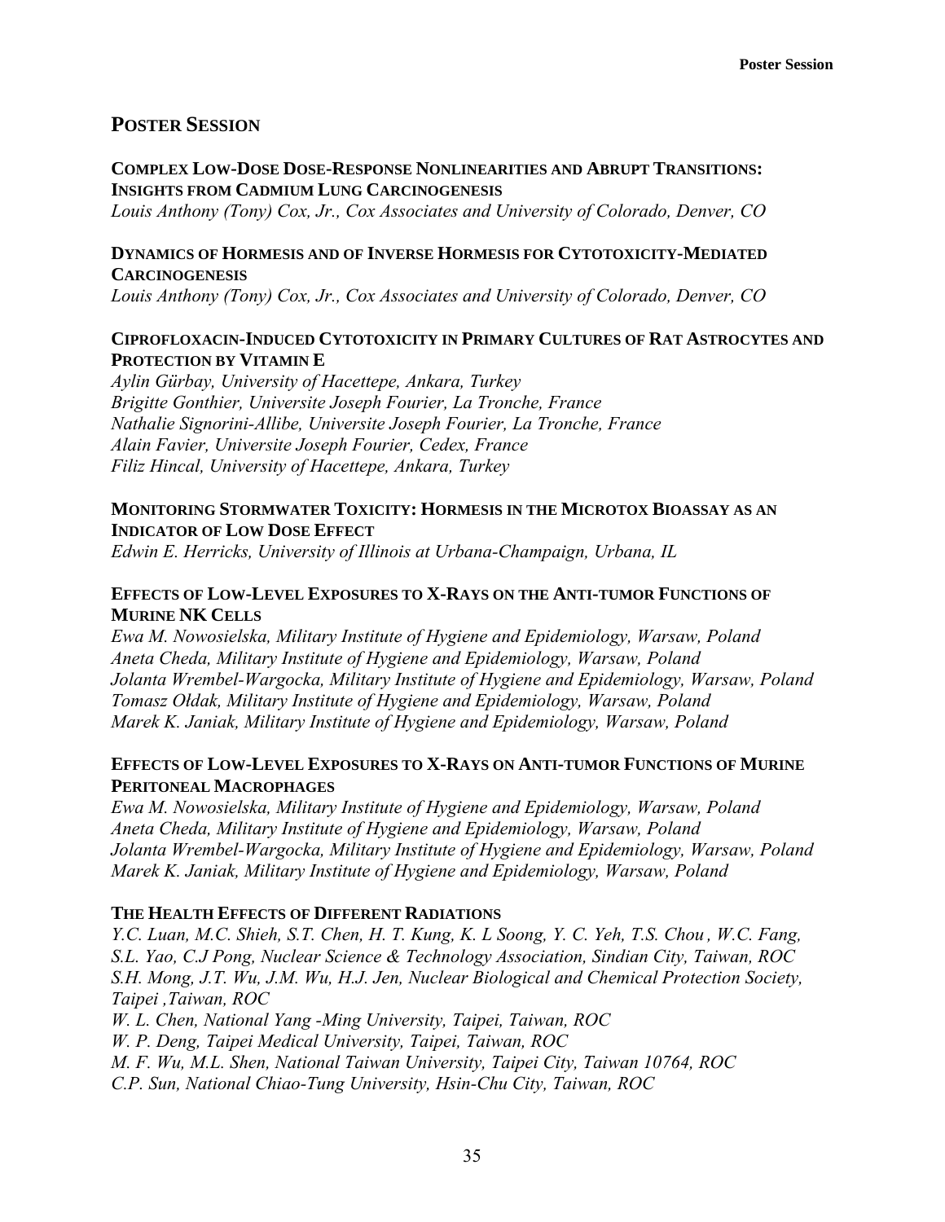## POSTER SESSION

**COMPLEX LOW-DOSE DOSE-RESPONSE NONLINEARITIES AND ABRUPT TRANSITIONS: INSIGHTS FROM CADMIUM LUNG CARCINOGENESIS**
*Louis Anthony (Tony) Cox, Jr., Cox Associates and University of Colorado, Denver, CO*

**DYNAMICS OF HORMESIS AND OF INVERSE HORMESIS FOR CYTOTOXICITY-MEDIATED CARCINOGENESIS**
*Louis Anthony (Tony) Cox, Jr., Cox Associates and University of Colorado, Denver, CO*

**CIPROFLOXACIN-INDUCED CYTOTOXICITY IN PRIMARY CULTURES OF RAT ASTROCYTES AND PROTECTION BY VITAMIN E**
*Aylin Gürbay, University of Hacettepe, Ankara, Turkey*
*Brigitte Gonthier, Universite Joseph Fourier, La Tronche, France*
*Nathalie Signorini-Allibe, Universite Joseph Fourier, La Tronche, France*
*Alain Favier, Universite Joseph Fourier, Cedex, France*
*Filiz Hincal, University of Hacettepe, Ankara, Turkey*

**MONITORING STORMWATER TOXICITY: HORMESIS IN THE MICROTOX BIOASSAY AS AN INDICATOR OF LOW DOSE EFFECT**
*Edwin E. Herricks, University of Illinois at Urbana-Champaign, Urbana, IL*

**EFFECTS OF LOW-LEVEL EXPOSURES TO X-RAYS ON THE ANTI-TUMOR FUNCTIONS OF MURINE NK CELLS**
*Ewa M. Nowosielska, Military Institute of Hygiene and Epidemiology, Warsaw, Poland*
*Aneta Cheda, Military Institute of Hygiene and Epidemiology, Warsaw, Poland*
*Jolanta Wrembel-Wargocka, Military Institute of Hygiene and Epidemiology, Warsaw, Poland*
*Tomasz Ołdak, Military Institute of Hygiene and Epidemiology, Warsaw, Poland*
*Marek K. Janiak, Military Institute of Hygiene and Epidemiology, Warsaw, Poland*

**EFFECTS OF LOW-LEVEL EXPOSURES TO X-RAYS ON ANTI-TUMOR FUNCTIONS OF MURINE PERITONEAL MACROPHAGES**
*Ewa M. Nowosielska, Military Institute of Hygiene and Epidemiology, Warsaw, Poland*
*Aneta Cheda, Military Institute of Hygiene and Epidemiology, Warsaw, Poland*
*Jolanta Wrembel-Wargocka, Military Institute of Hygiene and Epidemiology, Warsaw, Poland*
*Marek K. Janiak, Military Institute of Hygiene and Epidemiology, Warsaw, Poland*

**THE HEALTH EFFECTS OF DIFFERENT RADIATIONS**
*Y.C. Luan, M.C. Shieh, S.T. Chen, H. T. Kung, K. L Soong, Y. C. Yeh, T.S. Chou , W.C. Fang, S.L. Yao, C.J Pong, Nuclear Science & Technology Association, Sindian City, Taiwan, ROC*
*S.H. Mong, J.T. Wu, J.M. Wu, H.J. Jen, Nuclear Biological and Chemical Protection Society, Taipei ,Taiwan, ROC*
*W. L. Chen, National Yang -Ming University, Taipei, Taiwan, ROC*
*W. P. Deng, Taipei Medical University, Taipei, Taiwan, ROC*
*M. F. Wu, M.L. Shen, National Taiwan University, Taipei City, Taiwan 10764, ROC*
*C.P. Sun, National Chiao-Tung University, Hsin-Chu City, Taiwan, ROC*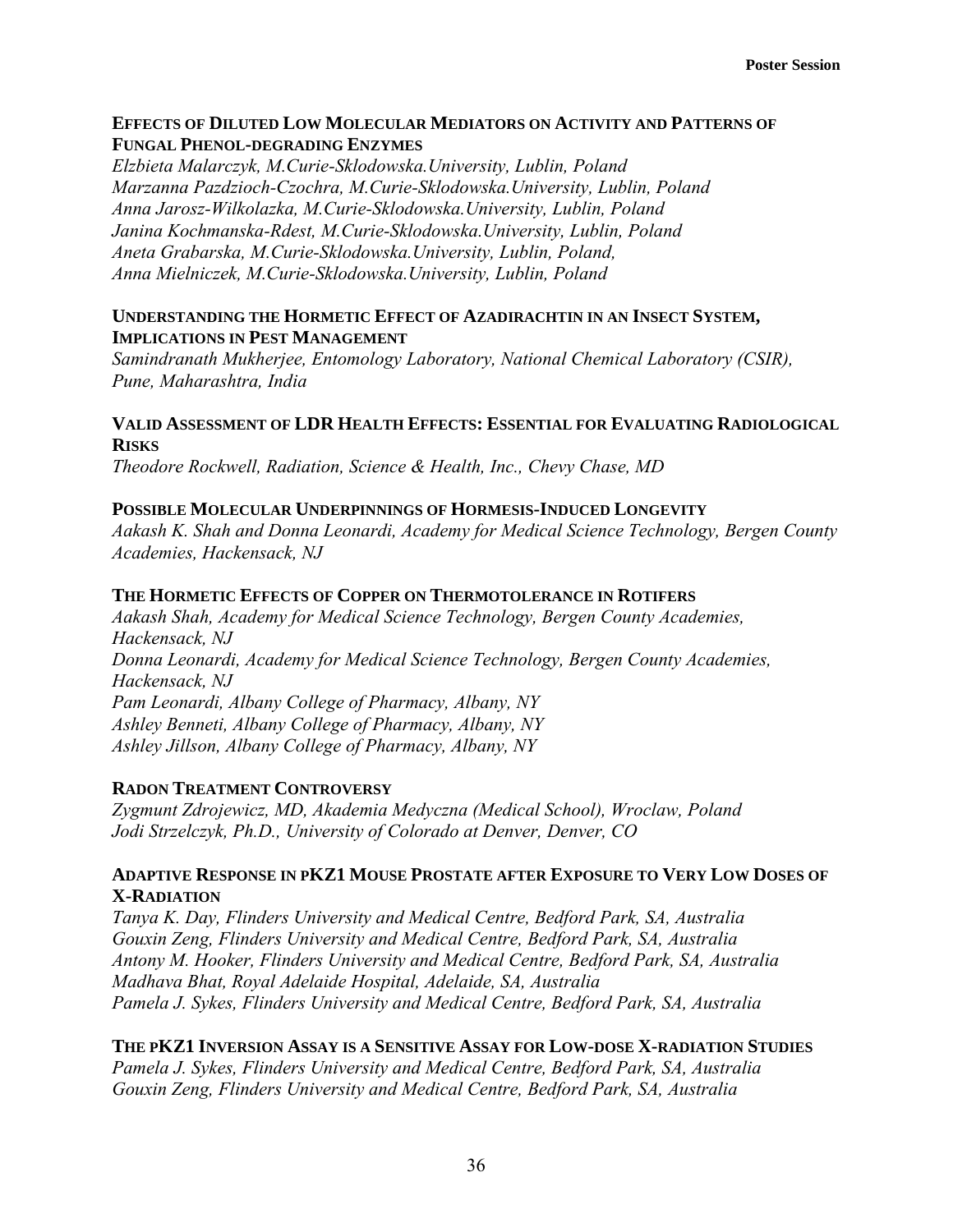### EFFECTS OF DILUTED LOW MOLECULAR MEDIATORS ON ACTIVITY AND PATTERNS OF FUNGAL PHENOL-DEGRADING ENZYMES

*Elzbieta Malarczyk, M.Curie-Sklodowska.University, Lublin, Poland*
*Marzanna Pazdzioch-Czochra, M.Curie-Sklodowska.University, Lublin, Poland*
*Anna Jarosz-Wilkolazka, M.Curie-Sklodowska.University, Lublin, Poland*
*Janina Kochmanska-Rdest, M.Curie-Sklodowska.University, Lublin, Poland*
*Aneta Grabarska, M.Curie-Sklodowska.University, Lublin, Poland,*
*Anna Mielniczek, M.Curie-Sklodowska.University, Lublin, Poland*

### UNDERSTANDING THE HORMETIC EFFECT OF AZADIRACHTIN IN AN INSECT SYSTEM, IMPLICATIONS IN PEST MANAGEMENT

*Samindranath Mukherjee, Entomology Laboratory, National Chemical Laboratory (CSIR), Pune, Maharashtra, India*

### VALID ASSESSMENT OF LDR HEALTH EFFECTS: ESSENTIAL FOR EVALUATING RADIOLOGICAL RISKS

*Theodore Rockwell, Radiation, Science & Health, Inc., Chevy Chase, MD*

### POSSIBLE MOLECULAR UNDERPINNINGS OF HORMESIS-INDUCED LONGEVITY

*Aakash K. Shah and Donna Leonardi, Academy for Medical Science Technology, Bergen County Academies, Hackensack, NJ*

### THE HORMETIC EFFECTS OF COPPER ON THERMOTOLERANCE IN ROTIFERS

*Aakash Shah, Academy for Medical Science Technology, Bergen County Academies, Hackensack, NJ*
*Donna Leonardi, Academy for Medical Science Technology, Bergen County Academies, Hackensack, NJ*
*Pam Leonardi, Albany College of Pharmacy, Albany, NY*
*Ashley Benneti, Albany College of Pharmacy, Albany, NY*
*Ashley Jillson, Albany College of Pharmacy, Albany, NY*

### RADON TREATMENT CONTROVERSY

*Zygmunt Zdrojewicz, MD, Akademia Medyczna (Medical School), Wroclaw, Poland*
*Jodi Strzelczyk, Ph.D., University of Colorado at Denver, Denver, CO*

### ADAPTIVE RESPONSE IN PKZ1 MOUSE PROSTATE AFTER EXPOSURE TO VERY LOW DOSES OF X-RADIATION

*Tanya K. Day, Flinders University and Medical Centre, Bedford Park, SA, Australia*
*Gouxin Zeng, Flinders University and Medical Centre, Bedford Park, SA, Australia*
*Antony M. Hooker, Flinders University and Medical Centre, Bedford Park, SA, Australia*
*Madhava Bhat, Royal Adelaide Hospital, Adelaide, SA, Australia*
*Pamela J. Sykes, Flinders University and Medical Centre, Bedford Park, SA, Australia*

### THE PKZ1 INVERSION ASSAY IS A SENSITIVE ASSAY FOR LOW-DOSE X-RADIATION STUDIES

*Pamela J. Sykes, Flinders University and Medical Centre, Bedford Park, SA, Australia*
*Gouxin Zeng, Flinders University and Medical Centre, Bedford Park, SA, Australia*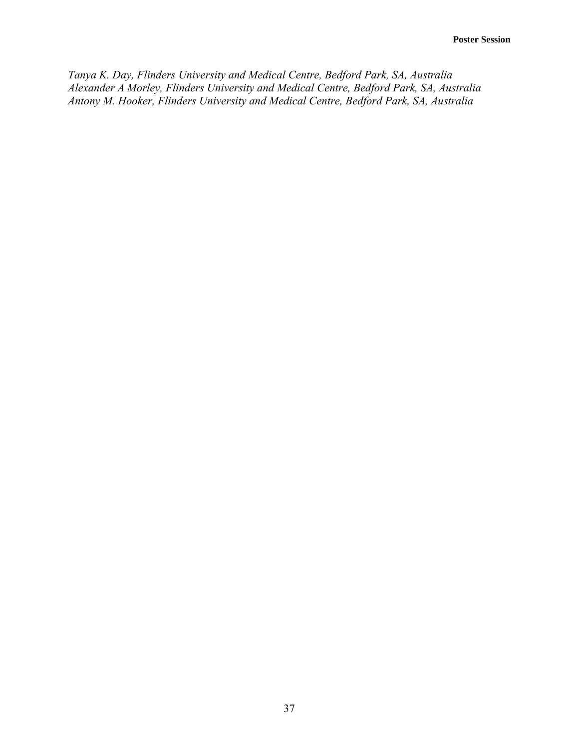*Tanya K. Day, Flinders University and Medical Centre, Bedford Park, SA, Australia*
*Alexander A Morley, Flinders University and Medical Centre, Bedford Park, SA, Australia*
*Antony M. Hooker, Flinders University and Medical Centre, Bedford Park, SA, Australia*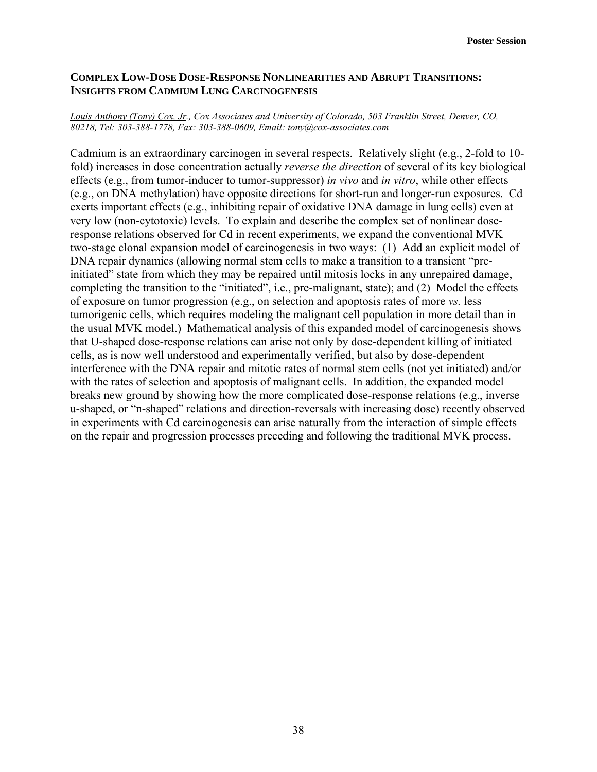## COMPLEX LOW-DOSE DOSE-RESPONSE NONLINEARITIES AND ABRUPT TRANSITIONS: INSIGHTS FROM CADMIUM LUNG CARCINOGENESIS

*Louis Anthony (Tony) Cox, Jr., Cox Associates and University of Colorado, 503 Franklin Street, Denver, CO, 80218, Tel: 303-388-1778, Fax: 303-388-0609, Email: tony@cox-associates.com*

Cadmium is an extraordinary carcinogen in several respects. Relatively slight (e.g., 2-fold to 10-fold) increases in dose concentration actually *reverse the direction* of several of its key biological effects (e.g., from tumor-inducer to tumor-suppressor) *in vivo* and *in vitro*, while other effects (e.g., on DNA methylation) have opposite directions for short-run and longer-run exposures. Cd exerts important effects (e.g., inhibiting repair of oxidative DNA damage in lung cells) even at very low (non-cytotoxic) levels. To explain and describe the complex set of nonlinear dose-response relations observed for Cd in recent experiments, we expand the conventional MVK two-stage clonal expansion model of carcinogenesis in two ways: (1) Add an explicit model of DNA repair dynamics (allowing normal stem cells to make a transition to a transient "pre-initiated" state from which they may be repaired until mitosis locks in any unrepaired damage, completing the transition to the "initiated", i.e., pre-malignant, state); and (2) Model the effects of exposure on tumor progression (e.g., on selection and apoptosis rates of more *vs.* less tumorigenic cells, which requires modeling the malignant cell population in more detail than in the usual MVK model.) Mathematical analysis of this expanded model of carcinogenesis shows that U-shaped dose-response relations can arise not only by dose-dependent killing of initiated cells, as is now well understood and experimentally verified, but also by dose-dependent interference with the DNA repair and mitotic rates of normal stem cells (not yet initiated) and/or with the rates of selection and apoptosis of malignant cells. In addition, the expanded model breaks new ground by showing how the more complicated dose-response relations (e.g., inverse u-shaped, or "n-shaped" relations and direction-reversals with increasing dose) recently observed in experiments with Cd carcinogenesis can arise naturally from the interaction of simple effects on the repair and progression processes preceding and following the traditional MVK process.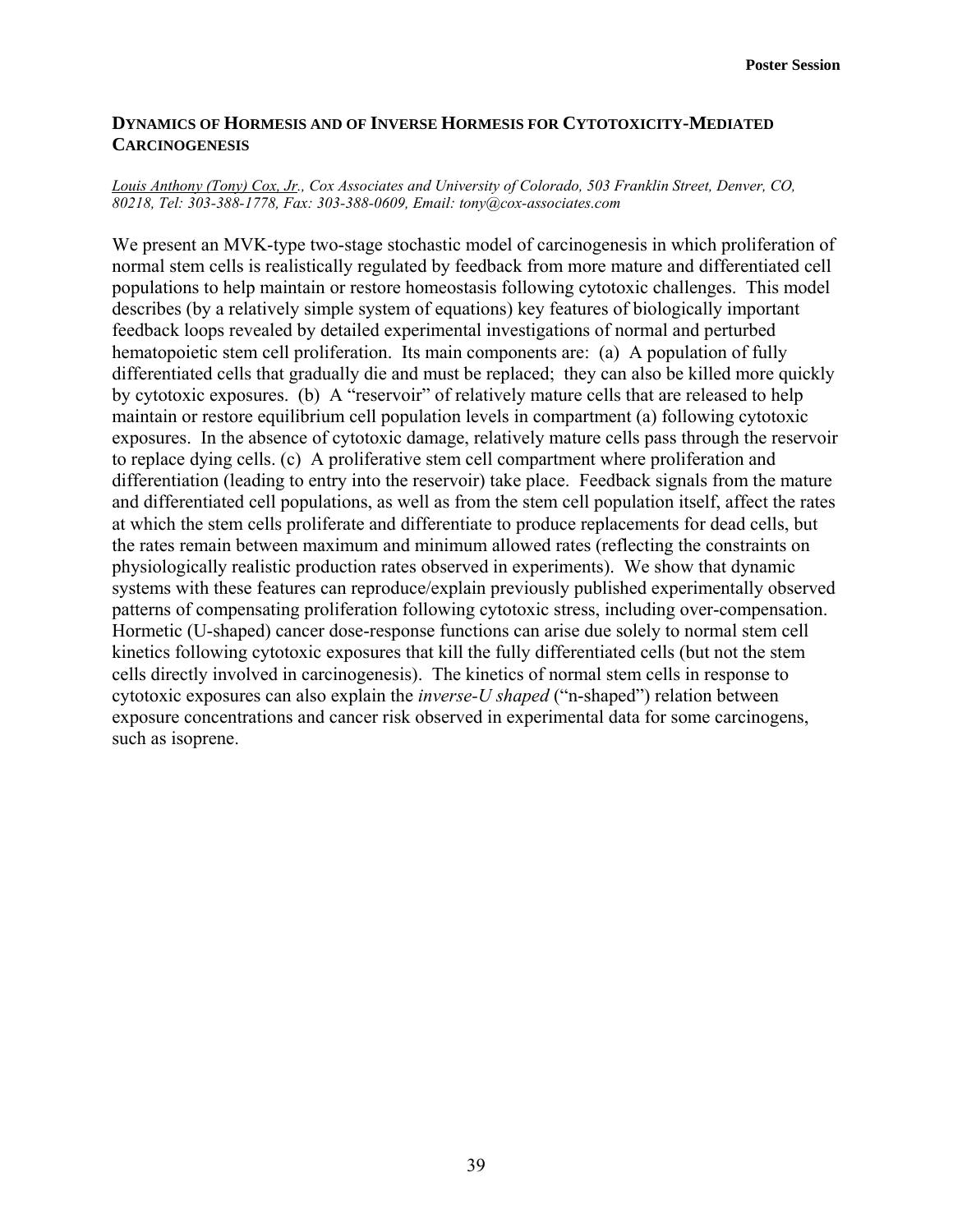## DYNAMICS OF HORMESIS AND OF INVERSE HORMESIS FOR CYTOTOXICITY-MEDIATED CARCINOGENESIS

*Louis Anthony (Tony) Cox, Jr., Cox Associates and University of Colorado, 503 Franklin Street, Denver, CO, 80218, Tel: 303-388-1778, Fax: 303-388-0609, Email: tony@cox-associates.com*

We present an MVK-type two-stage stochastic model of carcinogenesis in which proliferation of normal stem cells is realistically regulated by feedback from more mature and differentiated cell populations to help maintain or restore homeostasis following cytotoxic challenges. This model describes (by a relatively simple system of equations) key features of biologically important feedback loops revealed by detailed experimental investigations of normal and perturbed hematopoietic stem cell proliferation. Its main components are: (a) A population of fully differentiated cells that gradually die and must be replaced; they can also be killed more quickly by cytotoxic exposures. (b) A "reservoir" of relatively mature cells that are released to help maintain or restore equilibrium cell population levels in compartment (a) following cytotoxic exposures. In the absence of cytotoxic damage, relatively mature cells pass through the reservoir to replace dying cells. (c) A proliferative stem cell compartment where proliferation and differentiation (leading to entry into the reservoir) take place. Feedback signals from the mature and differentiated cell populations, as well as from the stem cell population itself, affect the rates at which the stem cells proliferate and differentiate to produce replacements for dead cells, but the rates remain between maximum and minimum allowed rates (reflecting the constraints on physiologically realistic production rates observed in experiments). We show that dynamic systems with these features can reproduce/explain previously published experimentally observed patterns of compensating proliferation following cytotoxic stress, including over-compensation. Hormetic (U-shaped) cancer dose-response functions can arise due solely to normal stem cell kinetics following cytotoxic exposures that kill the fully differentiated cells (but not the stem cells directly involved in carcinogenesis). The kinetics of normal stem cells in response to cytotoxic exposures can also explain the *inverse-U shaped* ("n-shaped") relation between exposure concentrations and cancer risk observed in experimental data for some carcinogens, such as isoprene.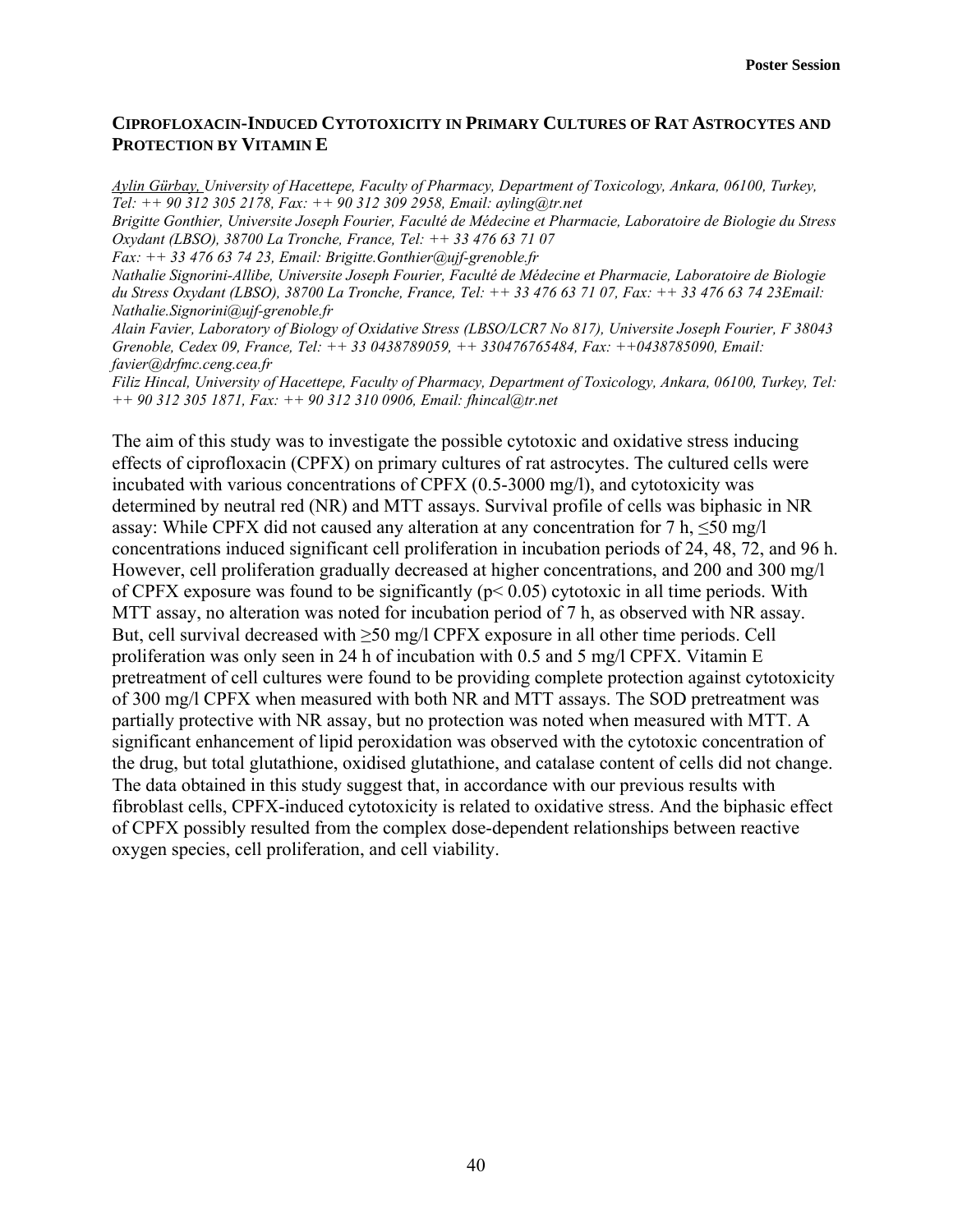## CIPROFLOXACIN-INDUCED CYTOTOXICITY IN PRIMARY CULTURES OF RAT ASTROCYTES AND PROTECTION BY VITAMIN E

*Aylin Gürbay, University of Hacettepe, Faculty of Pharmacy, Department of Toxicology, Ankara, 06100, Turkey, Tel: ++ 90 312 305 2178, Fax: ++ 90 312 309 2958, Email: ayling@tr.net*
*Brigitte Gonthier, Universite Joseph Fourier, Faculté de Médecine et Pharmacie, Laboratoire de Biologie du Stress Oxydant (LBSO), 38700 La Tronche, France, Tel: ++ 33 476 63 71 07*
*Fax: ++ 33 476 63 74 23, Email: Brigitte.Gonthier@ujf-grenoble.fr*
*Nathalie Signorini-Allibe, Universite Joseph Fourier, Faculté de Médecine et Pharmacie, Laboratoire de Biologie du Stress Oxydant (LBSO), 38700 La Tronche, France, Tel: ++ 33 476 63 71 07, Fax: ++ 33 476 63 74 23Email: Nathalie.Signorini@ujf-grenoble.fr*
*Alain Favier, Laboratory of Biology of Oxidative Stress (LBSO/LCR7 No 817), Universite Joseph Fourier, F 38043 Grenoble, Cedex 09, France, Tel: ++ 33 0438789059, ++ 330476765484, Fax: ++0438785090, Email: favier@drfmc.ceng.cea.fr*
*Filiz Hincal, University of Hacettepe, Faculty of Pharmacy, Department of Toxicology, Ankara, 06100, Turkey, Tel: ++ 90 312 305 1871, Fax: ++ 90 312 310 0906, Email: fhincal@tr.net*

The aim of this study was to investigate the possible cytotoxic and oxidative stress inducing effects of ciprofloxacin (CPFX) on primary cultures of rat astrocytes. The cultured cells were incubated with various concentrations of CPFX (0.5-3000 mg/l), and cytotoxicity was determined by neutral red (NR) and MTT assays. Survival profile of cells was biphasic in NR assay: While CPFX did not caused any alteration at any concentration for 7 h, ≤50 mg/l concentrations induced significant cell proliferation in incubation periods of 24, 48, 72, and 96 h. However, cell proliferation gradually decreased at higher concentrations, and 200 and 300 mg/l of CPFX exposure was found to be significantly ($p < 0.05$) cytotoxic in all time periods. With MTT assay, no alteration was noted for incubation period of 7 h, as observed with NR assay. But, cell survival decreased with ≥50 mg/l CPFX exposure in all other time periods. Cell proliferation was only seen in 24 h of incubation with 0.5 and 5 mg/l CPFX. Vitamin E pretreatment of cell cultures were found to be providing complete protection against cytotoxicity of 300 mg/l CPFX when measured with both NR and MTT assays. The SOD pretreatment was partially protective with NR assay, but no protection was noted when measured with MTT. A significant enhancement of lipid peroxidation was observed with the cytotoxic concentration of the drug, but total glutathione, oxidised glutathione, and catalase content of cells did not change. The data obtained in this study suggest that, in accordance with our previous results with fibroblast cells, CPFX-induced cytotoxicity is related to oxidative stress. And the biphasic effect of CPFX possibly resulted from the complex dose-dependent relationships between reactive oxygen species, cell proliferation, and cell viability.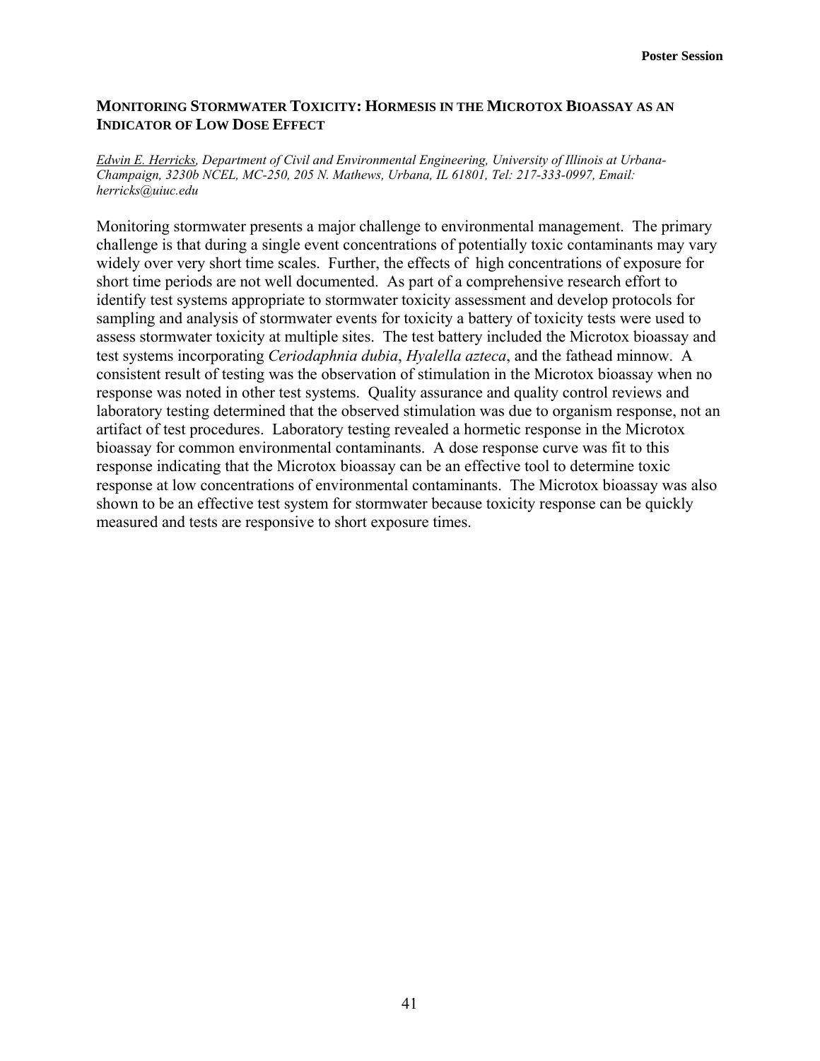## MONITORING STORMWATER TOXICITY: HORMESIS IN THE MICROTOX BIOASSAY AS AN INDICATOR OF LOW DOSE EFFECT

*Edwin E. Herricks, Department of Civil and Environmental Engineering, University of Illinois at Urbana-Champaign, 3230b NCEL, MC-250, 205 N. Mathews, Urbana, IL 61801, Tel: 217-333-0997, Email: herricks@uiuc.edu*

Monitoring stormwater presents a major challenge to environmental management. The primary challenge is that during a single event concentrations of potentially toxic contaminants may vary widely over very short time scales. Further, the effects of high concentrations of exposure for short time periods are not well documented. As part of a comprehensive research effort to identify test systems appropriate to stormwater toxicity assessment and develop protocols for sampling and analysis of stormwater events for toxicity a battery of toxicity tests were used to assess stormwater toxicity at multiple sites. The test battery included the Microtox bioassay and test systems incorporating *Ceriodaphnia dubia*, *Hyalella azteca*, and the fathead minnow. A consistent result of testing was the observation of stimulation in the Microtox bioassay when no response was noted in other test systems. Quality assurance and quality control reviews and laboratory testing determined that the observed stimulation was due to organism response, not an artifact of test procedures. Laboratory testing revealed a hormetic response in the Microtox bioassay for common environmental contaminants. A dose response curve was fit to this response indicating that the Microtox bioassay can be an effective tool to determine toxic response at low concentrations of environmental contaminants. The Microtox bioassay was also shown to be an effective test system for stormwater because toxicity response can be quickly measured and tests are responsive to short exposure times.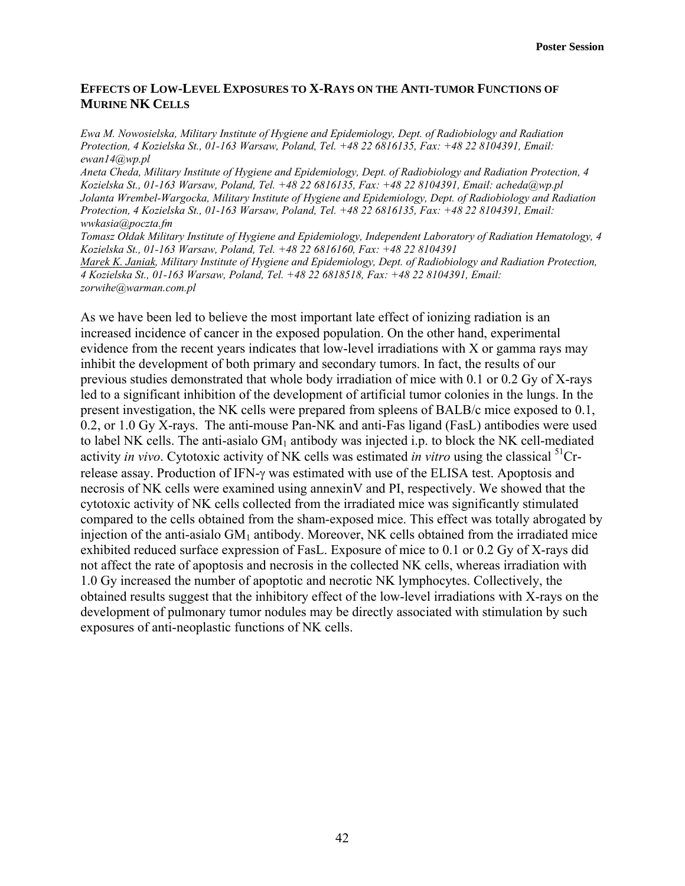## EFFECTS OF LOW-LEVEL EXPOSURES TO X-RAYS ON THE ANTI-TUMOR FUNCTIONS OF MURINE NK CELLS

*Ewa M. Nowosielska, Military Institute of Hygiene and Epidemiology, Dept. of Radiobiology and Radiation Protection, 4 Kozielska St., 01-163 Warsaw, Poland, Tel. +48 22 6816135, Fax: +48 22 8104391, Email: ewan14@wp.pl*
*Aneta Cheda, Military Institute of Hygiene and Epidemiology, Dept. of Radiobiology and Radiation Protection, 4 Kozielska St., 01-163 Warsaw, Poland, Tel. +48 22 6816135, Fax: +48 22 8104391, Email: acheda@wp.pl*
*Jolanta Wrembel-Wargocka, Military Institute of Hygiene and Epidemiology, Dept. of Radiobiology and Radiation Protection, 4 Kozielska St., 01-163 Warsaw, Poland, Tel. +48 22 6816135, Fax: +48 22 8104391, Email: wwkasia@poczta.fm*
*Tomasz Ołdak Military Institute of Hygiene and Epidemiology, Independent Laboratory of Radiation Hematology, 4 Kozielska St., 01-163 Warsaw, Poland, Tel. +48 22 6816160, Fax: +48 22 8104391*
*Marek K. Janiak, Military Institute of Hygiene and Epidemiology, Dept. of Radiobiology and Radiation Protection, 4 Kozielska St., 01-163 Warsaw, Poland, Tel. +48 22 6818518, Fax: +48 22 8104391, Email: zorwihe@warman.com.pl*

As we have been led to believe the most important late effect of ionizing radiation is an increased incidence of cancer in the exposed population. On the other hand, experimental evidence from the recent years indicates that low-level irradiations with X or gamma rays may inhibit the development of both primary and secondary tumors. In fact, the results of our previous studies demonstrated that whole body irradiation of mice with 0.1 or 0.2 Gy of X-rays led to a significant inhibition of the development of artificial tumor colonies in the lungs. In the present investigation, the NK cells were prepared from spleens of BALB/c mice exposed to 0.1, 0.2, or 1.0 Gy X-rays. The anti-mouse Pan-NK and anti-Fas ligand (FasL) antibodies were used to label NK cells. The anti-asialo $GM_1$ antibody was injected i.p. to block the NK cell-mediated activity *in vivo*. Cytotoxic activity of NK cells was estimated *in vitro* using the classical $^{51}$Cr-release assay. Production of IFN-γ was estimated with use of the ELISA test. Apoptosis and necrosis of NK cells were examined using annexinV and PI, respectively. We showed that the cytotoxic activity of NK cells collected from the irradiated mice was significantly stimulated compared to the cells obtained from the sham-exposed mice. This effect was totally abrogated by injection of the anti-asialo $GM_1$ antibody. Moreover, NK cells obtained from the irradiated mice exhibited reduced surface expression of FasL. Exposure of mice to 0.1 or 0.2 Gy of X-rays did not affect the rate of apoptosis and necrosis in the collected NK cells, whereas irradiation with 1.0 Gy increased the number of apoptotic and necrotic NK lymphocytes. Collectively, the obtained results suggest that the inhibitory effect of the low-level irradiations with X-rays on the development of pulmonary tumor nodules may be directly associated with stimulation by such exposures of anti-neoplastic functions of NK cells.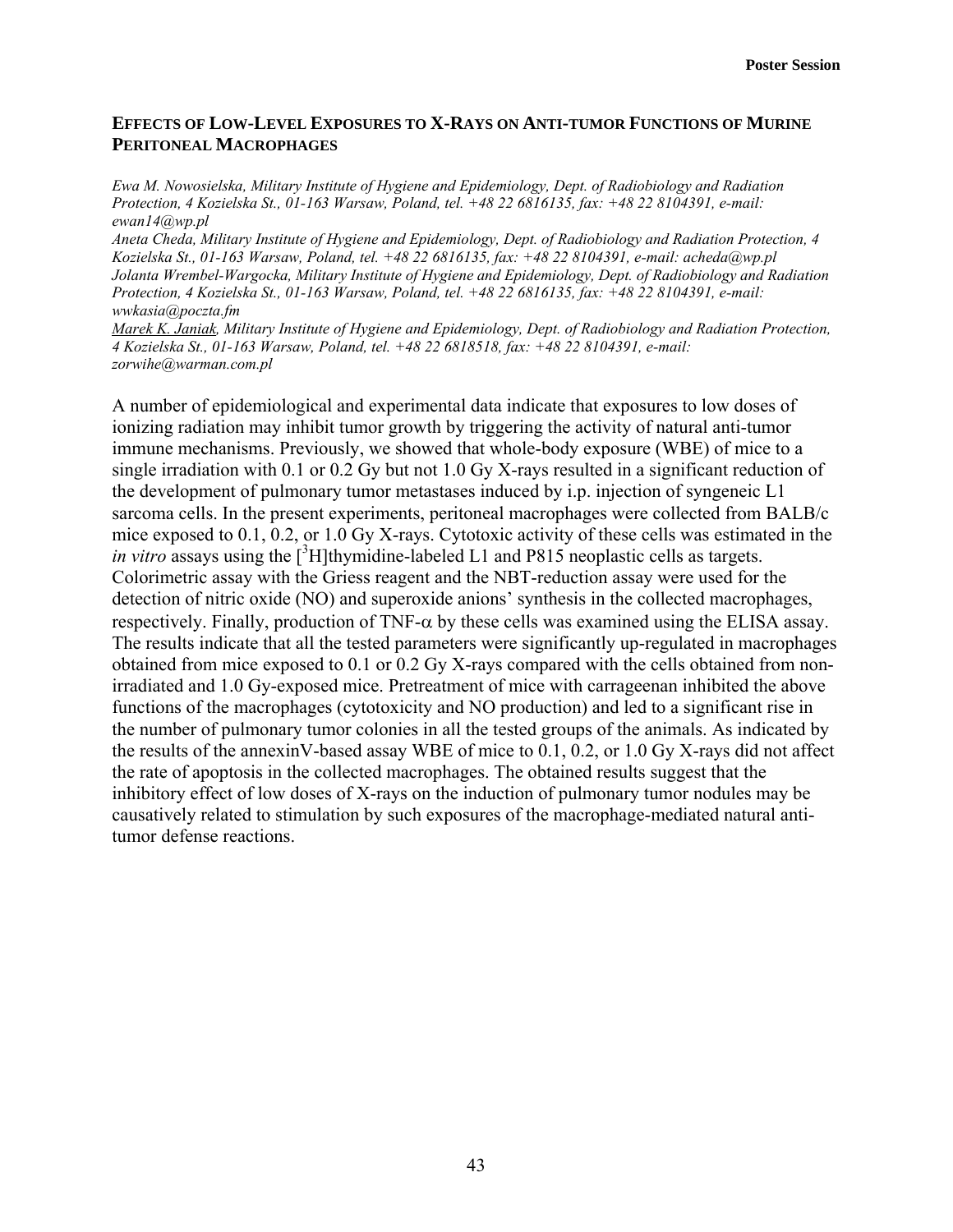## EFFECTS OF LOW-LEVEL EXPOSURES TO X-RAYS ON ANTI-TUMOR FUNCTIONS OF MURINE PERITONEAL MACROPHAGES

*Ewa M. Nowosielska, Military Institute of Hygiene and Epidemiology, Dept. of Radiobiology and Radiation Protection, 4 Kozielska St., 01-163 Warsaw, Poland, tel. +48 22 6816135, fax: +48 22 8104391, e-mail: ewan14@wp.pl*

*Aneta Cheda, Military Institute of Hygiene and Epidemiology, Dept. of Radiobiology and Radiation Protection, 4 Kozielska St., 01-163 Warsaw, Poland, tel. +48 22 6816135, fax: +48 22 8104391, e-mail: acheda@wp.pl*

*Jolanta Wrembel-Wargocka, Military Institute of Hygiene and Epidemiology, Dept. of Radiobiology and Radiation Protection, 4 Kozielska St., 01-163 Warsaw, Poland, tel. +48 22 6816135, fax: +48 22 8104391, e-mail: wwkasia@poczta.fm*

*Marek K. Janiak, Military Institute of Hygiene and Epidemiology, Dept. of Radiobiology and Radiation Protection, 4 Kozielska St., 01-163 Warsaw, Poland, tel. +48 22 6818518, fax: +48 22 8104391, e-mail: zorwihe@warman.com.pl*

A number of epidemiological and experimental data indicate that exposures to low doses of ionizing radiation may inhibit tumor growth by triggering the activity of natural anti-tumor immune mechanisms. Previously, we showed that whole-body exposure (WBE) of mice to a single irradiation with 0.1 or 0.2 Gy but not 1.0 Gy X-rays resulted in a significant reduction of the development of pulmonary tumor metastases induced by i.p. injection of syngeneic L1 sarcoma cells. In the present experiments, peritoneal macrophages were collected from BALB/c mice exposed to 0.1, 0.2, or 1.0 Gy X-rays. Cytotoxic activity of these cells was estimated in the *in vitro* assays using the [$^3$H]thymidine-labeled L1 and P815 neoplastic cells as targets. Colorimetric assay with the Griess reagent and the NBT-reduction assay were used for the detection of nitric oxide (NO) and superoxide anions' synthesis in the collected macrophages, respectively. Finally, production of TNF-$\alpha$ by these cells was examined using the ELISA assay. The results indicate that all the tested parameters were significantly up-regulated in macrophages obtained from mice exposed to 0.1 or 0.2 Gy X-rays compared with the cells obtained from non-irradiated and 1.0 Gy-exposed mice. Pretreatment of mice with carrageenan inhibited the above functions of the macrophages (cytotoxicity and NO production) and led to a significant rise in the number of pulmonary tumor colonies in all the tested groups of the animals. As indicated by the results of the annexinV-based assay WBE of mice to 0.1, 0.2, or 1.0 Gy X-rays did not affect the rate of apoptosis in the collected macrophages. The obtained results suggest that the inhibitory effect of low doses of X-rays on the induction of pulmonary tumor nodules may be causatively related to stimulation by such exposures of the macrophage-mediated natural anti-tumor defense reactions.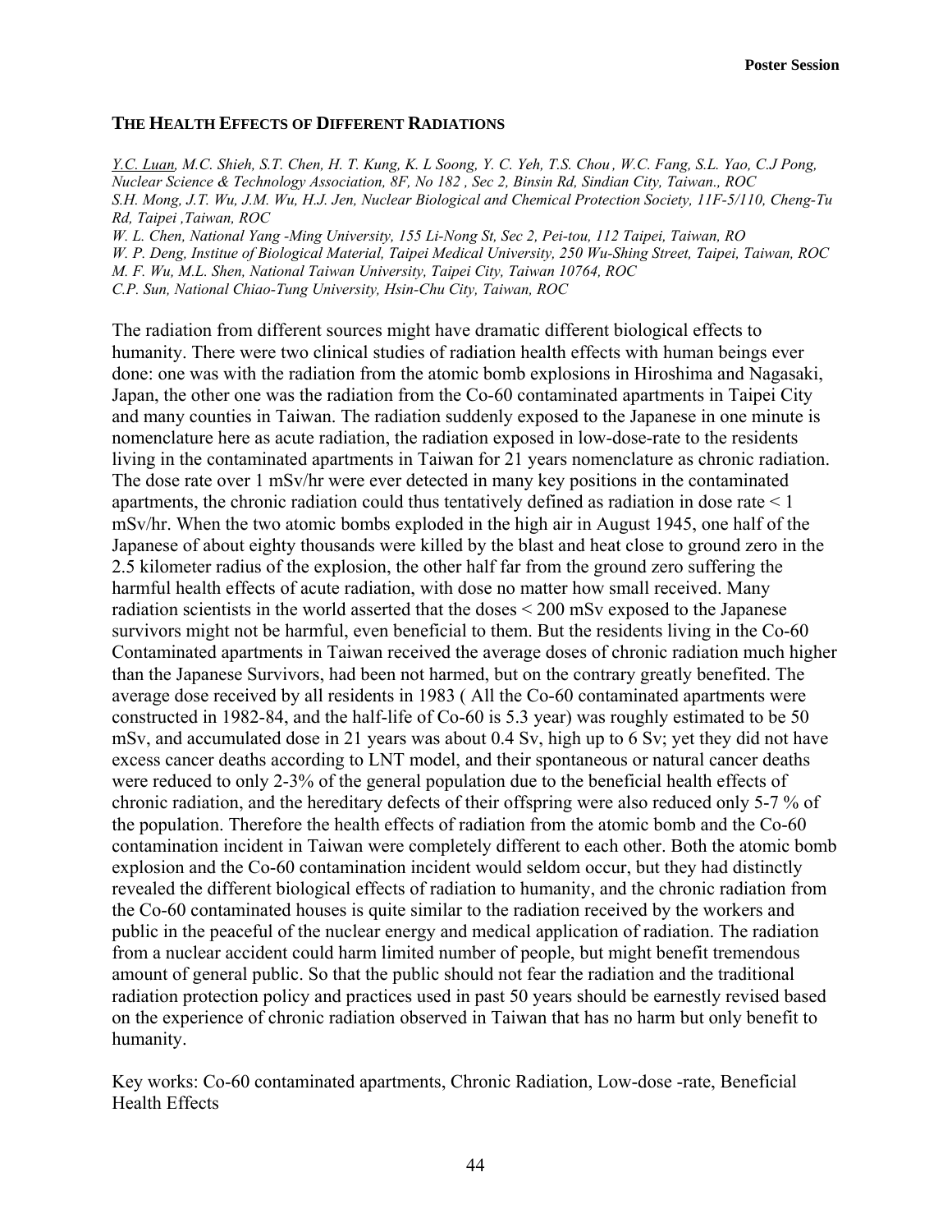## THE HEALTH EFFECTS OF DIFFERENT RADIATIONS

*Y.C. Luan, M.C. Shieh, S.T. Chen, H. T. Kung, K. L Soong, Y. C. Yeh, T.S. Chou , W.C. Fang, S.L. Yao, C.J Pong, Nuclear Science & Technology Association, 8F, No 182 , Sec 2, Binsin Rd, Sindian City, Taiwan., ROC*
*S.H. Mong, J.T. Wu, J.M. Wu, H.J. Jen, Nuclear Biological and Chemical Protection Society, 11F-5/110, Cheng-Tu Rd, Taipei ,Taiwan, ROC*
*W. L. Chen, National Yang -Ming University, 155 Li-Nong St, Sec 2, Pei-tou, 112 Taipei, Taiwan, RO*
*W. P. Deng, Institue of Biological Material, Taipei Medical University, 250 Wu-Shing Street, Taipei, Taiwan, ROC*
*M. F. Wu, M.L. Shen, National Taiwan University, Taipei City, Taiwan 10764, ROC*
*C.P. Sun, National Chiao-Tung University, Hsin-Chu City, Taiwan, ROC*

The radiation from different sources might have dramatic different biological effects to humanity. There were two clinical studies of radiation health effects with human beings ever done: one was with the radiation from the atomic bomb explosions in Hiroshima and Nagasaki, Japan, the other one was the radiation from the Co-60 contaminated apartments in Taipei City and many counties in Taiwan. The radiation suddenly exposed to the Japanese in one minute is nomenclature here as acute radiation, the radiation exposed in low-dose-rate to the residents living in the contaminated apartments in Taiwan for 21 years nomenclature as chronic radiation. The dose rate over 1 mSv/hr were ever detected in many key positions in the contaminated apartments, the chronic radiation could thus tentatively defined as radiation in dose rate < 1 mSv/hr. When the two atomic bombs exploded in the high air in August 1945, one half of the Japanese of about eighty thousands were killed by the blast and heat close to ground zero in the 2.5 kilometer radius of the explosion, the other half far from the ground zero suffering the harmful health effects of acute radiation, with dose no matter how small received. Many radiation scientists in the world asserted that the doses < 200 mSv exposed to the Japanese survivors might not be harmful, even beneficial to them. But the residents living in the Co-60 Contaminated apartments in Taiwan received the average doses of chronic radiation much higher than the Japanese Survivors, had been not harmed, but on the contrary greatly benefited. The average dose received by all residents in 1983 ( All the Co-60 contaminated apartments were constructed in 1982-84, and the half-life of Co-60 is 5.3 year) was roughly estimated to be 50 mSv, and accumulated dose in 21 years was about 0.4 Sv, high up to 6 Sv; yet they did not have excess cancer deaths according to LNT model, and their spontaneous or natural cancer deaths were reduced to only 2-3% of the general population due to the beneficial health effects of chronic radiation, and the hereditary defects of their offspring were also reduced only 5-7 % of the population. Therefore the health effects of radiation from the atomic bomb and the Co-60 contamination incident in Taiwan were completely different to each other. Both the atomic bomb explosion and the Co-60 contamination incident would seldom occur, but they had distinctly revealed the different biological effects of radiation to humanity, and the chronic radiation from the Co-60 contaminated houses is quite similar to the radiation received by the workers and public in the peaceful of the nuclear energy and medical application of radiation. The radiation from a nuclear accident could harm limited number of people, but might benefit tremendous amount of general public. So that the public should not fear the radiation and the traditional radiation protection policy and practices used in past 50 years should be earnestly revised based on the experience of chronic radiation observed in Taiwan that has no harm but only benefit to humanity.

Key works: Co-60 contaminated apartments, Chronic Radiation, Low-dose -rate, Beneficial Health Effects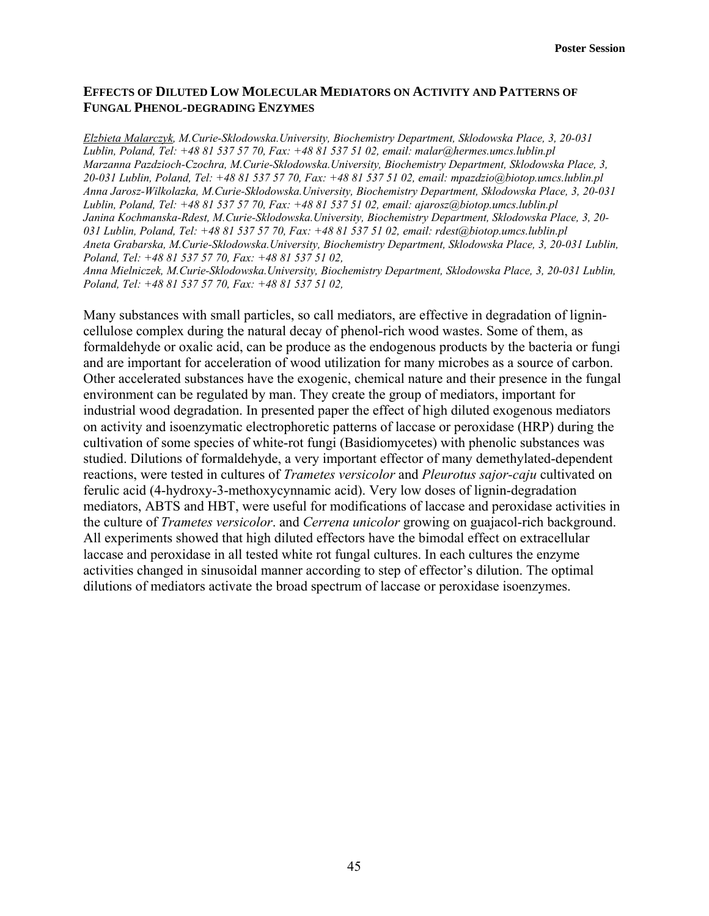## EFFECTS OF DILUTED LOW MOLECULAR MEDIATORS ON ACTIVITY AND PATTERNS OF FUNGAL PHENOL-DEGRADING ENZYMES

*Elzbieta Malarczyk, M.Curie-Sklodowska.University, Biochemistry Department, Sklodowska Place, 3, 20-031 Lublin, Poland, Tel: +48 81 537 57 70, Fax: +48 81 537 51 02, email: malar@hermes.umcs.lublin.pl*
*Marzanna Pazdzioch-Czochra, M.Curie-Sklodowska.University, Biochemistry Department, Sklodowska Place, 3, 20-031 Lublin, Poland, Tel: +48 81 537 57 70, Fax: +48 81 537 51 02, email: mpazdzio@biotop.umcs.lublin.pl*
*Anna Jarosz-Wilkolazka, M.Curie-Sklodowska.University, Biochemistry Department, Sklodowska Place, 3, 20-031 Lublin, Poland, Tel: +48 81 537 57 70, Fax: +48 81 537 51 02, email: ajarosz@biotop.umcs.lublin.pl*
*Janina Kochmanska-Rdest, M.Curie-Sklodowska.University, Biochemistry Department, Sklodowska Place, 3, 20-031 Lublin, Poland, Tel: +48 81 537 57 70, Fax: +48 81 537 51 02, email: rdest@biotop.umcs.lublin.pl*
*Aneta Grabarska, M.Curie-Sklodowska.University, Biochemistry Department, Sklodowska Place, 3, 20-031 Lublin, Poland, Tel: +48 81 537 57 70, Fax: +48 81 537 51 02,*
*Anna Mielniczek, M.Curie-Sklodowska.University, Biochemistry Department, Sklodowska Place, 3, 20-031 Lublin, Poland, Tel: +48 81 537 57 70, Fax: +48 81 537 51 02,*

Many substances with small particles, so call mediators, are effective in degradation of lignin-cellulose complex during the natural decay of phenol-rich wood wastes. Some of them, as formaldehyde or oxalic acid, can be produce as the endogenous products by the bacteria or fungi and are important for acceleration of wood utilization for many microbes as a source of carbon. Other accelerated substances have the exogenic, chemical nature and their presence in the fungal environment can be regulated by man. They create the group of mediators, important for industrial wood degradation. In presented paper the effect of high diluted exogenous mediators on activity and isoenzymatic electrophoretic patterns of laccase or peroxidase (HRP) during the cultivation of some species of white-rot fungi (Basidiomycetes) with phenolic substances was studied. Dilutions of formaldehyde, a very important effector of many demethylated-dependent reactions, were tested in cultures of *Trametes versicolor* and *Pleurotus sajor-caju* cultivated on ferulic acid (4-hydroxy-3-methoxycynnamic acid). Very low doses of lignin-degradation mediators, ABTS and HBT, were useful for modifications of laccase and peroxidase activities in the culture of *Trametes versicolor*. and *Cerrena unicolor* growing on guajacol-rich background. All experiments showed that high diluted effectors have the bimodal effect on extracellular laccase and peroxidase in all tested white rot fungal cultures. In each cultures the enzyme activities changed in sinusoidal manner according to step of effector's dilution. The optimal dilutions of mediators activate the broad spectrum of laccase or peroxidase isoenzymes.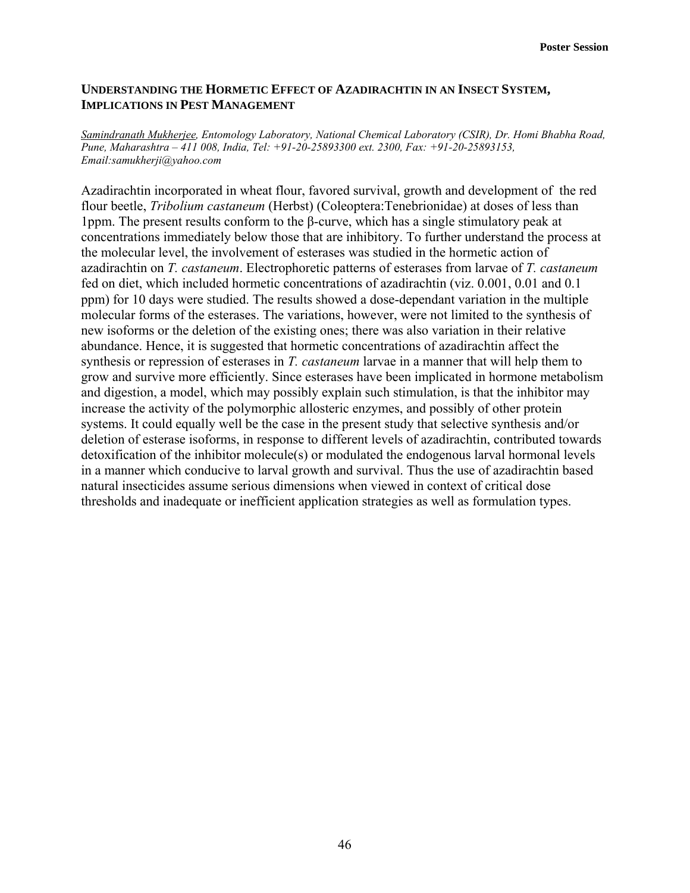## Understanding the Hormetic Effect of Azadirachtin in an Insect System, Implications in Pest Management

*Samindranath Mukherjee, Entomology Laboratory, National Chemical Laboratory (CSIR), Dr. Homi Bhabha Road, Pune, Maharashtra – 411 008, India, Tel: +91-20-25893300 ext. 2300, Fax: +91-20-25893153, Email:samukherji@yahoo.com*

Azadirachtin incorporated in wheat flour, favored survival, growth and development of the red flour beetle, *Tribolium castaneum* (Herbst) (Coleoptera:Tenebrionidae) at doses of less than 1ppm. The present results conform to the β-curve, which has a single stimulatory peak at concentrations immediately below those that are inhibitory. To further understand the process at the molecular level, the involvement of esterases was studied in the hormetic action of azadirachtin on *T. castaneum*. Electrophoretic patterns of esterases from larvae of *T. castaneum* fed on diet, which included hormetic concentrations of azadirachtin (viz. 0.001, 0.01 and 0.1 ppm) for 10 days were studied. The results showed a dose-dependant variation in the multiple molecular forms of the esterases. The variations, however, were not limited to the synthesis of new isoforms or the deletion of the existing ones; there was also variation in their relative abundance. Hence, it is suggested that hormetic concentrations of azadirachtin affect the synthesis or repression of esterases in *T. castaneum* larvae in a manner that will help them to grow and survive more efficiently. Since esterases have been implicated in hormone metabolism and digestion, a model, which may possibly explain such stimulation, is that the inhibitor may increase the activity of the polymorphic allosteric enzymes, and possibly of other protein systems. It could equally well be the case in the present study that selective synthesis and/or deletion of esterase isoforms, in response to different levels of azadirachtin, contributed towards detoxification of the inhibitor molecule(s) or modulated the endogenous larval hormonal levels in a manner which conducive to larval growth and survival. Thus the use of azadirachtin based natural insecticides assume serious dimensions when viewed in context of critical dose thresholds and inadequate or inefficient application strategies as well as formulation types.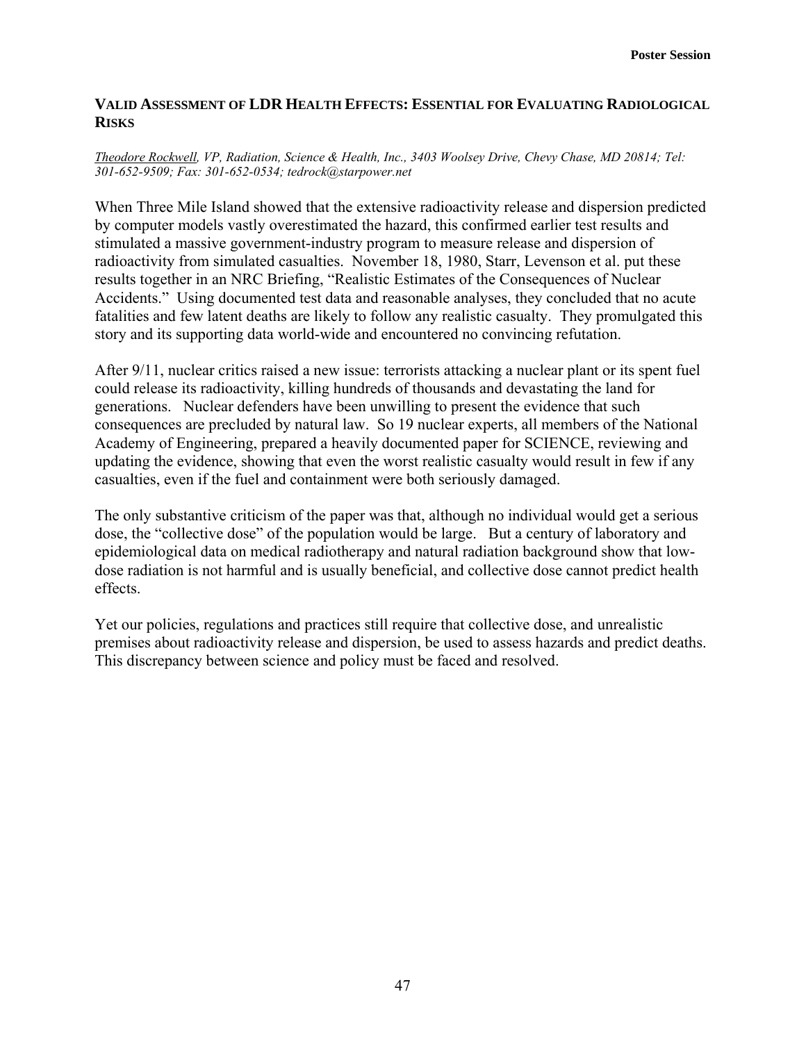## VALID ASSESSMENT OF LDR HEALTH EFFECTS: ESSENTIAL FOR EVALUATING RADIOLOGICAL RISKS

*Theodore Rockwell, VP, Radiation, Science & Health, Inc., 3403 Woolsey Drive, Chevy Chase, MD 20814; Tel: 301-652-9509; Fax: 301-652-0534; tedrock@starpower.net*

When Three Mile Island showed that the extensive radioactivity release and dispersion predicted by computer models vastly overestimated the hazard, this confirmed earlier test results and stimulated a massive government-industry program to measure release and dispersion of radioactivity from simulated casualties. November 18, 1980, Starr, Levenson et al. put these results together in an NRC Briefing, "Realistic Estimates of the Consequences of Nuclear Accidents." Using documented test data and reasonable analyses, they concluded that no acute fatalities and few latent deaths are likely to follow any realistic casualty. They promulgated this story and its supporting data world-wide and encountered no convincing refutation.

After 9/11, nuclear critics raised a new issue: terrorists attacking a nuclear plant or its spent fuel could release its radioactivity, killing hundreds of thousands and devastating the land for generations. Nuclear defenders have been unwilling to present the evidence that such consequences are precluded by natural law. So 19 nuclear experts, all members of the National Academy of Engineering, prepared a heavily documented paper for SCIENCE, reviewing and updating the evidence, showing that even the worst realistic casualty would result in few if any casualties, even if the fuel and containment were both seriously damaged.

The only substantive criticism of the paper was that, although no individual would get a serious dose, the "collective dose" of the population would be large. But a century of laboratory and epidemiological data on medical radiotherapy and natural radiation background show that low-dose radiation is not harmful and is usually beneficial, and collective dose cannot predict health effects.

Yet our policies, regulations and practices still require that collective dose, and unrealistic premises about radioactivity release and dispersion, be used to assess hazards and predict deaths. This discrepancy between science and policy must be faced and resolved.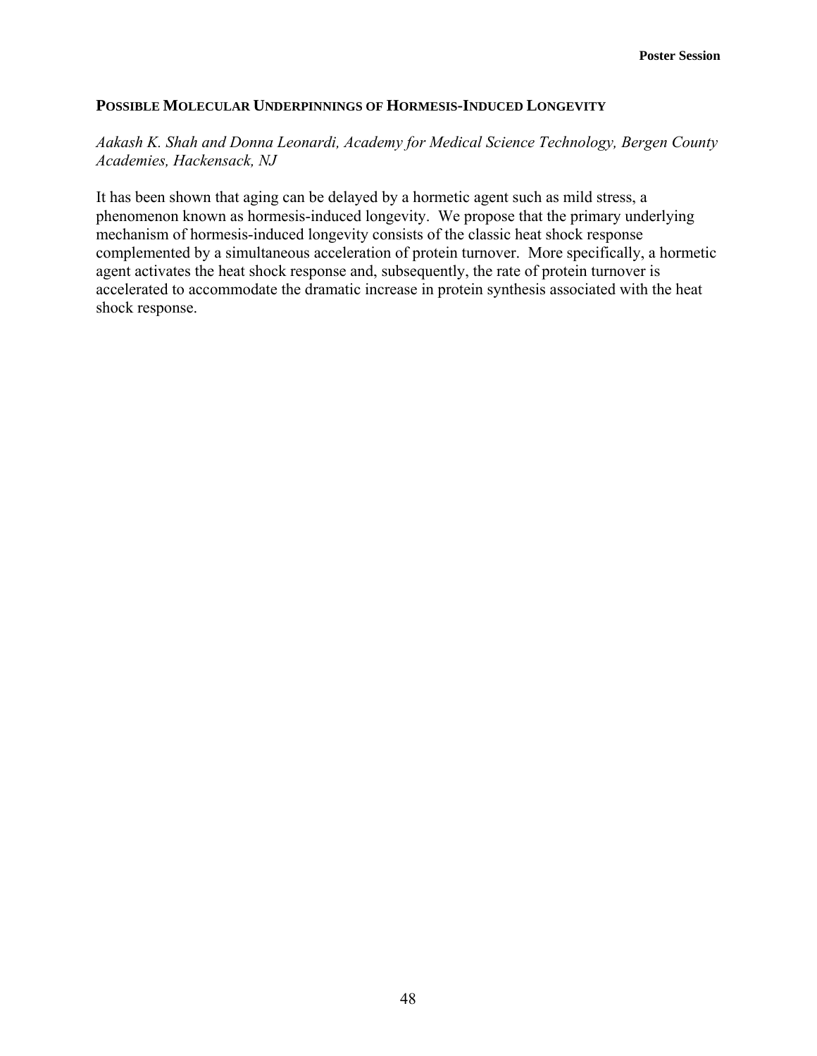## Possible Molecular Underpinnings of Hormesis-Induced Longevity

*Aakash K. Shah and Donna Leonardi, Academy for Medical Science Technology, Bergen County Academies, Hackensack, NJ*

It has been shown that aging can be delayed by a hormetic agent such as mild stress, a phenomenon known as hormesis-induced longevity. We propose that the primary underlying mechanism of hormesis-induced longevity consists of the classic heat shock response complemented by a simultaneous acceleration of protein turnover. More specifically, a hormetic agent activates the heat shock response and, subsequently, the rate of protein turnover is accelerated to accommodate the dramatic increase in protein synthesis associated with the heat shock response.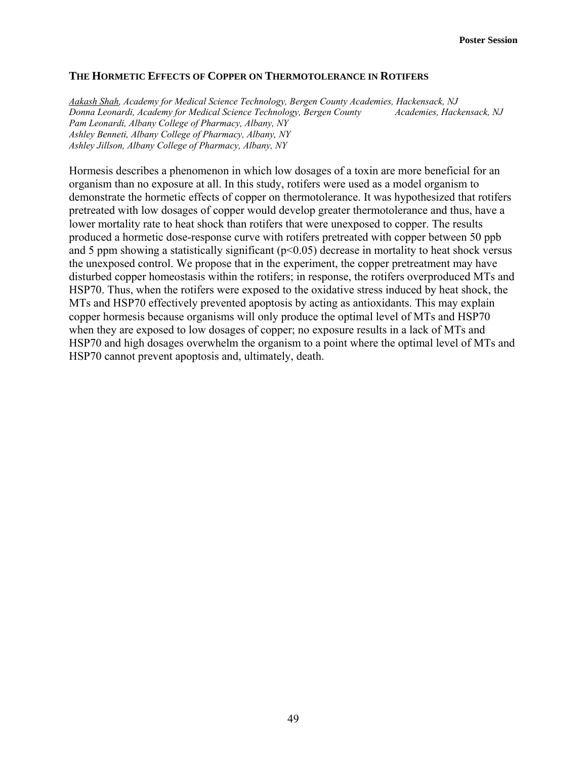### THE HORMETIC EFFECTS OF COPPER ON THERMOTOLERANCE IN ROTIFERS

*Aakash Shah, Academy for Medical Science Technology, Bergen County Academies, Hackensack, NJ*
*Donna Leonardi, Academy for Medical Science Technology, Bergen County Academies, Hackensack, NJ*
*Pam Leonardi, Albany College of Pharmacy, Albany, NY*
*Ashley Benneti, Albany College of Pharmacy, Albany, NY*
*Ashley Jillson, Albany College of Pharmacy, Albany, NY*

Hormesis describes a phenomenon in which low dosages of a toxin are more beneficial for an organism than no exposure at all. In this study, rotifers were used as a model organism to demonstrate the hormetic effects of copper on thermotolerance. It was hypothesized that rotifers pretreated with low dosages of copper would develop greater thermotolerance and thus, have a lower mortality rate to heat shock than rotifers that were unexposed to copper. The results produced a hormetic dose-response curve with rotifers pretreated with copper between 50 ppb and 5 ppm showing a statistically significant ($p<0.05$) decrease in mortality to heat shock versus the unexposed control. We propose that in the experiment, the copper pretreatment may have disturbed copper homeostasis within the rotifers; in response, the rotifers overproduced MTs and HSP70. Thus, when the rotifers were exposed to the oxidative stress induced by heat shock, the MTs and HSP70 effectively prevented apoptosis by acting as antioxidants. This may explain copper hormesis because organisms will only produce the optimal level of MTs and HSP70 when they are exposed to low dosages of copper; no exposure results in a lack of MTs and HSP70 and high dosages overwhelm the organism to a point where the optimal level of MTs and HSP70 cannot prevent apoptosis and, ultimately, death.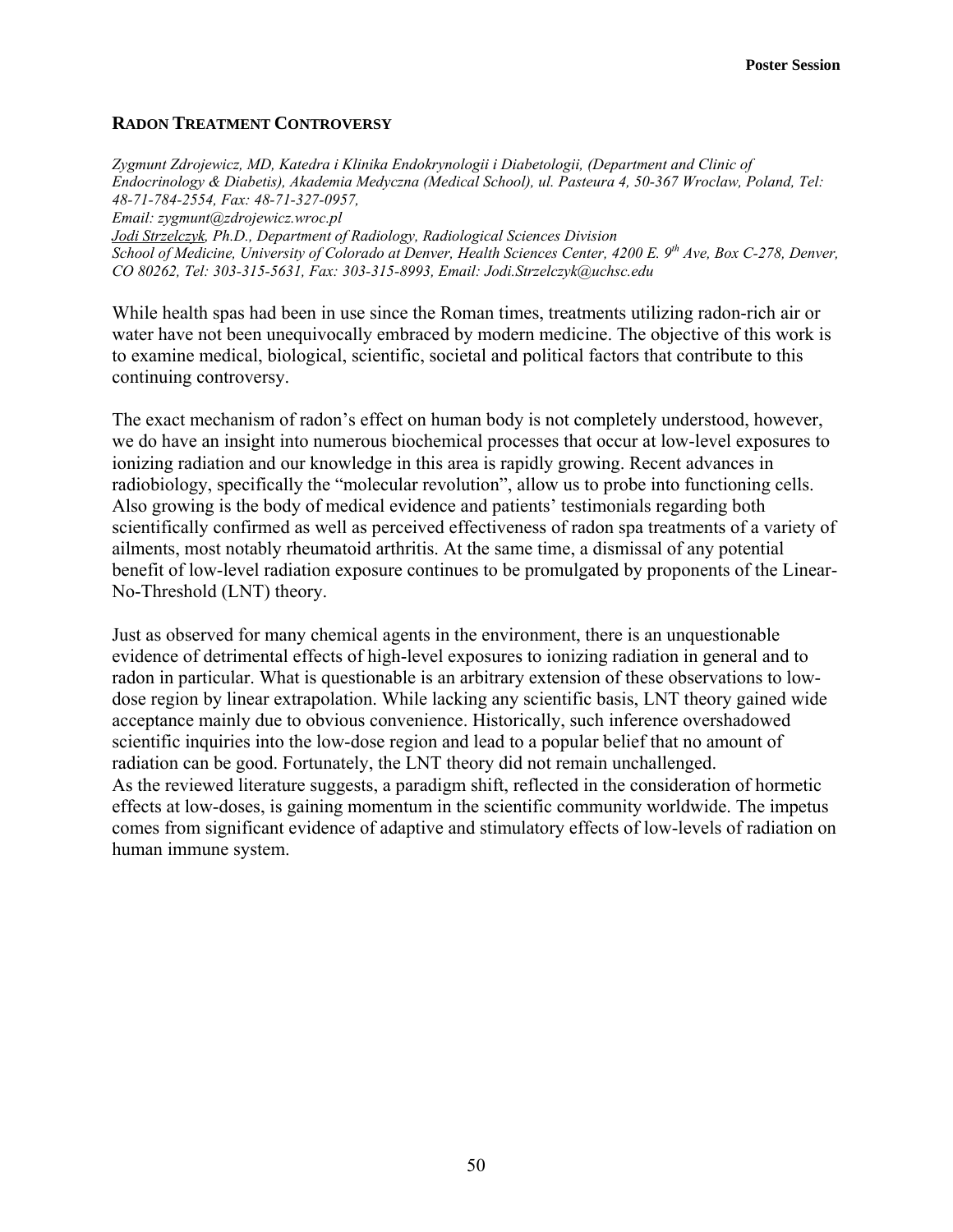## RADON TREATMENT CONTROVERSY

*Zygmunt Zdrojewicz, MD, Katedra i Klinika Endokrynologii i Diabetologii, (Department and Clinic of Endocrinology & Diabetis), Akademia Medyczna (Medical School), ul. Pasteura 4, 50-367 Wroclaw, Poland, Tel: 48-71-784-2554, Fax: 48-71-327-0957,*
*Email: zygmunt@zdrojewicz.wroc.pl*
*Jodi Strzelczyk, Ph.D., Department of Radiology, Radiological Sciences Division*
*School of Medicine, University of Colorado at Denver, Health Sciences Center, 4200 E. 9th Ave, Box C-278, Denver, CO 80262, Tel: 303-315-5631, Fax: 303-315-8993, Email: Jodi.Strzelczyk@uchsc.edu*

While health spas had been in use since the Roman times, treatments utilizing radon-rich air or water have not been unequivocally embraced by modern medicine. The objective of this work is to examine medical, biological, scientific, societal and political factors that contribute to this continuing controversy.

The exact mechanism of radon's effect on human body is not completely understood, however, we do have an insight into numerous biochemical processes that occur at low-level exposures to ionizing radiation and our knowledge in this area is rapidly growing. Recent advances in radiobiology, specifically the "molecular revolution", allow us to probe into functioning cells. Also growing is the body of medical evidence and patients' testimonials regarding both scientifically confirmed as well as perceived effectiveness of radon spa treatments of a variety of ailments, most notably rheumatoid arthritis. At the same time, a dismissal of any potential benefit of low-level radiation exposure continues to be promulgated by proponents of the Linear-No-Threshold (LNT) theory.

Just as observed for many chemical agents in the environment, there is an unquestionable evidence of detrimental effects of high-level exposures to ionizing radiation in general and to radon in particular. What is questionable is an arbitrary extension of these observations to low-dose region by linear extrapolation. While lacking any scientific basis, LNT theory gained wide acceptance mainly due to obvious convenience. Historically, such inference overshadowed scientific inquiries into the low-dose region and lead to a popular belief that no amount of radiation can be good. Fortunately, the LNT theory did not remain unchallenged.
As the reviewed literature suggests, a paradigm shift, reflected in the consideration of hormetic effects at low-doses, is gaining momentum in the scientific community worldwide. The impetus comes from significant evidence of adaptive and stimulatory effects of low-levels of radiation on human immune system.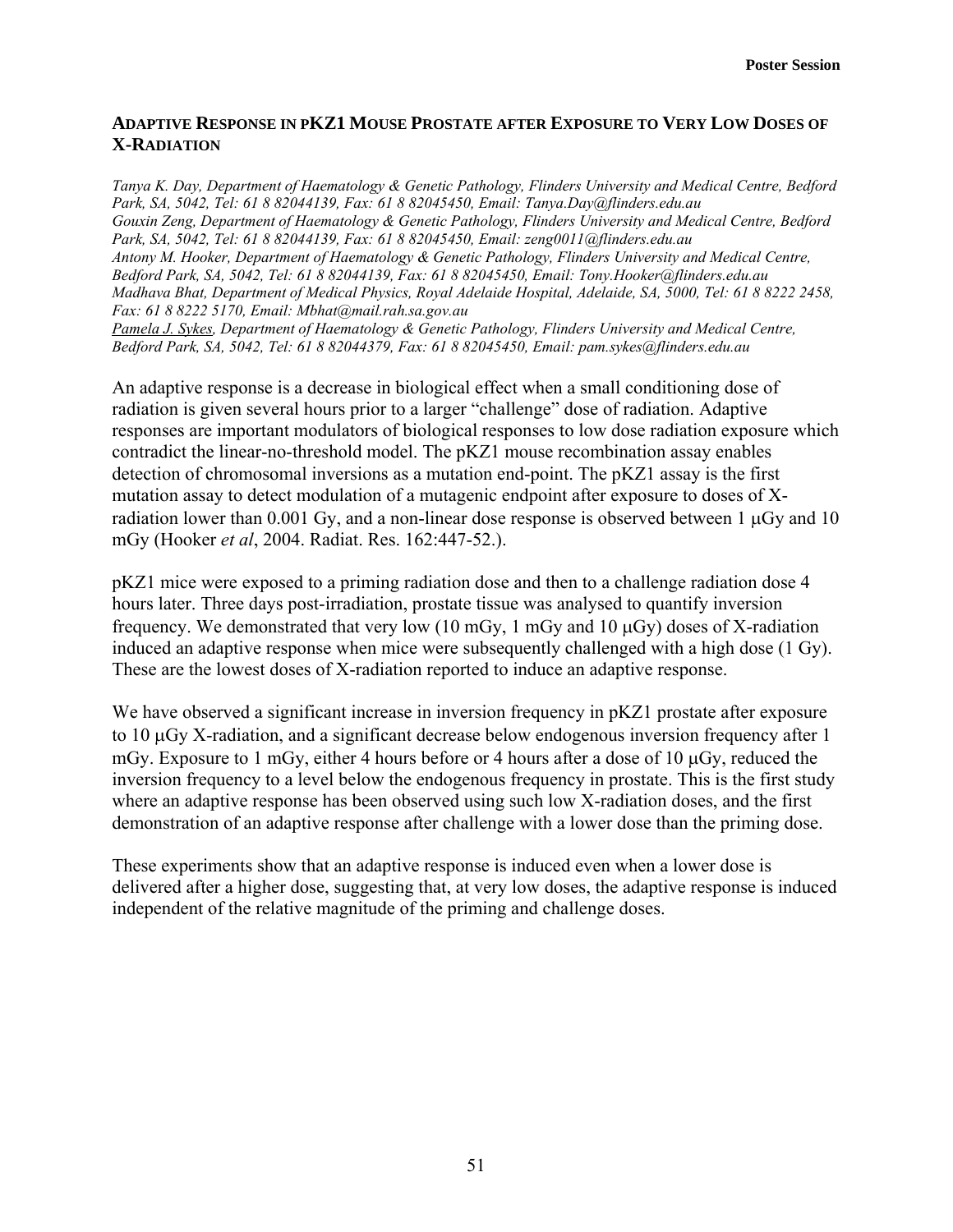## ADAPTIVE RESPONSE IN PKZ1 MOUSE PROSTATE AFTER EXPOSURE TO VERY LOW DOSES OF X-RADIATION

*Tanya K. Day, Department of Haematology & Genetic Pathology, Flinders University and Medical Centre, Bedford Park, SA, 5042, Tel: 61 8 82044139, Fax: 61 8 82045450, Email: Tanya.Day@flinders.edu.au*
*Gouxin Zeng, Department of Haematology & Genetic Pathology, Flinders University and Medical Centre, Bedford Park, SA, 5042, Tel: 61 8 82044139, Fax: 61 8 82045450, Email: zeng0011@flinders.edu.au*
*Antony M. Hooker, Department of Haematology & Genetic Pathology, Flinders University and Medical Centre, Bedford Park, SA, 5042, Tel: 61 8 82044139, Fax: 61 8 82045450, Email: Tony.Hooker@flinders.edu.au*
*Madhava Bhat, Department of Medical Physics, Royal Adelaide Hospital, Adelaide, SA, 5000, Tel: 61 8 8222 2458, Fax: 61 8 8222 5170, Email: Mbhat@mail.rah.sa.gov.au*
*Pamela J. Sykes, Department of Haematology & Genetic Pathology, Flinders University and Medical Centre, Bedford Park, SA, 5042, Tel: 61 8 82044379, Fax: 61 8 82045450, Email: pam.sykes@flinders.edu.au*

An adaptive response is a decrease in biological effect when a small conditioning dose of radiation is given several hours prior to a larger "challenge" dose of radiation. Adaptive responses are important modulators of biological responses to low dose radiation exposure which contradict the linear-no-threshold model. The pKZ1 mouse recombination assay enables detection of chromosomal inversions as a mutation end-point. The pKZ1 assay is the first mutation assay to detect modulation of a mutagenic endpoint after exposure to doses of X-radiation lower than 0.001 Gy, and a non-linear dose response is observed between 1 μGy and 10 mGy (Hooker *et al*, 2004. Radiat. Res. 162:447-52.).

pKZ1 mice were exposed to a priming radiation dose and then to a challenge radiation dose 4 hours later. Three days post-irradiation, prostate tissue was analysed to quantify inversion frequency. We demonstrated that very low (10 mGy, 1 mGy and 10 μGy) doses of X-radiation induced an adaptive response when mice were subsequently challenged with a high dose (1 Gy). These are the lowest doses of X-radiation reported to induce an adaptive response.

We have observed a significant increase in inversion frequency in pKZ1 prostate after exposure to 10 μGy X-radiation, and a significant decrease below endogenous inversion frequency after 1 mGy. Exposure to 1 mGy, either 4 hours before or 4 hours after a dose of 10 μGy, reduced the inversion frequency to a level below the endogenous frequency in prostate. This is the first study where an adaptive response has been observed using such low X-radiation doses, and the first demonstration of an adaptive response after challenge with a lower dose than the priming dose.

These experiments show that an adaptive response is induced even when a lower dose is delivered after a higher dose, suggesting that, at very low doses, the adaptive response is induced independent of the relative magnitude of the priming and challenge doses.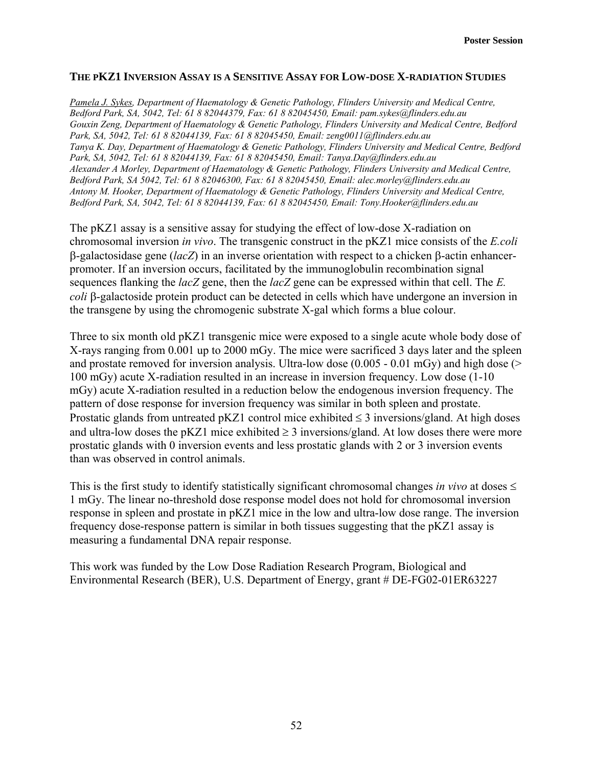## THE PKZ1 INVERSION ASSAY IS A SENSITIVE ASSAY FOR LOW-DOSE X-RADIATION STUDIES

*Pamela J. Sykes, Department of Haematology & Genetic Pathology, Flinders University and Medical Centre, Bedford Park, SA, 5042, Tel: 61 8 82044379, Fax: 61 8 82045450, Email: pam.sykes@flinders.edu.au*
*Gouxin Zeng, Department of Haematology & Genetic Pathology, Flinders University and Medical Centre, Bedford Park, SA, 5042, Tel: 61 8 82044139, Fax: 61 8 82045450, Email: zeng0011@flinders.edu.au*
*Tanya K. Day, Department of Haematology & Genetic Pathology, Flinders University and Medical Centre, Bedford Park, SA, 5042, Tel: 61 8 82044139, Fax: 61 8 82045450, Email: Tanya.Day@flinders.edu.au*
*Alexander A Morley, Department of Haematology & Genetic Pathology, Flinders University and Medical Centre, Bedford Park, SA 5042, Tel: 61 8 82046300, Fax: 61 8 82045450, Email: alec.morley@flinders.edu.au*
*Antony M. Hooker, Department of Haematology & Genetic Pathology, Flinders University and Medical Centre, Bedford Park, SA, 5042, Tel: 61 8 82044139, Fax: 61 8 82045450, Email: Tony.Hooker@flinders.edu.au*

The pKZ1 assay is a sensitive assay for studying the effect of low-dose X-radiation on chromosomal inversion *in vivo*. The transgenic construct in the pKZ1 mice consists of the *E.coli* β-galactosidase gene (*lacZ*) in an inverse orientation with respect to a chicken β-actin enhancer-promoter. If an inversion occurs, facilitated by the immunoglobulin recombination signal sequences flanking the *lacZ* gene, then the *lacZ* gene can be expressed within that cell. The *E. coli* β-galactoside protein product can be detected in cells which have undergone an inversion in the transgene by using the chromogenic substrate X-gal which forms a blue colour.

Three to six month old pKZ1 transgenic mice were exposed to a single acute whole body dose of X-rays ranging from 0.001 up to 2000 mGy. The mice were sacrificed 3 days later and the spleen and prostate removed for inversion analysis. Ultra-low dose (0.005 - 0.01 mGy) and high dose (> 100 mGy) acute X-radiation resulted in an increase in inversion frequency. Low dose (1-10 mGy) acute X-radiation resulted in a reduction below the endogenous inversion frequency. The pattern of dose response for inversion frequency was similar in both spleen and prostate. Prostatic glands from untreated pKZ1 control mice exhibited ≤ 3 inversions/gland. At high doses and ultra-low doses the pKZ1 mice exhibited ≥ 3 inversions/gland. At low doses there were more prostatic glands with 0 inversion events and less prostatic glands with 2 or 3 inversion events than was observed in control animals.

This is the first study to identify statistically significant chromosomal changes *in vivo* at doses ≤ 1 mGy. The linear no-threshold dose response model does not hold for chromosomal inversion response in spleen and prostate in pKZ1 mice in the low and ultra-low dose range. The inversion frequency dose-response pattern is similar in both tissues suggesting that the pKZ1 assay is measuring a fundamental DNA repair response.

This work was funded by the Low Dose Radiation Research Program, Biological and Environmental Research (BER), U.S. Department of Energy, grant # DE-FG02-01ER63227